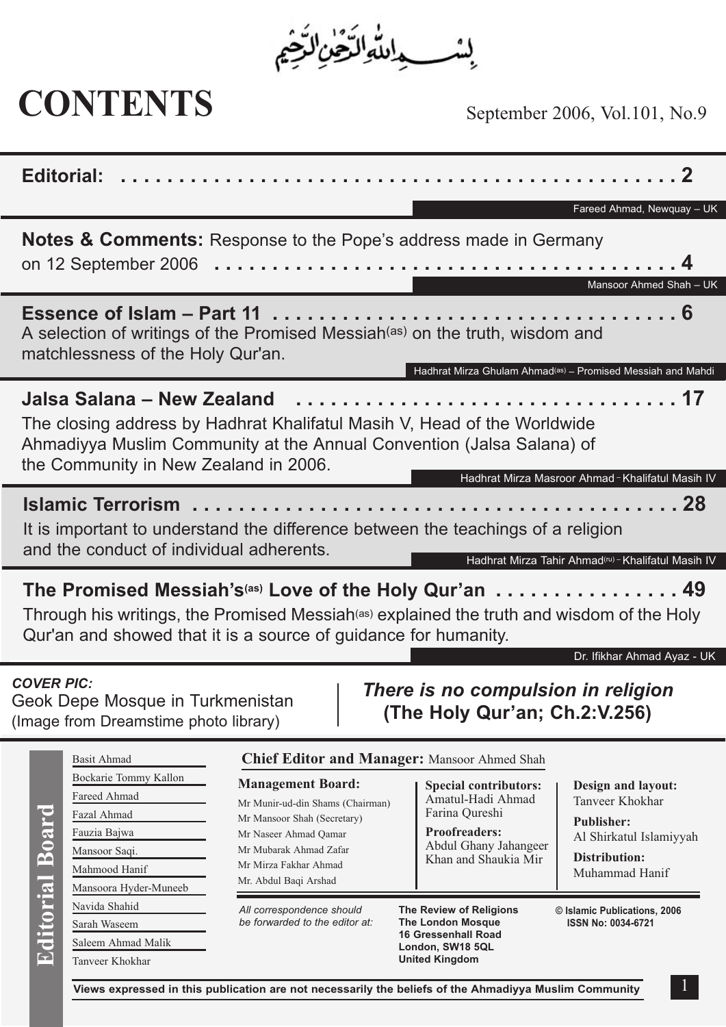بِسْمِ اللّٰهِ الرَّحْمٰنِ الرَّحِيْمِ

# CONTENTS

September 2006, Vol.101, No.9

**Editorial:** . . . . . . . . . . . . . . . . . . . . . . . . . . . . . . . . . . . . . . . . . . . . . . **2**

Fareed Ahmad, Newquay – UK

**Notes & Comments:** Response to the Pope's address made in Germany on 12 September 2006 . . . . . . . . . . . . . . . . . . . . . . . . . . . . . . . . . . . . . . . . . **4**

Mansoor Ahmed Shah – UK

**Essence of Islam – Part 11** . . . . . . . . . . . . . . . . . . . . . . . . . . . . . . . . . . . **6**

A selection of writings of the Promised Messiah(as) on the truth, wisdom and matchlessness of the Holy Qur'an.

Hadhrat Mirza Ghulam Ahmad(as) – Promised Messiah and Mahdi

**Jalsa Salana – New Zealand** . . . . . . . . . . . . . . . . . . . . . . . . . . . . . . . . . **17**

The closing address by Hadhrat Khalifatul Masih V, Head of the Worldwide Ahmadiyya Muslim Community at the Annual Convention (Jalsa Salana) of the Community in New Zealand in 2006.

Hadhrat Mirza Masroor Ahmad – Khalifatul Masih IV

**Islamic Terrorism** . . . . . . . . . . . . . . . . . . . . . . . . . . . . . . . . . . . . . . . . . . **28**

It is important to understand the difference between the teachings of a religion and the conduct of individual adherents.

Hadhrat Mirza Tahir Ahmad(ru) – Khalifatul Masih IV

**The Promised Messiah's(as) Love of the Holy Qur'an** . . . . . . . . . . . . . . . . **49**

Through his writings, the Promised Messiah(as) explained the truth and wisdom of the Holy Qur'an and showed that it is a source of guidance for humanity.

Dr. Ifikhar Ahmad Ayaz - UK

***COVER PIC:***
Geok Depe Mosque in Turkmenistan
(Image from Dreamstime photo library)

***There is no compulsion in religion***
***(The Holy Qur'an; Ch.2:V.256)***

**Editorial Board**

Basit Ahmad
Bockarie Tommy Kallon
Fareed Ahmad
Fazal Ahmad
Fauzia Bajwa
Mansoor Saqi.
Mahmood Hanif
Mansoora Hyder-Muneeb
Navida Shahid
Sarah Waseem
Saleem Ahmad Malik
Tanveer Khokhar

**Chief Editor and Manager:** Mansoor Ahmed Shah

**Management Board:**
Mr Munir-ud-din Shams (Chairman)
Mr Mansoor Shah (Secretary)
Mr Naseer Ahmad Qamar
Mr Mubarak Ahmad Zafar
Mr Mirza Fakhar Ahmad
Mr. Abdul Baqi Arshad

**Special contributors:**
Amatul-Hadi Ahmad
Farina Qureshi

**Proofreaders:**
Abdul Ghany Jahangeer Khan and Shaukia Mir

**Design and layout:**
Tanveer Khokhar

**Publisher:**
Al Shirkatul Islamiyyah

**Distribution:**
Muhammad Hanif

*All correspondence should be forwarded to the editor at:*

**The Review of Religions**
**The London Mosque**
**16 Gressenhall Road**
**London, SW18 5QL**
**United Kingdom**

**© Islamic Publications, 2006**
**ISSN No: 0034-6721**

**Views expressed in this publication are not necessarily the beliefs of the Ahmadiyya Muslim Community**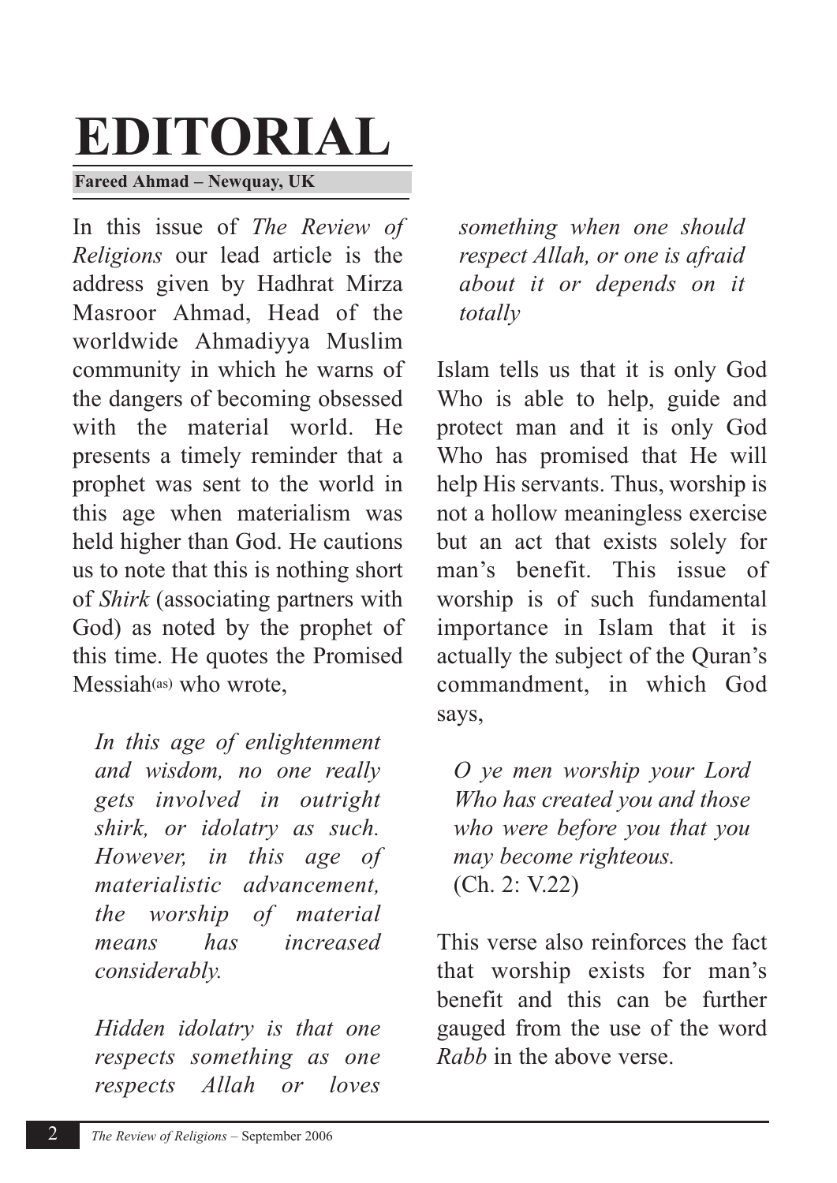# EDITORIAL

**Fareed Ahmad – Newquay, UK**

In this issue of *The Review of Religions* our lead article is the address given by Hadhrat Mirza Masroor Ahmad, Head of the worldwide Ahmadiyya Muslim community in which he warns of the dangers of becoming obsessed with the material world. He presents a timely reminder that a prophet was sent to the world in this age when materialism was held higher than God. He cautions us to note that this is nothing short of *Shirk* (associating partners with God) as noted by the prophet of this time. He quotes the Promised Messiah(as) who wrote,

> *In this age of enlightenment and wisdom, no one really gets involved in outright shirk, or idolatry as such. However, in this age of materialistic advancement, the worship of material means has increased considerably.*
>
> *Hidden idolatry is that one respects something as one respects Allah or loves something when one should respect Allah, or one is afraid about it or depends on it totally*

Islam tells us that it is only God Who is able to help, guide and protect man and it is only God Who has promised that He will help His servants. Thus, worship is not a hollow meaningless exercise but an act that exists solely for man's benefit. This issue of worship is of such fundamental importance in Islam that it is actually the subject of the Quran's commandment, in which God says,

> *O ye men worship your Lord Who has created you and those who were before you that you may become righteous.*
> (Ch. 2: V.22)

This verse also reinforces the fact that worship exists for man's benefit and this can be further gauged from the use of the word *Rabb* in the above verse.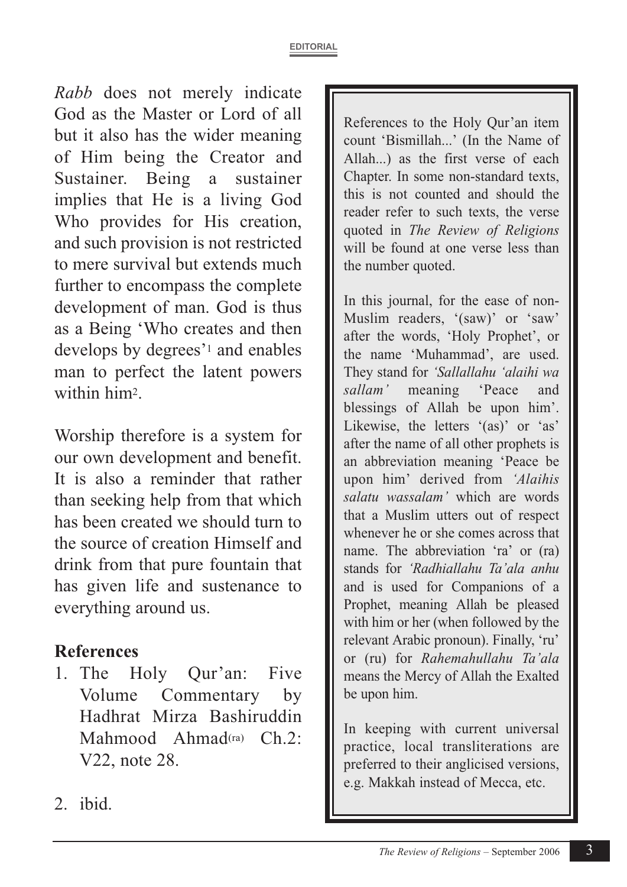*Rabb* does not merely indicate God as the Master or Lord of all but it also has the wider meaning of Him being the Creator and Sustainer. Being a sustainer implies that He is a living God Who provides for His creation, and such provision is not restricted to mere survival but extends much further to encompass the complete development of man. God is thus as a Being 'Who creates and then develops by degrees'[1] and enables man to perfect the latent powers within him[2].

Worship therefore is a system for our own development and benefit. It is also a reminder that rather than seeking help from that which has been created we should turn to the source of creation Himself and drink from that pure fountain that has given life and sustenance to everything around us.

## References

1. The Holy Qur'an: Five Volume Commentary by Hadhrat Mirza Bashiruddin Mahmood Ahmad(ra) Ch.2: V22, note 28.
2. ibid.

---

References to the Holy Qur'an item count 'Bismillah...' (In the Name of Allah...) as the first verse of each Chapter. In some non-standard texts, this is not counted and should the reader refer to such texts, the verse quoted in *The Review of Religions* will be found at one verse less than the number quoted.

In this journal, for the ease of non-Muslim readers, '(saw)' or 'saw' after the words, 'Holy Prophet', or the name 'Muhammad', are used. They stand for *'Sallallahu 'alaihi wa sallam'* meaning 'Peace and blessings of Allah be upon him'. Likewise, the letters '(as)' or 'as' after the name of all other prophets is an abbreviation meaning 'Peace be upon him' derived from *'Alaihis salatu wassalam'* which are words that a Muslim utters out of respect whenever he or she comes across that name. The abbreviation 'ra' or (ra) stands for *'Radhiallahu Ta'ala anhu* and is used for Companions of a Prophet, meaning Allah be pleased with him or her (when followed by the relevant Arabic pronoun). Finally, 'ru' or (ru) for *Rahemahullahu Ta'ala* means the Mercy of Allah the Exalted be upon him.

In keeping with current universal practice, local transliterations are preferred to their anglicised versions, e.g. Makkah instead of Mecca, etc.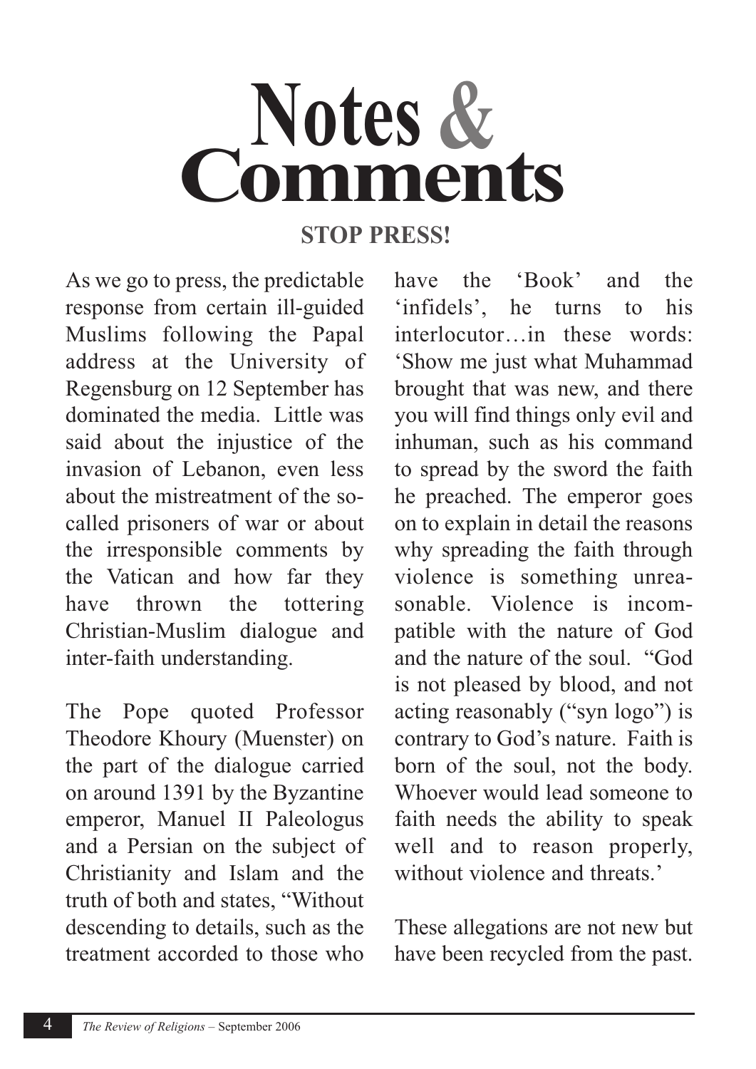# Notes & Comments

## STOP PRESS!

As we go to press, the predictable response from certain ill-guided Muslims following the Papal address at the University of Regensburg on 12 September has dominated the media. Little was said about the injustice of the invasion of Lebanon, even less about the mistreatment of the so-called prisoners of war or about the irresponsible comments by the Vatican and how far they have thrown the tottering Christian-Muslim dialogue and inter-faith understanding.

The Pope quoted Professor Theodore Khoury (Muenster) on the part of the dialogue carried on around 1391 by the Byzantine emperor, Manuel II Paleologus and a Persian on the subject of Christianity and Islam and the truth of both and states, "Without descending to details, such as the treatment accorded to those who have the 'Book' and the 'infidels', he turns to his interlocutor…in these words: 'Show me just what Muhammad brought that was new, and there you will find things only evil and inhuman, such as his command to spread by the sword the faith he preached. The emperor goes on to explain in detail the reasons why spreading the faith through violence is something unreasonable. Violence is incompatible with the nature of God and the nature of the soul. "God is not pleased by blood, and not acting reasonably ("syn logo") is contrary to God's nature. Faith is born of the soul, not the body. Whoever would lead someone to faith needs the ability to speak well and to reason properly, without violence and threats.'

These allegations are not new but have been recycled from the past.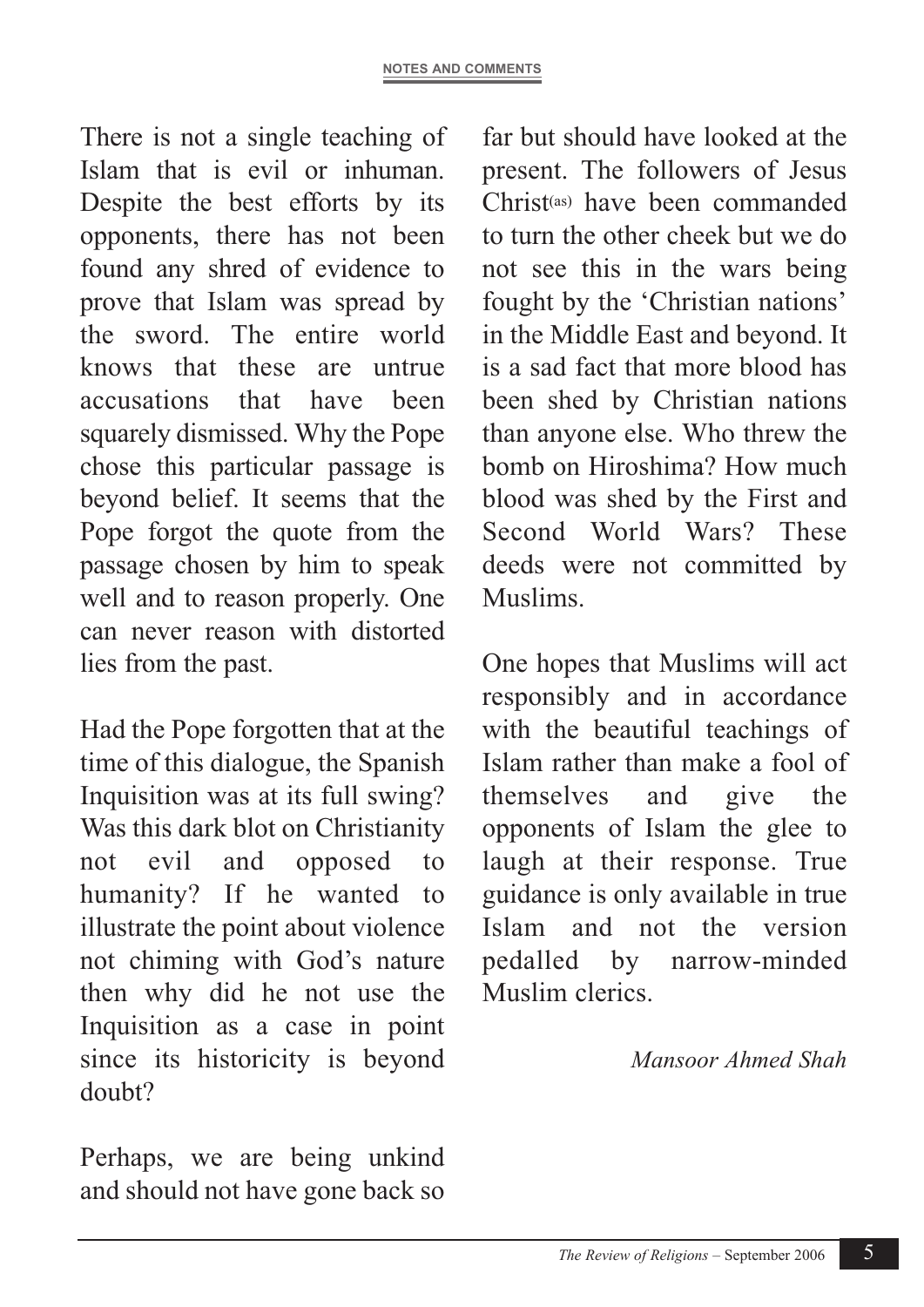There is not a single teaching of Islam that is evil or inhuman. Despite the best efforts by its opponents, there has not been found any shred of evidence to prove that Islam was spread by the sword. The entire world knows that these are untrue accusations that have been squarely dismissed. Why the Pope chose this particular passage is beyond belief. It seems that the Pope forgot the quote from the passage chosen by him to speak well and to reason properly. One can never reason with distorted lies from the past.

Had the Pope forgotten that at the time of this dialogue, the Spanish Inquisition was at its full swing? Was this dark blot on Christianity not evil and opposed to humanity? If he wanted to illustrate the point about violence not chiming with God's nature then why did he not use the Inquisition as a case in point since its historicity is beyond doubt?

Perhaps, we are being unkind and should not have gone back so far but should have looked at the present. The followers of Jesus Christ(as) have been commanded to turn the other cheek but we do not see this in the wars being fought by the 'Christian nations' in the Middle East and beyond. It is a sad fact that more blood has been shed by Christian nations than anyone else. Who threw the bomb on Hiroshima? How much blood was shed by the First and Second World Wars? These deeds were not committed by Muslims.

One hopes that Muslims will act responsibly and in accordance with the beautiful teachings of Islam rather than make a fool of themselves and give the opponents of Islam the glee to laugh at their response. True guidance is only available in true Islam and not the version pedalled by narrow-minded Muslim clerics.

*Mansoor Ahmed Shah*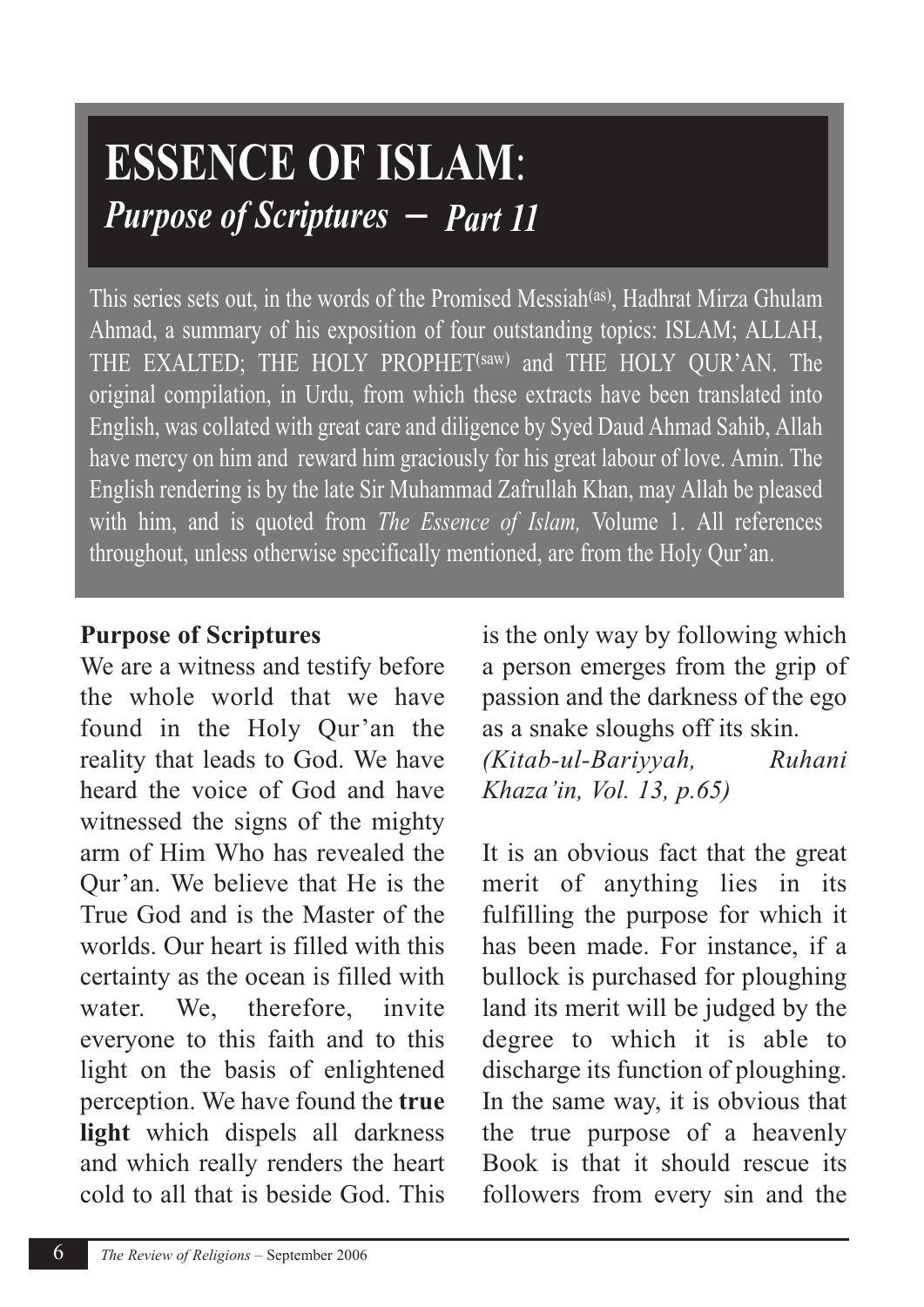# ESSENCE OF ISLAM:

## *Purpose of Scriptures – Part 11*

This series sets out, in the words of the Promised Messiah(as), Hadhrat Mirza Ghulam Ahmad, a summary of his exposition of four outstanding topics: ISLAM; ALLAH, THE EXALTED; THE HOLY PROPHET(saw) and THE HOLY QUR'AN. The original compilation, in Urdu, from which these extracts have been translated into English, was collated with great care and diligence by Syed Daud Ahmad Sahib, Allah have mercy on him and reward him graciously for his great labour of love. Amin. The English rendering is by the late Sir Muhammad Zafrullah Khan, may Allah be pleased with him, and is quoted from *The Essence of Islam,* Volume 1. All references throughout, unless otherwise specifically mentioned, are from the Holy Qur'an.

**Purpose of Scriptures**

We are a witness and testify before the whole world that we have found in the Holy Qur'an the reality that leads to God. We have heard the voice of God and have witnessed the signs of the mighty arm of Him Who has revealed the Qur'an. We believe that He is the True God and is the Master of the worlds. Our heart is filled with this certainty as the ocean is filled with water. We, therefore, invite everyone to this faith and to this light on the basis of enlightened perception. We have found the **true light** which dispels all darkness and which really renders the heart cold to all that is beside God. This is the only way by following which a person emerges from the grip of passion and the darkness of the ego as a snake sloughs off its skin.
*(Kitab-ul-Bariyyah, Ruhani Khaza'in, Vol. 13, p.65)*

It is an obvious fact that the great merit of anything lies in its fulfilling the purpose for which it has been made. For instance, if a bullock is purchased for ploughing land its merit will be judged by the degree to which it is able to discharge its function of ploughing. In the same way, it is obvious that the true purpose of a heavenly Book is that it should rescue its followers from every sin and the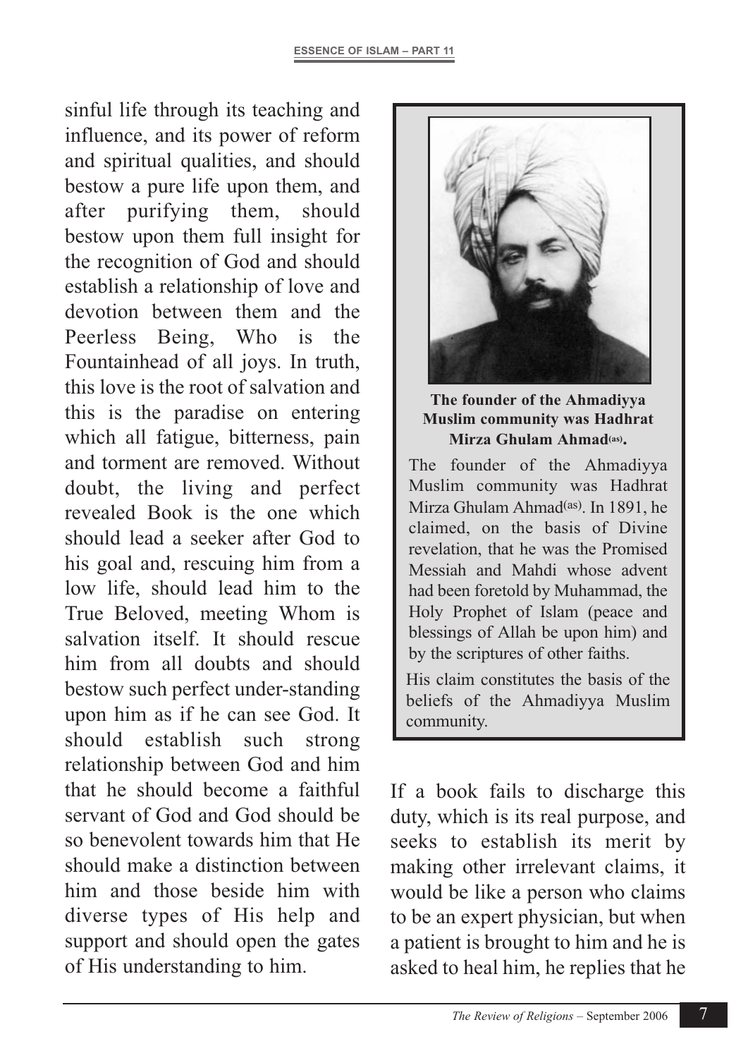sinful life through its teaching and influence, and its power of reform and spiritual qualities, and should bestow a pure life upon them, and after purifying them, should bestow upon them full insight for the recognition of God and should establish a relationship of love and devotion between them and the Peerless Being, Who is the Fountainhead of all joys. In truth, this love is the root of salvation and this is the paradise on entering which all fatigue, bitterness, pain and torment are removed. Without doubt, the living and perfect revealed Book is the one which should lead a seeker after God to his goal and, rescuing him from a low life, should lead him to the True Beloved, meeting Whom is salvation itself. It should rescue him from all doubts and should bestow such perfect under-standing upon him as if he can see God. It should establish such strong relationship between God and him that he should become a faithful servant of God and God should be so benevolent towards him that He should make a distinction between him and those beside him with diverse types of His help and support and should open the gates of His understanding to him.

**The founder of the Ahmadiyya Muslim community was Hadhrat Mirza Ghulam Ahmad(as).**

The founder of the Ahmadiyya Muslim community was Hadhrat Mirza Ghulam Ahmad(as). In 1891, he claimed, on the basis of Divine revelation, that he was the Promised Messiah and Mahdi whose advent had been foretold by Muhammad, the Holy Prophet of Islam (peace and blessings of Allah be upon him) and by the scriptures of other faiths.

His claim constitutes the basis of the beliefs of the Ahmadiyya Muslim community.

If a book fails to discharge this duty, which is its real purpose, and seeks to establish its merit by making other irrelevant claims, it would be like a person who claims to be an expert physician, but when a patient is brought to him and he is asked to heal him, he replies that he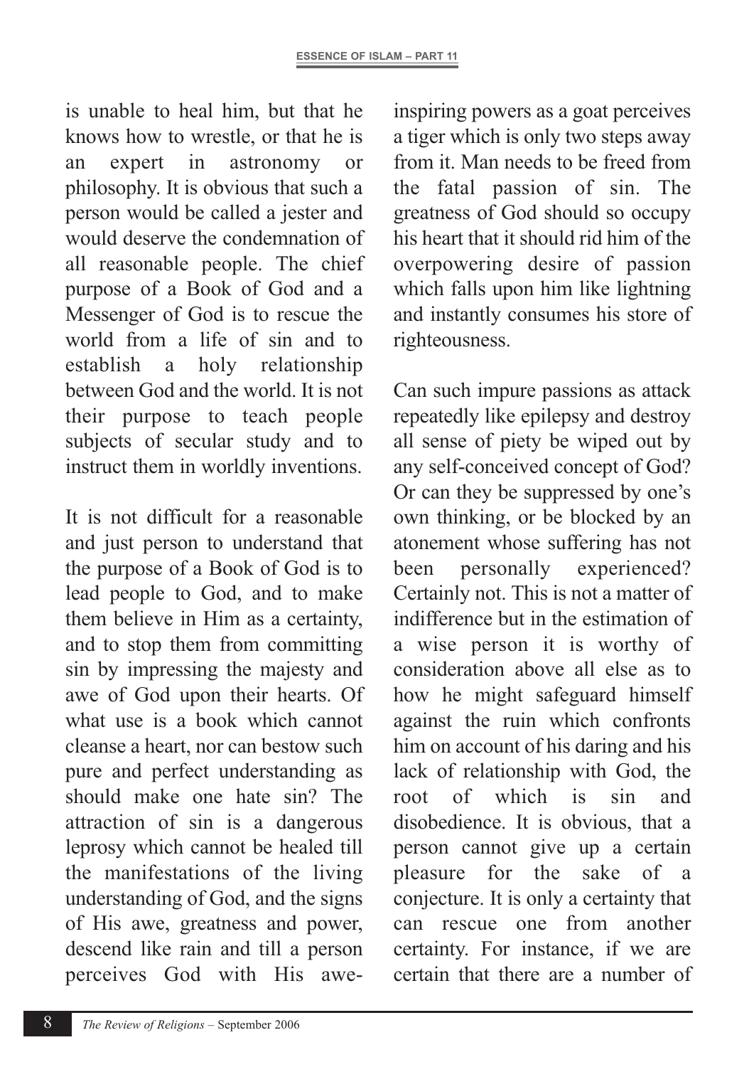is unable to heal him, but that he knows how to wrestle, or that he is an expert in astronomy or philosophy. It is obvious that such a person would be called a jester and would deserve the condemnation of all reasonable people. The chief purpose of a Book of God and a Messenger of God is to rescue the world from a life of sin and to establish a holy relationship between God and the world. It is not their purpose to teach people subjects of secular study and to instruct them in worldly inventions.

It is not difficult for a reasonable and just person to understand that the purpose of a Book of God is to lead people to God, and to make them believe in Him as a certainty, and to stop them from committing sin by impressing the majesty and awe of God upon their hearts. Of what use is a book which cannot cleanse a heart, nor can bestow such pure and perfect understanding as should make one hate sin? The attraction of sin is a dangerous leprosy which cannot be healed till the manifestations of the living understanding of God, and the signs of His awe, greatness and power, descend like rain and till a person perceives God with His awe-inspiring powers as a goat perceives a tiger which is only two steps away from it. Man needs to be freed from the fatal passion of sin. The greatness of God should so occupy his heart that it should rid him of the overpowering desire of passion which falls upon him like lightning and instantly consumes his store of righteousness.

Can such impure passions as attack repeatedly like epilepsy and destroy all sense of piety be wiped out by any self-conceived concept of God? Or can they be suppressed by one's own thinking, or be blocked by an atonement whose suffering has not been personally experienced? Certainly not. This is not a matter of indifference but in the estimation of a wise person it is worthy of consideration above all else as to how he might safeguard himself against the ruin which confronts him on account of his daring and his lack of relationship with God, the root of which is sin and disobedience. It is obvious, that a person cannot give up a certain pleasure for the sake of a conjecture. It is only a certainty that can rescue one from another certainty. For instance, if we are certain that there are a number of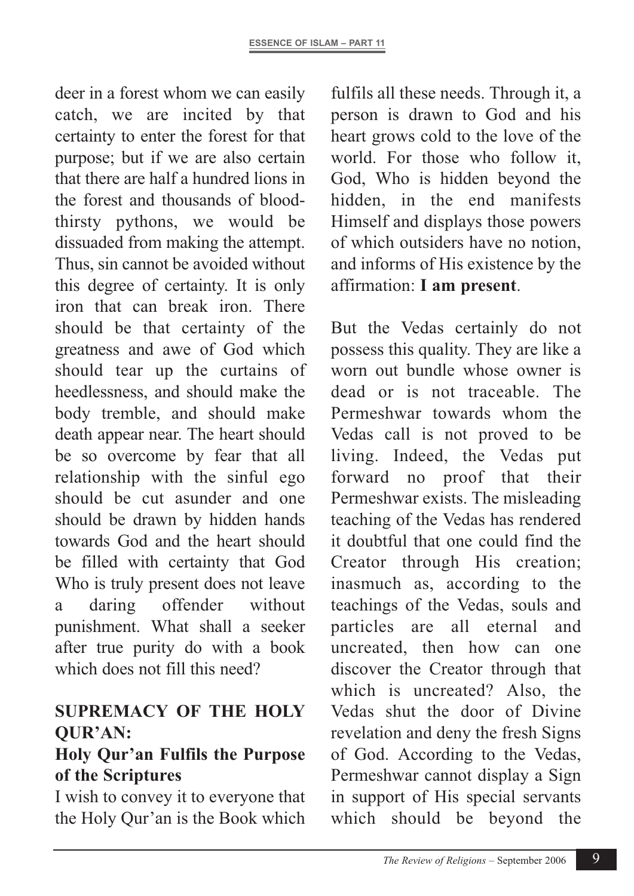deer in a forest whom we can easily catch, we are incited by that certainty to enter the forest for that purpose; but if we are also certain that there are half a hundred lions in the forest and thousands of bloodthirsty pythons, we would be dissuaded from making the attempt. Thus, sin cannot be avoided without this degree of certainty. It is only iron that can break iron. There should be that certainty of the greatness and awe of God which should tear up the curtains of heedlessness, and should make the body tremble, and should make death appear near. The heart should be so overcome by fear that all relationship with the sinful ego should be cut asunder and one should be drawn by hidden hands towards God and the heart should be filled with certainty that God Who is truly present does not leave a daring offender without punishment. What shall a seeker after true purity do with a book which does not fill this need?

## SUPREMACY OF THE HOLY QUR'AN:

### Holy Qur'an Fulfils the Purpose of the Scriptures

I wish to convey it to everyone that the Holy Qur'an is the Book which fulfils all these needs. Through it, a person is drawn to God and his heart grows cold to the love of the world. For those who follow it, God, Who is hidden beyond the hidden, in the end manifests Himself and displays those powers of which outsiders have no notion, and informs of His existence by the affirmation: **I am present**.

But the Vedas certainly do not possess this quality. They are like a worn out bundle whose owner is dead or is not traceable. The Permeshwar towards whom the Vedas call is not proved to be living. Indeed, the Vedas put forward no proof that their Permeshwar exists. The misleading teaching of the Vedas has rendered it doubtful that one could find the Creator through His creation; inasmuch as, according to the teachings of the Vedas, souls and particles are all eternal and uncreated, then how can one discover the Creator through that which is uncreated? Also, the Vedas shut the door of Divine revelation and deny the fresh Signs of God. According to the Vedas, Permeshwar cannot display a Sign in support of His special servants which should be beyond the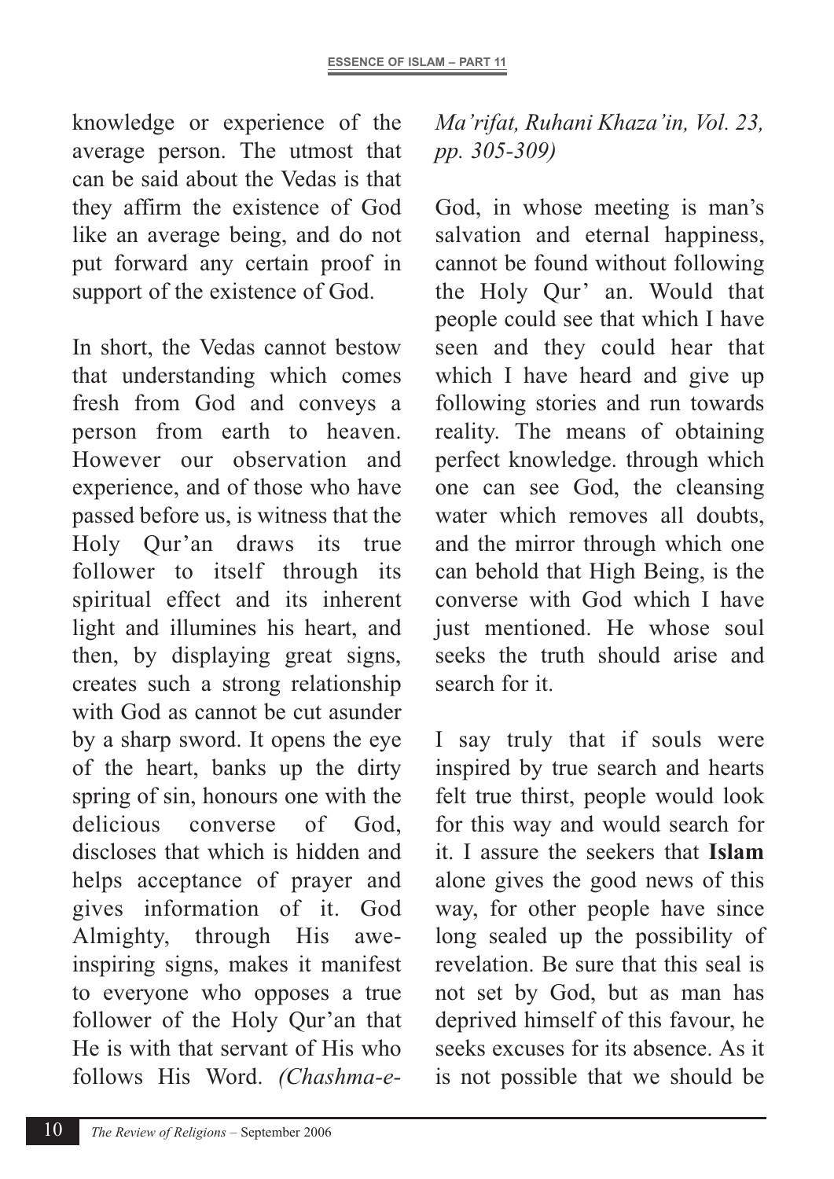knowledge or experience of the average person. The utmost that can be said about the Vedas is that they affirm the existence of God like an average being, and do not put forward any certain proof in support of the existence of God.

In short, the Vedas cannot bestow that understanding which comes fresh from God and conveys a person from earth to heaven. However our observation and experience, and of those who have passed before us, is witness that the Holy Qur'an draws its true follower to itself through its spiritual effect and its inherent light and illumines his heart, and then, by displaying great signs, creates such a strong relationship with God as cannot be cut asunder by a sharp sword. It opens the eye of the heart, banks up the dirty spring of sin, honours one with the delicious converse of God, discloses that which is hidden and helps acceptance of prayer and gives information of it. God Almighty, through His awe-inspiring signs, makes it manifest to everyone who opposes a true follower of the Holy Qur'an that He is with that servant of His who follows His Word. *(Chashma-e-Ma'rifat, Ruhani Khaza'in, Vol. 23, pp. 305-309)*

God, in whose meeting is man's salvation and eternal happiness, cannot be found without following the Holy Qur' an. Would that people could see that which I have seen and they could hear that which I have heard and give up following stories and run towards reality. The means of obtaining perfect knowledge. through which one can see God, the cleansing water which removes all doubts, and the mirror through which one can behold that High Being, is the converse with God which I have just mentioned. He whose soul seeks the truth should arise and search for it.

I say truly that if souls were inspired by true search and hearts felt true thirst, people would look for this way and would search for it. I assure the seekers that **Islam** alone gives the good news of this way, for other people have since long sealed up the possibility of revelation. Be sure that this seal is not set by God, but as man has deprived himself of this favour, he seeks excuses for its absence. As it is not possible that we should be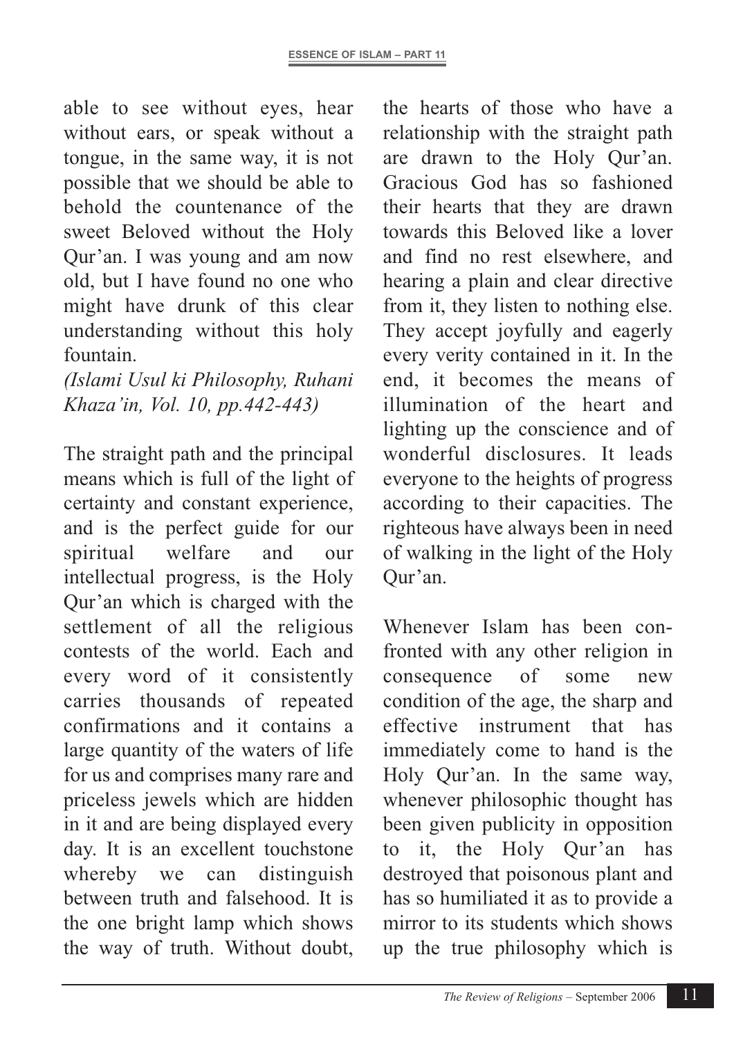able to see without eyes, hear without ears, or speak without a tongue, in the same way, it is not possible that we should be able to behold the countenance of the sweet Beloved without the Holy Qur'an. I was young and am now old, but I have found no one who might have drunk of this clear understanding without this holy fountain.

*(Islami Usul ki Philosophy, Ruhani Khaza'in, Vol. 10, pp.442-443)*

The straight path and the principal means which is full of the light of certainty and constant experience, and is the perfect guide for our spiritual welfare and our intellectual progress, is the Holy Qur'an which is charged with the settlement of all the religious contests of the world. Each and every word of it consistently carries thousands of repeated confirmations and it contains a large quantity of the waters of life for us and comprises many rare and priceless jewels which are hidden in it and are being displayed every day. It is an excellent touchstone whereby we can distinguish between truth and falsehood. It is the one bright lamp which shows the way of truth. Without doubt, the hearts of those who have a relationship with the straight path are drawn to the Holy Qur'an. Gracious God has so fashioned their hearts that they are drawn towards this Beloved like a lover and find no rest elsewhere, and hearing a plain and clear directive from it, they listen to nothing else. They accept joyfully and eagerly every verity contained in it. In the end, it becomes the means of illumination of the heart and lighting up the conscience and of wonderful disclosures. It leads everyone to the heights of progress according to their capacities. The righteous have always been in need of walking in the light of the Holy Qur'an.

Whenever Islam has been confronted with any other religion in consequence of some new condition of the age, the sharp and effective instrument that has immediately come to hand is the Holy Qur'an. In the same way, whenever philosophic thought has been given publicity in opposition to it, the Holy Qur'an has destroyed that poisonous plant and has so humiliated it as to provide a mirror to its students which shows up the true philosophy which is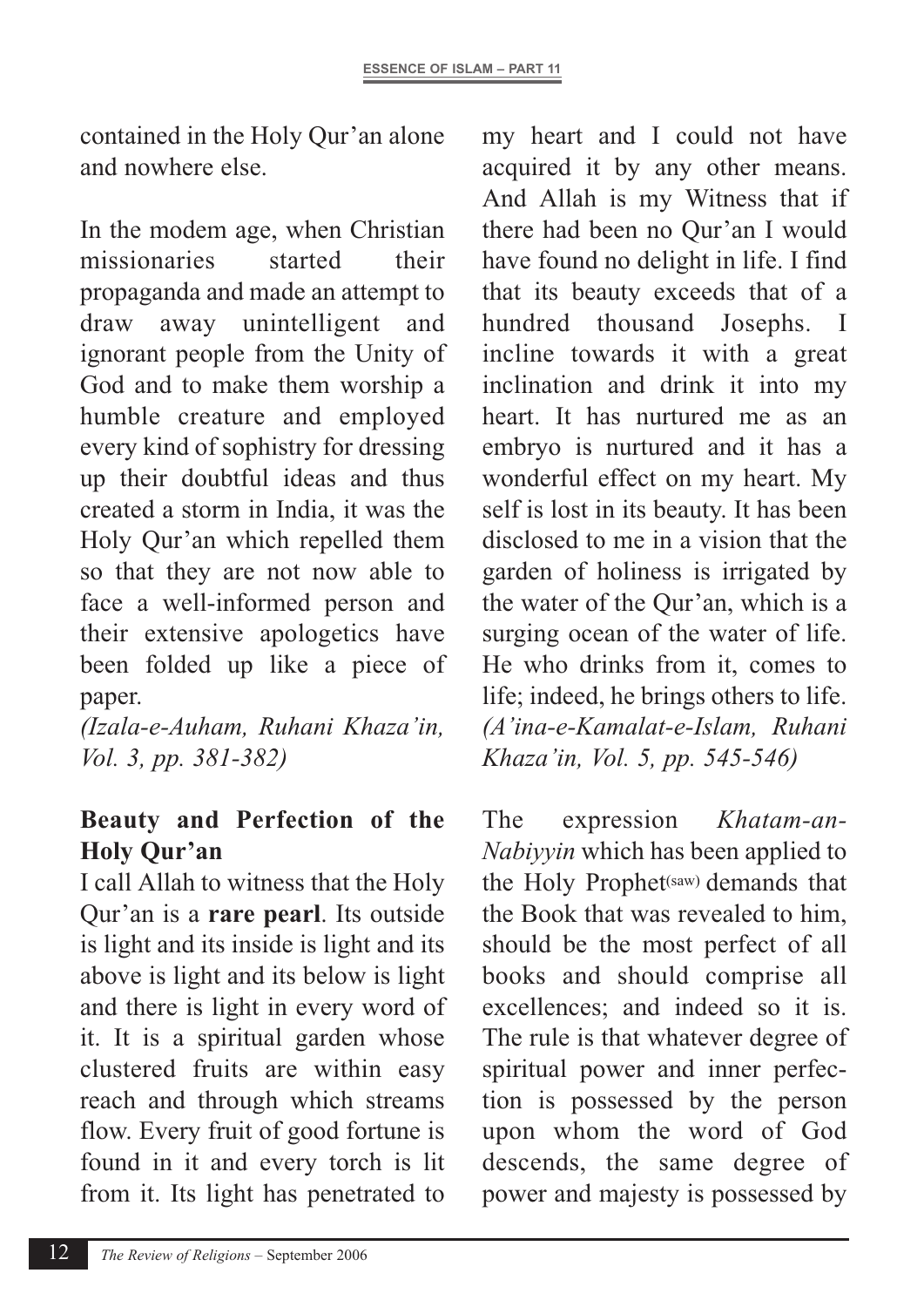contained in the Holy Qur'an alone and nowhere else.

In the modem age, when Christian missionaries started their propaganda and made an attempt to draw away unintelligent and ignorant people from the Unity of God and to make them worship a humble creature and employed every kind of sophistry for dressing up their doubtful ideas and thus created a storm in India, it was the Holy Qur'an which repelled them so that they are not now able to face a well-informed person and their extensive apologetics have been folded up like a piece of paper.

*(Izala-e-Auham, Ruhani Khaza'in, Vol. 3, pp. 381-382)*

**Beauty and Perfection of the Holy Qur'an**

I call Allah to witness that the Holy Qur'an is a **rare pearl**. Its outside is light and its inside is light and its above is light and its below is light and there is light in every word of it. It is a spiritual garden whose clustered fruits are within easy reach and through which streams flow. Every fruit of good fortune is found in it and every torch is lit from it. Its light has penetrated to my heart and I could not have acquired it by any other means. And Allah is my Witness that if there had been no Qur'an I would have found no delight in life. I find that its beauty exceeds that of a hundred thousand Josephs. I incline towards it with a great inclination and drink it into my heart. It has nurtured me as an embryo is nurtured and it has a wonderful effect on my heart. My self is lost in its beauty. It has been disclosed to me in a vision that the garden of holiness is irrigated by the water of the Qur'an, which is a surging ocean of the water of life. He who drinks from it, comes to life; indeed, he brings others to life.

*(A'ina-e-Kamalat-e-Islam, Ruhani Khaza'in, Vol. 5, pp. 545-546)*

The expression *Khatam-an-Nabiyyin* which has been applied to the Holy Prophet(saw) demands that the Book that was revealed to him, should be the most perfect of all books and should comprise all excellences; and indeed so it is. The rule is that whatever degree of spiritual power and inner perfection is possessed by the person upon whom the word of God descends, the same degree of power and majesty is possessed by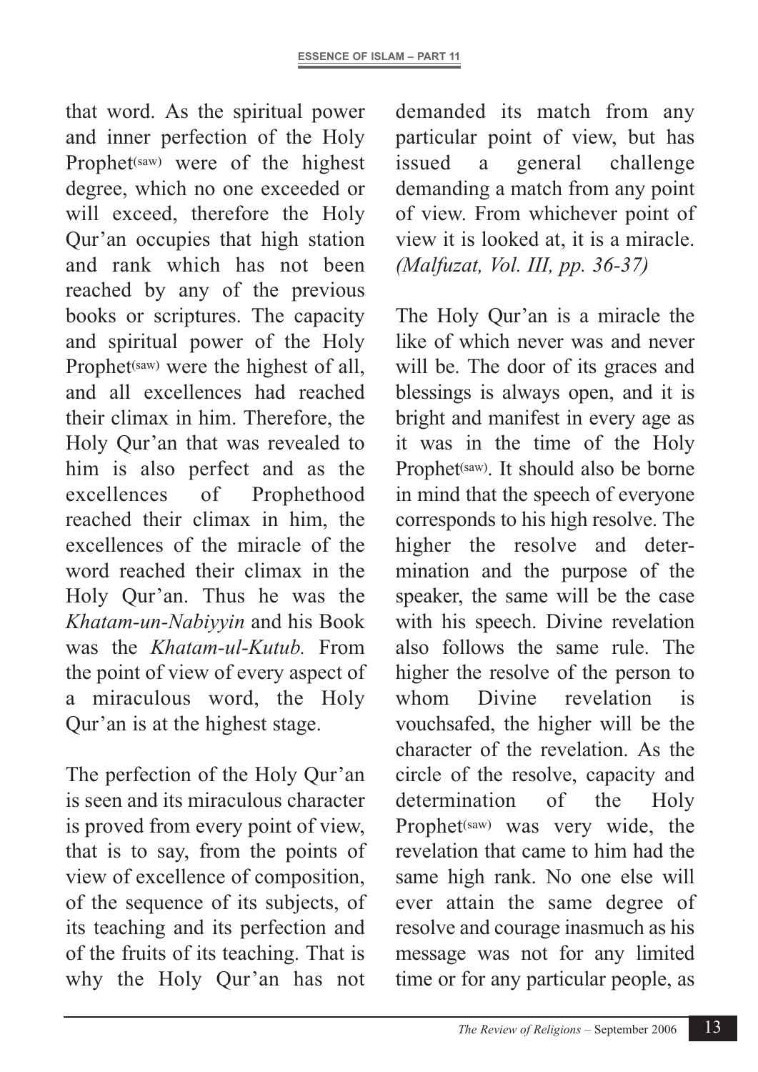that word. As the spiritual power and inner perfection of the Holy Prophet(saw) were of the highest degree, which no one exceeded or will exceed, therefore the Holy Qur'an occupies that high station and rank which has not been reached by any of the previous books or scriptures. The capacity and spiritual power of the Holy Prophet(saw) were the highest of all, and all excellences had reached their climax in him. Therefore, the Holy Qur'an that was revealed to him is also perfect and as the excellences of Prophethood reached their climax in him, the excellences of the miracle of the word reached their climax in the Holy Qur'an. Thus he was the *Khatam-un-Nabiyyin* and his Book was the *Khatam-ul-Kutub.* From the point of view of every aspect of a miraculous word, the Holy Qur'an is at the highest stage.

The perfection of the Holy Qur'an is seen and its miraculous character is proved from every point of view, that is to say, from the points of view of excellence of composition, of the sequence of its subjects, of its teaching and its perfection and of the fruits of its teaching. That is why the Holy Qur'an has not demanded its match from any particular point of view, but has issued a general challenge demanding a match from any point of view. From whichever point of view it is looked at, it is a miracle. *(Malfuzat, Vol. III, pp. 36-37)*

The Holy Qur'an is a miracle the like of which never was and never will be. The door of its graces and blessings is always open, and it is bright and manifest in every age as it was in the time of the Holy Prophet(saw). It should also be borne in mind that the speech of everyone corresponds to his high resolve. The higher the resolve and determination and the purpose of the speaker, the same will be the case with his speech. Divine revelation also follows the same rule. The higher the resolve of the person to whom Divine revelation is vouchsafed, the higher will be the character of the revelation. As the circle of the resolve, capacity and determination of the Holy Prophet(saw) was very wide, the revelation that came to him had the same high rank. No one else will ever attain the same degree of resolve and courage inasmuch as his message was not for any limited time or for any particular people, as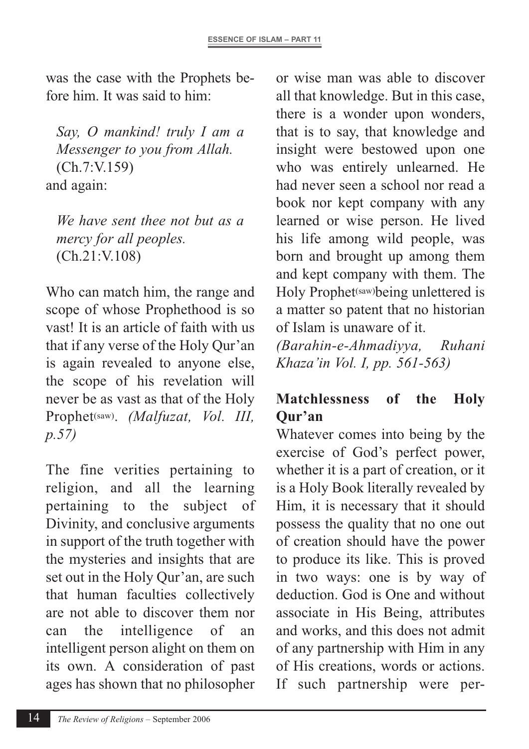was the case with the Prophets before him. It was said to him:

> *Say, O mankind! truly I am a Messenger to you from Allah.* (Ch.7:V.159)

and again:

> *We have sent thee not but as a mercy for all peoples.* (Ch.21:V.108)

Who can match him, the range and scope of whose Prophethood is so vast! It is an article of faith with us that if any verse of the Holy Qur'an is again revealed to anyone else, the scope of his revelation will never be as vast as that of the Holy Prophet(saw). *(Malfuzat, Vol. III, p.57)*

The fine verities pertaining to religion, and all the learning pertaining to the subject of Divinity, and conclusive arguments in support of the truth together with the mysteries and insights that are set out in the Holy Qur'an, are such that human faculties collectively are not able to discover them nor can the intelligence of an intelligent person alight on them on its own. A consideration of past ages has shown that no philosopher or wise man was able to discover all that knowledge. But in this case, there is a wonder upon wonders, that is to say, that knowledge and insight were bestowed upon one who was entirely unlearned. He had never seen a school nor read a book nor kept company with any learned or wise person. He lived his life among wild people, was born and brought up among them and kept company with them. The Holy Prophet(saw) being unlettered is a matter so patent that no historian of Islam is unaware of it. *(Barahin-e-Ahmadiyya, Ruhani Khaza'in Vol. I, pp. 561-563)*

## Matchlessness of the Holy Qur'an

Whatever comes into being by the exercise of God's perfect power, whether it is a part of creation, or it is a Holy Book literally revealed by Him, it is necessary that it should possess the quality that no one out of creation should have the power to produce its like. This is proved in two ways: one is by way of deduction. God is One and without associate in His Being, attributes and works, and this does not admit of any partnership with Him in any of His creations, words or actions. If such partnership were per-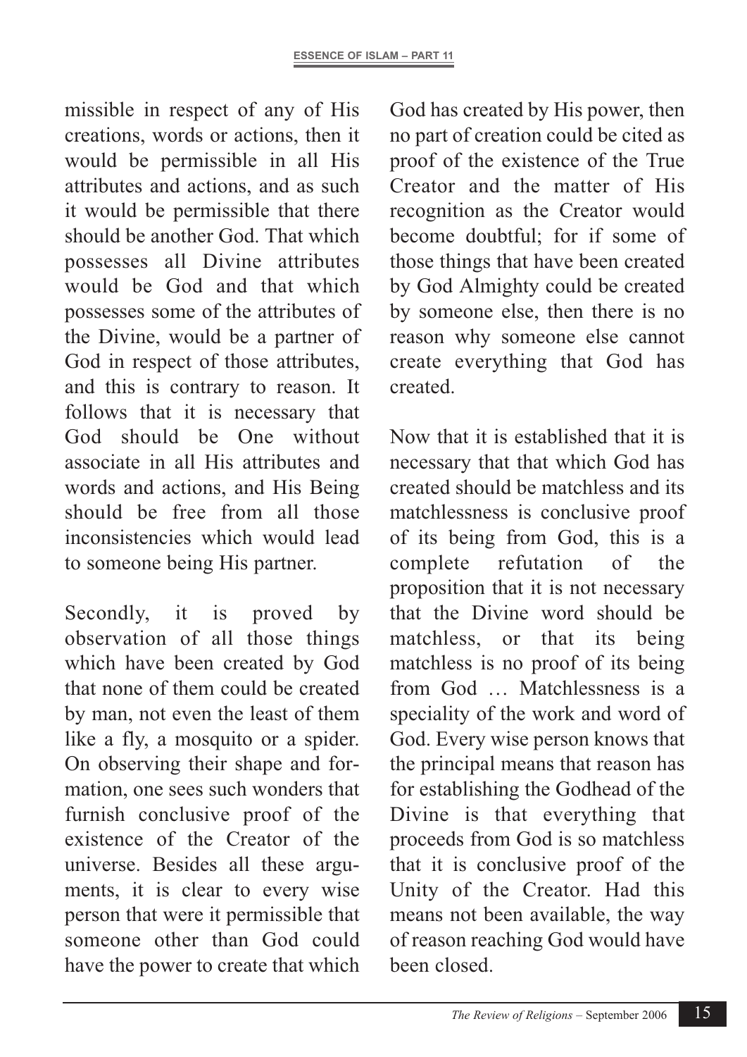missible in respect of any of His creations, words or actions, then it would be permissible in all His attributes and actions, and as such it would be permissible that there should be another God. That which possesses all Divine attributes would be God and that which possesses some of the attributes of the Divine, would be a partner of God in respect of those attributes, and this is contrary to reason. It follows that it is necessary that God should be One without associate in all His attributes and words and actions, and His Being should be free from all those inconsistencies which would lead to someone being His partner.

Secondly, it is proved by observation of all those things which have been created by God that none of them could be created by man, not even the least of them like a fly, a mosquito or a spider. On observing their shape and formation, one sees such wonders that furnish conclusive proof of the existence of the Creator of the universe. Besides all these arguments, it is clear to every wise person that were it permissible that someone other than God could have the power to create that which God has created by His power, then no part of creation could be cited as proof of the existence of the True Creator and the matter of His recognition as the Creator would become doubtful; for if some of those things that have been created by God Almighty could be created by someone else, then there is no reason why someone else cannot create everything that God has created.

Now that it is established that it is necessary that that which God has created should be matchless and its matchlessness is conclusive proof of its being from God, this is a complete refutation of the proposition that it is not necessary that the Divine word should be matchless, or that its being matchless is no proof of its being from God … Matchlessness is a speciality of the work and word of God. Every wise person knows that the principal means that reason has for establishing the Godhead of the Divine is that everything that proceeds from God is so matchless that it is conclusive proof of the Unity of the Creator. Had this means not been available, the way of reason reaching God would have been closed.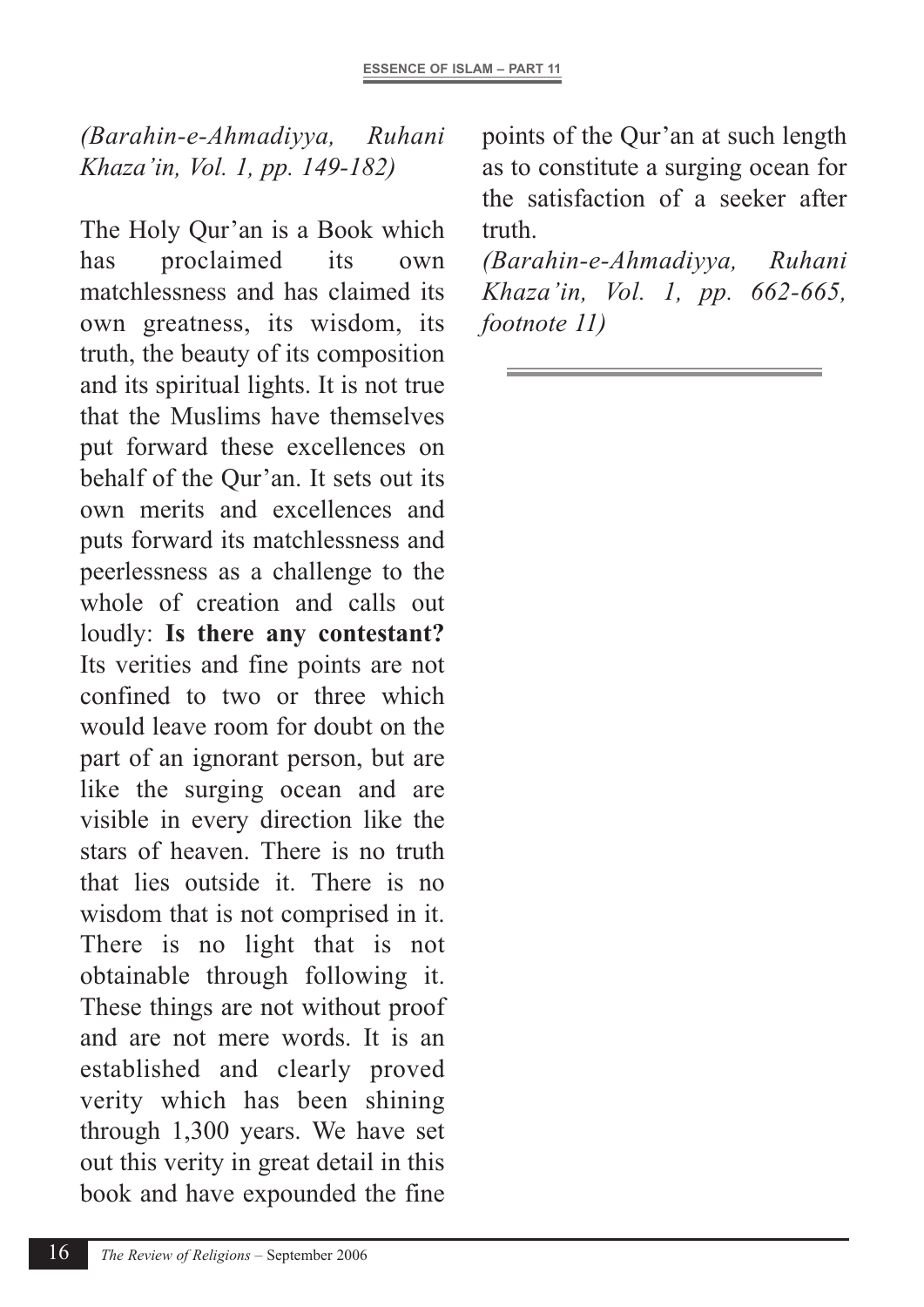*(Barahin-e-Ahmadiyya, Ruhani Khaza'in, Vol. 1, pp. 149-182)*

The Holy Qur'an is a Book which has proclaimed its own matchlessness and has claimed its own greatness, its wisdom, its truth, the beauty of its composition and its spiritual lights. It is not true that the Muslims have themselves put forward these excellences on behalf of the Qur'an. It sets out its own merits and excellences and puts forward its matchlessness and peerlessness as a challenge to the whole of creation and calls out loudly: **Is there any contestant?** Its verities and fine points are not confined to two or three which would leave room for doubt on the part of an ignorant person, but are like the surging ocean and are visible in every direction like the stars of heaven. There is no truth that lies outside it. There is no wisdom that is not comprised in it. There is no light that is not obtainable through following it. These things are not without proof and are not mere words. It is an established and clearly proved verity which has been shining through 1,300 years. We have set out this verity in great detail in this book and have expounded the fine points of the Qur'an at such length as to constitute a surging ocean for the satisfaction of a seeker after truth.

*(Barahin-e-Ahmadiyya, Ruhani Khaza'in, Vol. 1, pp. 662-665, footnote 11)*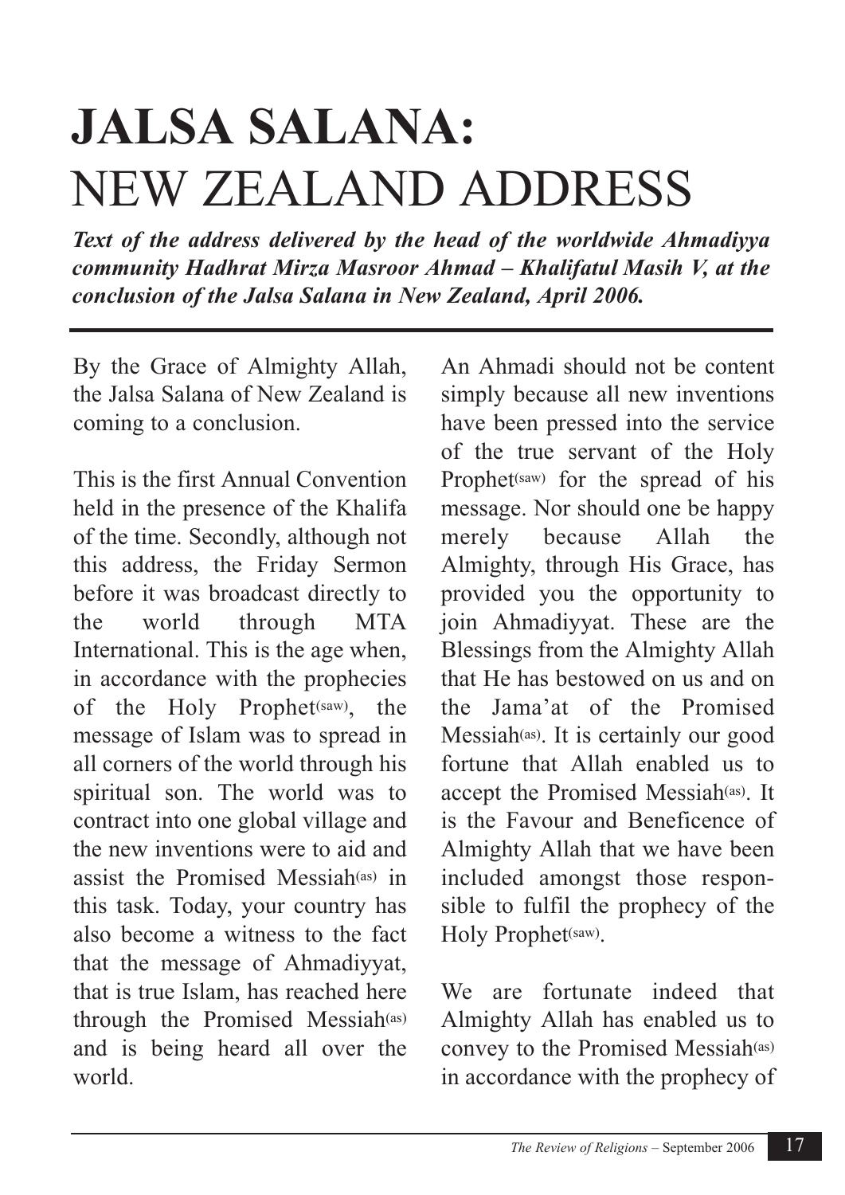# JALSA SALANA: NEW ZEALAND ADDRESS

***Text of the address delivered by the head of the worldwide Ahmadiyya community Hadhrat Mirza Masroor Ahmad – Khalifatul Masih V, at the conclusion of the Jalsa Salana in New Zealand, April 2006.***

By the Grace of Almighty Allah, the Jalsa Salana of New Zealand is coming to a conclusion.

This is the first Annual Convention held in the presence of the Khalifa of the time. Secondly, although not this address, the Friday Sermon before it was broadcast directly to the world through MTA International. This is the age when, in accordance with the prophecies of the Holy Prophet(saw), the message of Islam was to spread in all corners of the world through his spiritual son. The world was to contract into one global village and the new inventions were to aid and assist the Promised Messiah(as) in this task. Today, your country has also become a witness to the fact that the message of Ahmadiyyat, that is true Islam, has reached here through the Promised Messiah(as) and is being heard all over the world.

An Ahmadi should not be content simply because all new inventions have been pressed into the service of the true servant of the Holy Prophet(saw) for the spread of his message. Nor should one be happy merely because Allah the Almighty, through His Grace, has provided you the opportunity to join Ahmadiyyat. These are the Blessings from the Almighty Allah that He has bestowed on us and on the Jama'at of the Promised Messiah(as). It is certainly our good fortune that Allah enabled us to accept the Promised Messiah(as). It is the Favour and Beneficence of Almighty Allah that we have been included amongst those responsible to fulfil the prophecy of the Holy Prophet(saw).

We are fortunate indeed that Almighty Allah has enabled us to convey to the Promised Messiah(as) in accordance with the prophecy of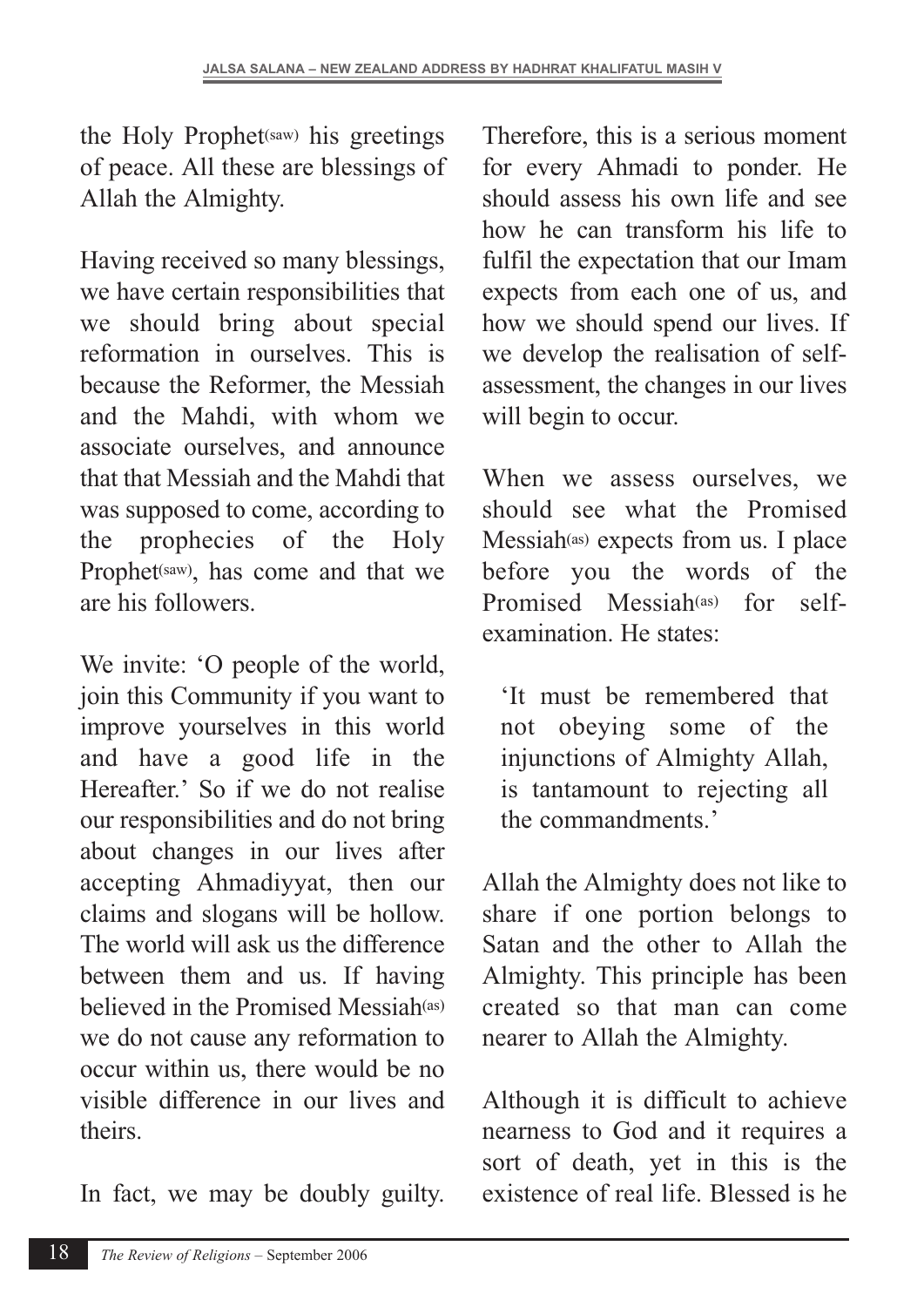the Holy Prophet(saw) his greetings of peace. All these are blessings of Allah the Almighty.

Having received so many blessings, we have certain responsibilities that we should bring about special reformation in ourselves. This is because the Reformer, the Messiah and the Mahdi, with whom we associate ourselves, and announce that that Messiah and the Mahdi that was supposed to come, according to the prophecies of the Holy Prophet(saw), has come and that we are his followers.

We invite: 'O people of the world, join this Community if you want to improve yourselves in this world and have a good life in the Hereafter.' So if we do not realise our responsibilities and do not bring about changes in our lives after accepting Ahmadiyyat, then our claims and slogans will be hollow. The world will ask us the difference between them and us. If having believed in the Promised Messiah(as) we do not cause any reformation to occur within us, there would be no visible difference in our lives and theirs.

In fact, we may be doubly guilty. Therefore, this is a serious moment for every Ahmadi to ponder. He should assess his own life and see how he can transform his life to fulfil the expectation that our Imam expects from each one of us, and how we should spend our lives. If we develop the realisation of self-assessment, the changes in our lives will begin to occur.

When we assess ourselves, we should see what the Promised Messiah(as) expects from us. I place before you the words of the Promised Messiah(as) for self-examination. He states:

> 'It must be remembered that not obeying some of the injunctions of Almighty Allah, is tantamount to rejecting all the commandments.'

Allah the Almighty does not like to share if one portion belongs to Satan and the other to Allah the Almighty. This principle has been created so that man can come nearer to Allah the Almighty.

Although it is difficult to achieve nearness to God and it requires a sort of death, yet in this is the existence of real life. Blessed is he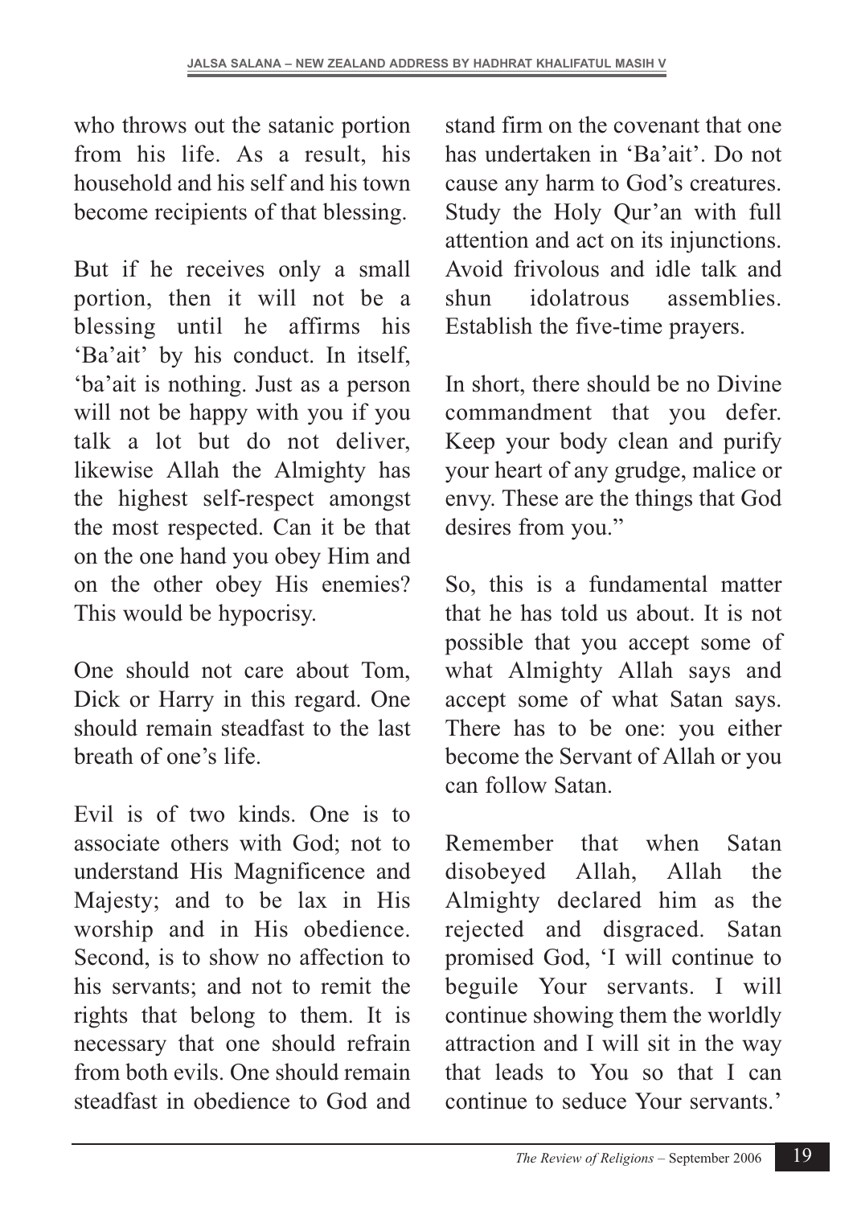who throws out the satanic portion from his life. As a result, his household and his self and his town become recipients of that blessing.

But if he receives only a small portion, then it will not be a blessing until he affirms his 'Ba'ait' by his conduct. In itself, 'ba'ait is nothing. Just as a person will not be happy with you if you talk a lot but do not deliver, likewise Allah the Almighty has the highest self-respect amongst the most respected. Can it be that on the one hand you obey Him and on the other obey His enemies? This would be hypocrisy.

One should not care about Tom, Dick or Harry in this regard. One should remain steadfast to the last breath of one's life.

Evil is of two kinds. One is to associate others with God; not to understand His Magnificence and Majesty; and to be lax in His worship and in His obedience. Second, is to show no affection to his servants; and not to remit the rights that belong to them. It is necessary that one should refrain from both evils. One should remain steadfast in obedience to God and stand firm on the covenant that one has undertaken in 'Ba'ait'. Do not cause any harm to God's creatures. Study the Holy Qur'an with full attention and act on its injunctions. Avoid frivolous and idle talk and shun idolatrous assemblies. Establish the five-time prayers.

In short, there should be no Divine commandment that you defer. Keep your body clean and purify your heart of any grudge, malice or envy. These are the things that God desires from you."

So, this is a fundamental matter that he has told us about. It is not possible that you accept some of what Almighty Allah says and accept some of what Satan says. There has to be one: you either become the Servant of Allah or you can follow Satan.

Remember that when Satan disobeyed Allah, Allah the Almighty declared him as the rejected and disgraced. Satan promised God, 'I will continue to beguile Your servants. I will continue showing them the worldly attraction and I will sit in the way that leads to You so that I can continue to seduce Your servants.'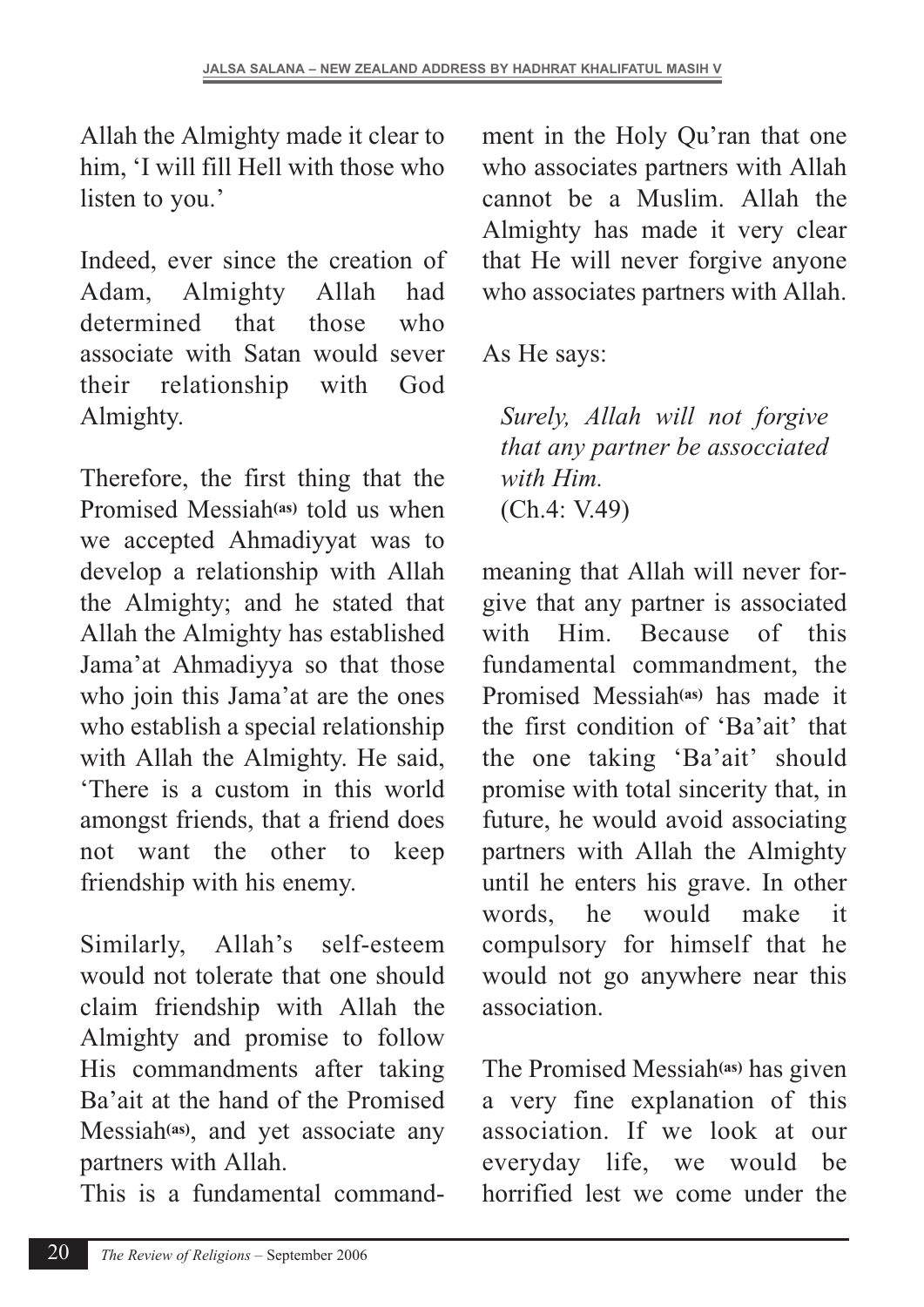Allah the Almighty made it clear to him, 'I will fill Hell with those who listen to you.'

Indeed, ever since the creation of Adam, Almighty Allah had determined that those who associate with Satan would sever their relationship with God Almighty.

Therefore, the first thing that the Promised Messiah(as) told us when we accepted Ahmadiyyat was to develop a relationship with Allah the Almighty; and he stated that Allah the Almighty has established Jama'at Ahmadiyya so that those who join this Jama'at are the ones who establish a special relationship with Allah the Almighty. He said, 'There is a custom in this world amongst friends, that a friend does not want the other to keep friendship with his enemy.

Similarly, Allah's self-esteem would not tolerate that one should claim friendship with Allah the Almighty and promise to follow His commandments after taking Ba'ait at the hand of the Promised Messiah(as), and yet associate any partners with Allah.

This is a fundamental commandment in the Holy Qu'ran that one who associates partners with Allah cannot be a Muslim. Allah the Almighty has made it very clear that He will never forgive anyone who associates partners with Allah.

As He says:

> *Surely, Allah will not forgive that any partner be assocciated with Him.*
> (Ch.4: V.49)

meaning that Allah will never forgive that any partner is associated with Him. Because of this fundamental commandment, the Promised Messiah(as) has made it the first condition of 'Ba'ait' that the one taking 'Ba'ait' should promise with total sincerity that, in future, he would avoid associating partners with Allah the Almighty until he enters his grave. In other words, he would make it compulsory for himself that he would not go anywhere near this association.

The Promised Messiah(as) has given a very fine explanation of this association. If we look at our everyday life, we would be horrified lest we come under the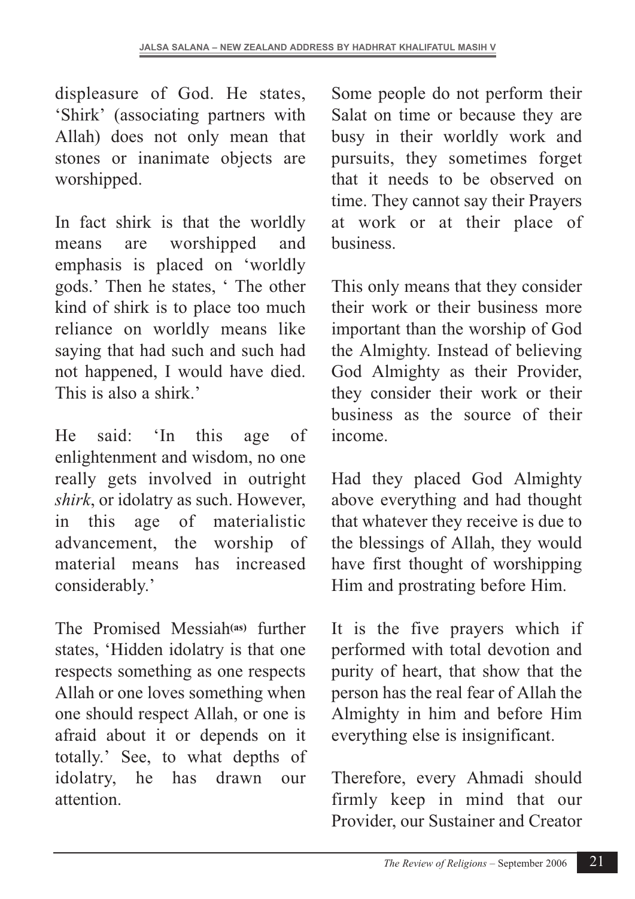displeasure of God. He states, 'Shirk' (associating partners with Allah) does not only mean that stones or inanimate objects are worshipped.

In fact shirk is that the worldly means are worshipped and emphasis is placed on 'worldly gods.' Then he states, ' The other kind of shirk is to place too much reliance on worldly means like saying that had such and such had not happened, I would have died. This is also a shirk.'

He said: 'In this age of enlightenment and wisdom, no one really gets involved in outright *shirk*, or idolatry as such. However, in this age of materialistic advancement, the worship of material means has increased considerably.'

The Promised Messiah(as) further states, 'Hidden idolatry is that one respects something as one respects Allah or one loves something when one should respect Allah, or one is afraid about it or depends on it totally.' See, to what depths of idolatry, he has drawn our attention.

Some people do not perform their Salat on time or because they are busy in their worldly work and pursuits, they sometimes forget that it needs to be observed on time. They cannot say their Prayers at work or at their place of business.

This only means that they consider their work or their business more important than the worship of God the Almighty. Instead of believing God Almighty as their Provider, they consider their work or their business as the source of their income.

Had they placed God Almighty above everything and had thought that whatever they receive is due to the blessings of Allah, they would have first thought of worshipping Him and prostrating before Him.

It is the five prayers which if performed with total devotion and purity of heart, that show that the person has the real fear of Allah the Almighty in him and before Him everything else is insignificant.

Therefore, every Ahmadi should firmly keep in mind that our Provider, our Sustainer and Creator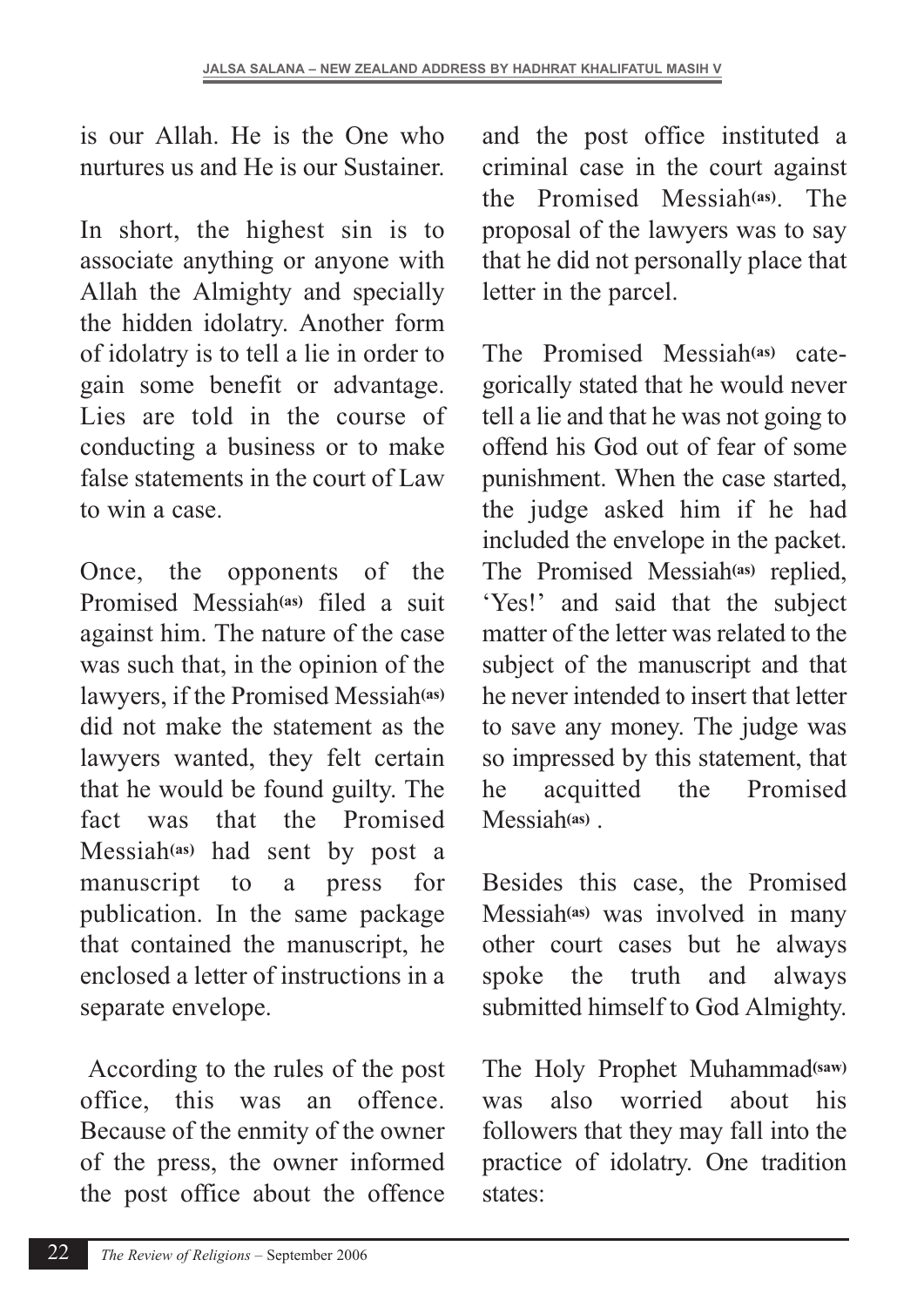is our Allah. He is the One who nurtures us and He is our Sustainer.

In short, the highest sin is to associate anything or anyone with Allah the Almighty and specially the hidden idolatry. Another form of idolatry is to tell a lie in order to gain some benefit or advantage. Lies are told in the course of conducting a business or to make false statements in the court of Law to win a case.

Once, the opponents of the Promised Messiah**(as)** filed a suit against him. The nature of the case was such that, in the opinion of the lawyers, if the Promised Messiah**(as)** did not make the statement as the lawyers wanted, they felt certain that he would be found guilty. The fact was that the Promised Messiah**(as)** had sent by post a manuscript to a press for publication. In the same package that contained the manuscript, he enclosed a letter of instructions in a separate envelope.

According to the rules of the post office, this was an offence. Because of the enmity of the owner of the press, the owner informed the post office about the offence and the post office instituted a criminal case in the court against the Promised Messiah**(as)**. The proposal of the lawyers was to say that he did not personally place that letter in the parcel.

The Promised Messiah**(as)** categorically stated that he would never tell a lie and that he was not going to offend his God out of fear of some punishment. When the case started, the judge asked him if he had included the envelope in the packet. The Promised Messiah**(as)** replied, 'Yes!' and said that the subject matter of the letter was related to the subject of the manuscript and that he never intended to insert that letter to save any money. The judge was so impressed by this statement, that he acquitted the Promised Messiah**(as)**.

Besides this case, the Promised Messiah**(as)** was involved in many other court cases but he always spoke the truth and always submitted himself to God Almighty.

The Holy Prophet Muhammad**(saw)** was also worried about his followers that they may fall into the practice of idolatry. One tradition states: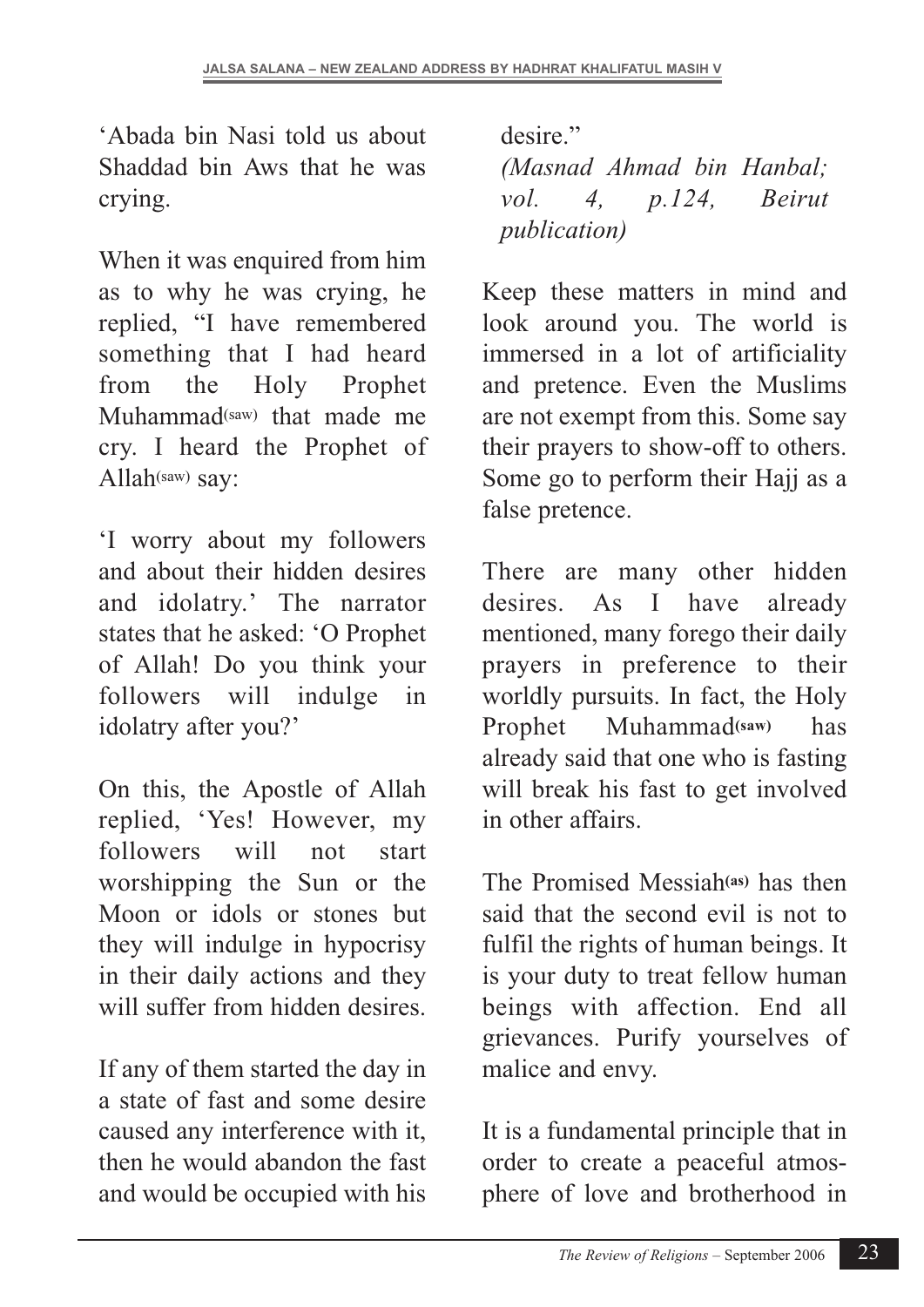‘Abada bin Nasi told us about Shaddad bin Aws that he was crying.

When it was enquired from him as to why he was crying, he replied, “I have remembered something that I had heard from the Holy Prophet Muhammad(saw) that made me cry. I heard the Prophet of Allah(saw) say:

‘I worry about my followers and about their hidden desires and idolatry.’ The narrator states that he asked: ‘O Prophet of Allah! Do you think your followers will indulge in idolatry after you?’

On this, the Apostle of Allah replied, ‘Yes! However, my followers will not start worshipping the Sun or the Moon or idols or stones but they will indulge in hypocrisy in their daily actions and they will suffer from hidden desires.

If any of them started the day in a state of fast and some desire caused any interference with it, then he would abandon the fast and would be occupied with his desire.”

*(Masnad Ahmad bin Hanbal; vol. 4, p.124, Beirut publication)*

Keep these matters in mind and look around you. The world is immersed in a lot of artificiality and pretence. Even the Muslims are not exempt from this. Some say their prayers to show-off to others. Some go to perform their Hajj as a false pretence.

There are many other hidden desires. As I have already mentioned, many forego their daily prayers in preference to their worldly pursuits. In fact, the Holy Prophet Muhammad**(saw)** has already said that one who is fasting will break his fast to get involved in other affairs.

The Promised Messiah**(as)** has then said that the second evil is not to fulfil the rights of human beings. It is your duty to treat fellow human beings with affection. End all grievances. Purify yourselves of malice and envy.

It is a fundamental principle that in order to create a peaceful atmosphere of love and brotherhood in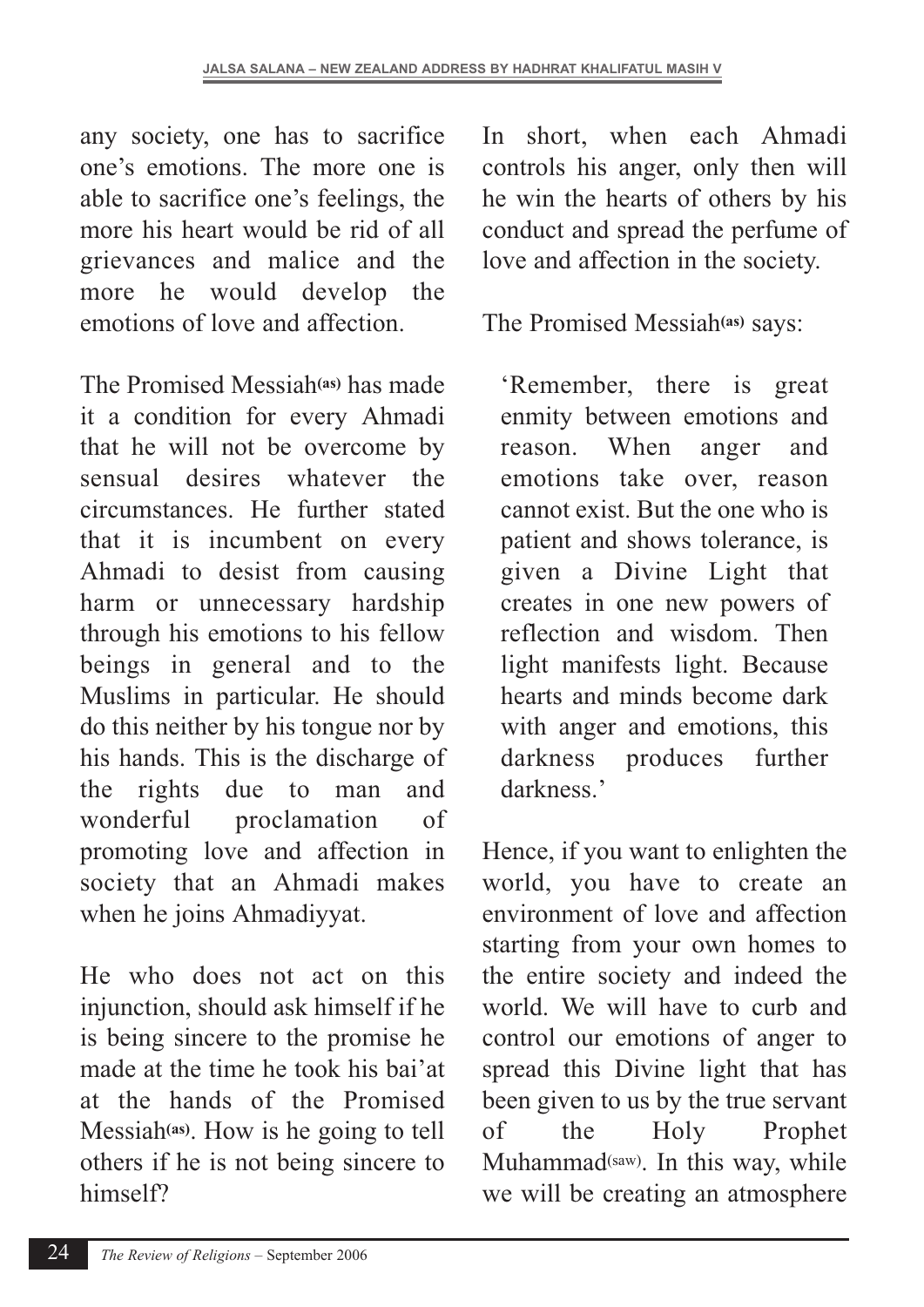any society, one has to sacrifice one's emotions. The more one is able to sacrifice one's feelings, the more his heart would be rid of all grievances and malice and the more he would develop the emotions of love and affection.

The Promised Messiah(as) has made it a condition for every Ahmadi that he will not be overcome by sensual desires whatever the circumstances. He further stated that it is incumbent on every Ahmadi to desist from causing harm or unnecessary hardship through his emotions to his fellow beings in general and to the Muslims in particular. He should do this neither by his tongue nor by his hands. This is the discharge of the rights due to man and wonderful proclamation of promoting love and affection in society that an Ahmadi makes when he joins Ahmadiyyat.

He who does not act on this injunction, should ask himself if he is being sincere to the promise he made at the time he took his bai'at at the hands of the Promised Messiah(as). How is he going to tell others if he is not being sincere to himself?

In short, when each Ahmadi controls his anger, only then will he win the hearts of others by his conduct and spread the perfume of love and affection in the society.

The Promised Messiah(as) says:

> 'Remember, there is great enmity between emotions and reason. When anger and emotions take over, reason cannot exist. But the one who is patient and shows tolerance, is given a Divine Light that creates in one new powers of reflection and wisdom. Then light manifests light. Because hearts and minds become dark with anger and emotions, this darkness produces further darkness.'

Hence, if you want to enlighten the world, you have to create an environment of love and affection starting from your own homes to the entire society and indeed the world. We will have to curb and control our emotions of anger to spread this Divine light that has been given to us by the true servant of the Holy Prophet Muhammad(saw). In this way, while we will be creating an atmosphere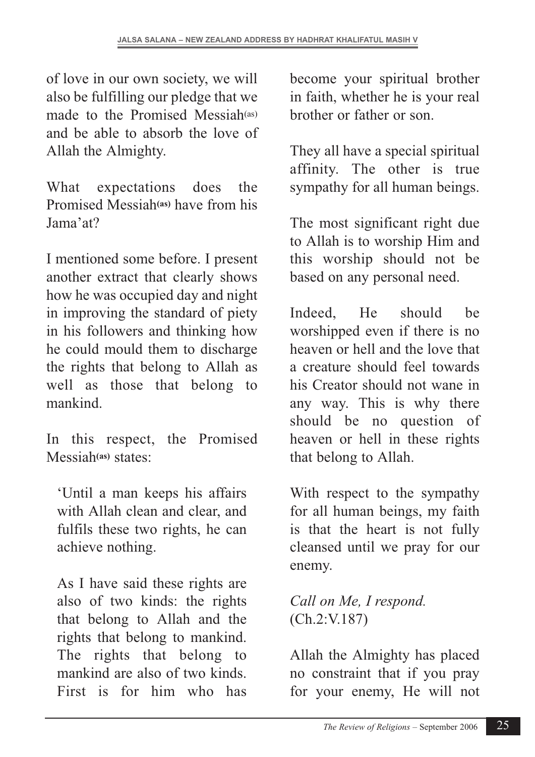of love in our own society, we will also be fulfilling our pledge that we made to the Promised Messiah(as) and be able to absorb the love of Allah the Almighty.

What expectations does the Promised Messiah**(as)** have from his Jama'at?

I mentioned some before. I present another extract that clearly shows how he was occupied day and night in improving the standard of piety in his followers and thinking how he could mould them to discharge the rights that belong to Allah as well as those that belong to mankind.

In this respect, the Promised Messiah**(as)** states:

> 'Until a man keeps his affairs with Allah clean and clear, and fulfils these two rights, he can achieve nothing.
>
> As I have said these rights are also of two kinds: the rights that belong to Allah and the rights that belong to mankind. The rights that belong to mankind are also of two kinds. First is for him who has become your spiritual brother in faith, whether he is your real brother or father or son.
>
> They all have a special spiritual affinity. The other is true sympathy for all human beings.
>
> The most significant right due to Allah is to worship Him and this worship should not be based on any personal need.
>
> Indeed, He should be worshipped even if there is no heaven or hell and the love that a creature should feel towards his Creator should not wane in any way. This is why there should be no question of heaven or hell in these rights that belong to Allah.
>
> With respect to the sympathy for all human beings, my faith is that the heart is not fully cleansed until we pray for our enemy.
>
> *Call on Me, I respond.* (Ch.2:V.187)
>
> Allah the Almighty has placed no constraint that if you pray for your enemy, He will not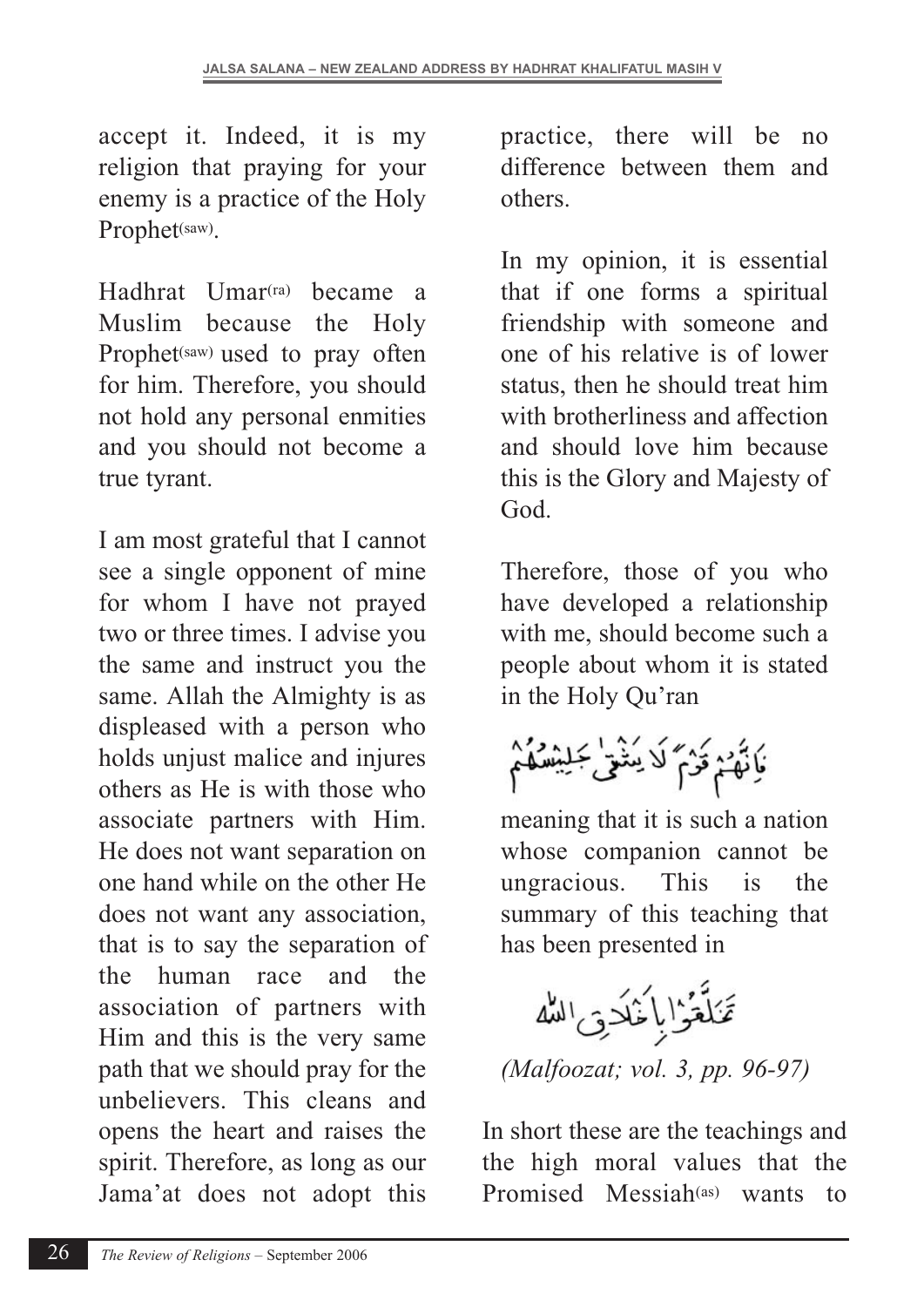accept it. Indeed, it is my religion that praying for your enemy is a practice of the Holy Prophet(saw).

Hadhrat Umar(ra) became a Muslim because the Holy Prophet(saw) used to pray often for him. Therefore, you should not hold any personal enmities and you should not become a true tyrant.

I am most grateful that I cannot see a single opponent of mine for whom I have not prayed two or three times. I advise you the same and instruct you the same. Allah the Almighty is as displeased with a person who holds unjust malice and injures others as He is with those who associate partners with Him. He does not want separation on one hand while on the other He does not want any association, that is to say the separation of the human race and the association of partners with Him and this is the very same path that we should pray for the unbelievers. This cleans and opens the heart and raises the spirit. Therefore, as long as our Jama'at does not adopt this practice, there will be no difference between them and others.

In my opinion, it is essential that if one forms a spiritual friendship with someone and one of his relative is of lower status, then he should treat him with brotherliness and affection and should love him because this is the Glory and Majesty of God.

Therefore, those of you who have developed a relationship with me, should become such a people about whom it is stated in the Holy Qu'ran

فَإِنَّهُمْ قَوْمٌ لَا يَشْقَىٰ جَلِيسُهُمْ

meaning that it is such a nation whose companion cannot be ungracious. This is the summary of this teaching that has been presented in

تَخَلَّقُوْا بِأَخْلَاقِ اللّٰه

*(Malfoozat; vol. 3, pp. 96-97)*

In short these are the teachings and the high moral values that the Promised Messiah(as) wants to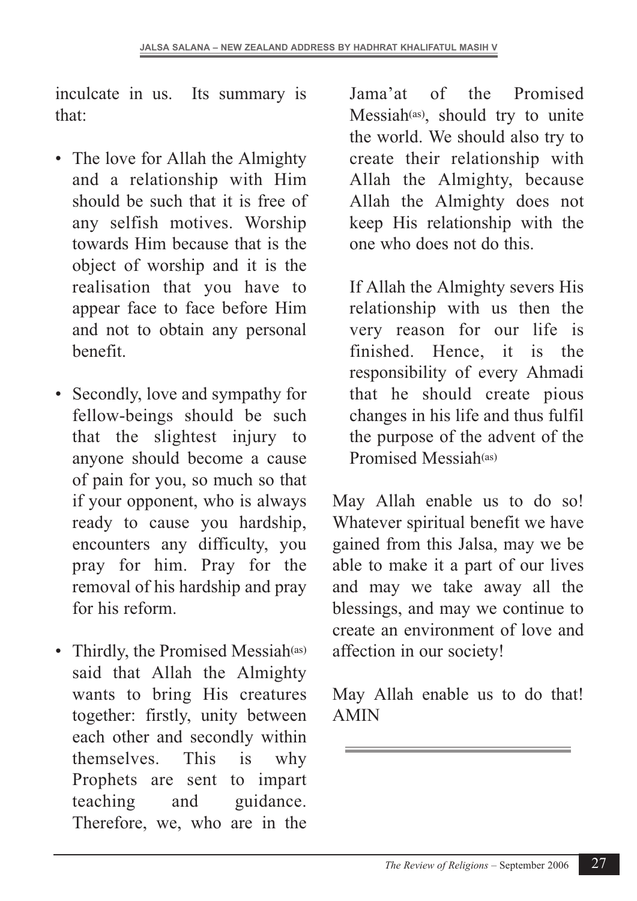inculcate in us. Its summary is that:

- The love for Allah the Almighty and a relationship with Him should be such that it is free of any selfish motives. Worship towards Him because that is the object of worship and it is the realisation that you have to appear face to face before Him and not to obtain any personal benefit.

- Secondly, love and sympathy for fellow-beings should be such that the slightest injury to anyone should become a cause of pain for you, so much so that if your opponent, who is always ready to cause you hardship, encounters any difficulty, you pray for him. Pray for the removal of his hardship and pray for his reform.

- Thirdly, the Promised Messiah(as) said that Allah the Almighty wants to bring His creatures together: firstly, unity between each other and secondly within themselves. This is why Prophets are sent to impart teaching and guidance. Therefore, we, who are in the Jama'at of the Promised Messiah(as), should try to unite the world. We should also try to create their relationship with Allah the Almighty, because Allah the Almighty does not keep His relationship with the one who does not do this.

  If Allah the Almighty severs His relationship with us then the very reason for our life is finished. Hence, it is the responsibility of every Ahmadi that he should create pious changes in his life and thus fulfil the purpose of the advent of the Promised Messiah(as)

May Allah enable us to do so! Whatever spiritual benefit we have gained from this Jalsa, may we be able to make it a part of our lives and may we take away all the blessings, and may we continue to create an environment of love and affection in our society!

May Allah enable us to do that! AMIN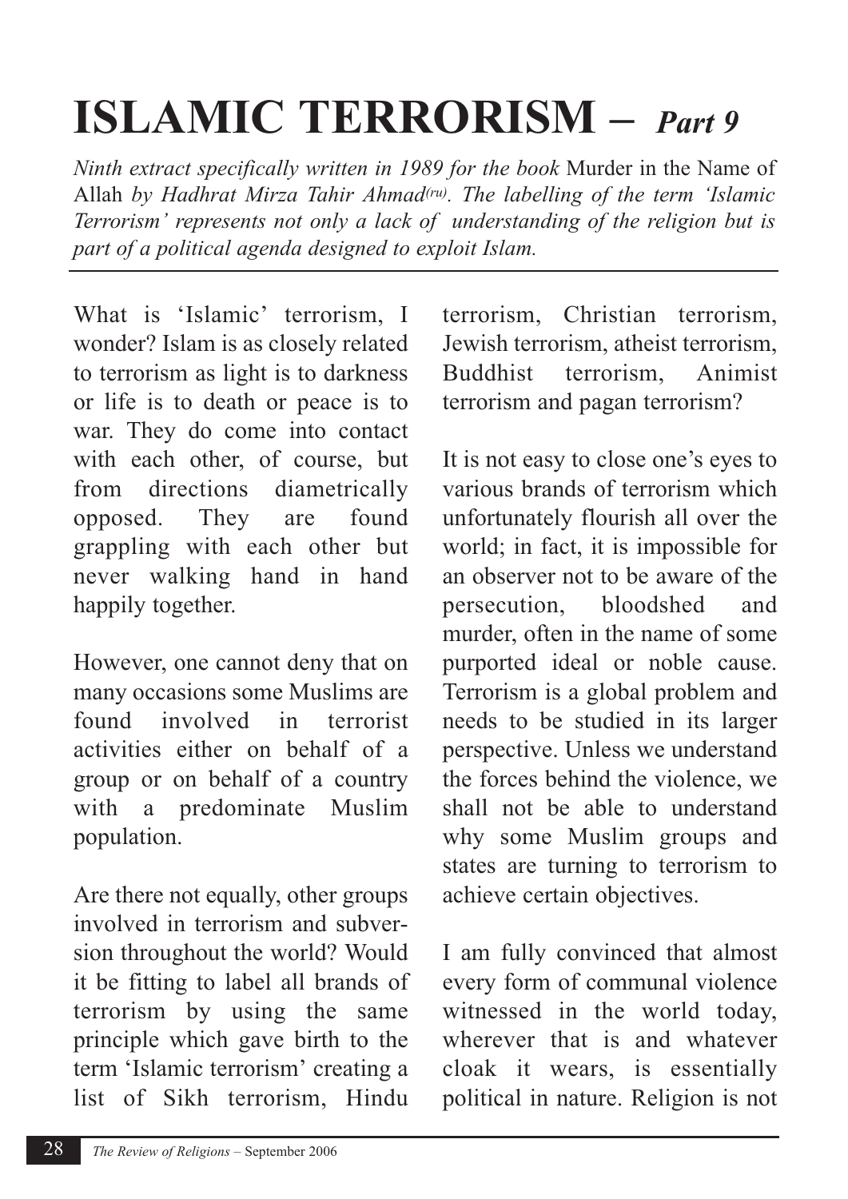# ISLAMIC TERRORISM – *Part 9*

*Ninth extract specifically written in 1989 for the book* Murder in the Name of Allah *by Hadhrat Mirza Tahir Ahmad(ru). The labelling of the term 'Islamic Terrorism' represents not only a lack of understanding of the religion but is part of a political agenda designed to exploit Islam.*

---

What is 'Islamic' terrorism, I wonder? Islam is as closely related to terrorism as light is to darkness or life is to death or peace is to war. They do come into contact with each other, of course, but from directions diametrically opposed. They are found grappling with each other but never walking hand in hand happily together.

However, one cannot deny that on many occasions some Muslims are found involved in terrorist activities either on behalf of a group or on behalf of a country with a predominate Muslim population.

Are there not equally, other groups involved in terrorism and subversion throughout the world? Would it be fitting to label all brands of terrorism by using the same principle which gave birth to the term 'Islamic terrorism' creating a list of Sikh terrorism, Hindu terrorism, Christian terrorism, Jewish terrorism, atheist terrorism, Buddhist terrorism, Animist terrorism and pagan terrorism?

It is not easy to close one's eyes to various brands of terrorism which unfortunately flourish all over the world; in fact, it is impossible for an observer not to be aware of the persecution, bloodshed and murder, often in the name of some purported ideal or noble cause. Terrorism is a global problem and needs to be studied in its larger perspective. Unless we understand the forces behind the violence, we shall not be able to understand why some Muslim groups and states are turning to terrorism to achieve certain objectives.

I am fully convinced that almost every form of communal violence witnessed in the world today, wherever that is and whatever cloak it wears, is essentially political in nature. Religion is not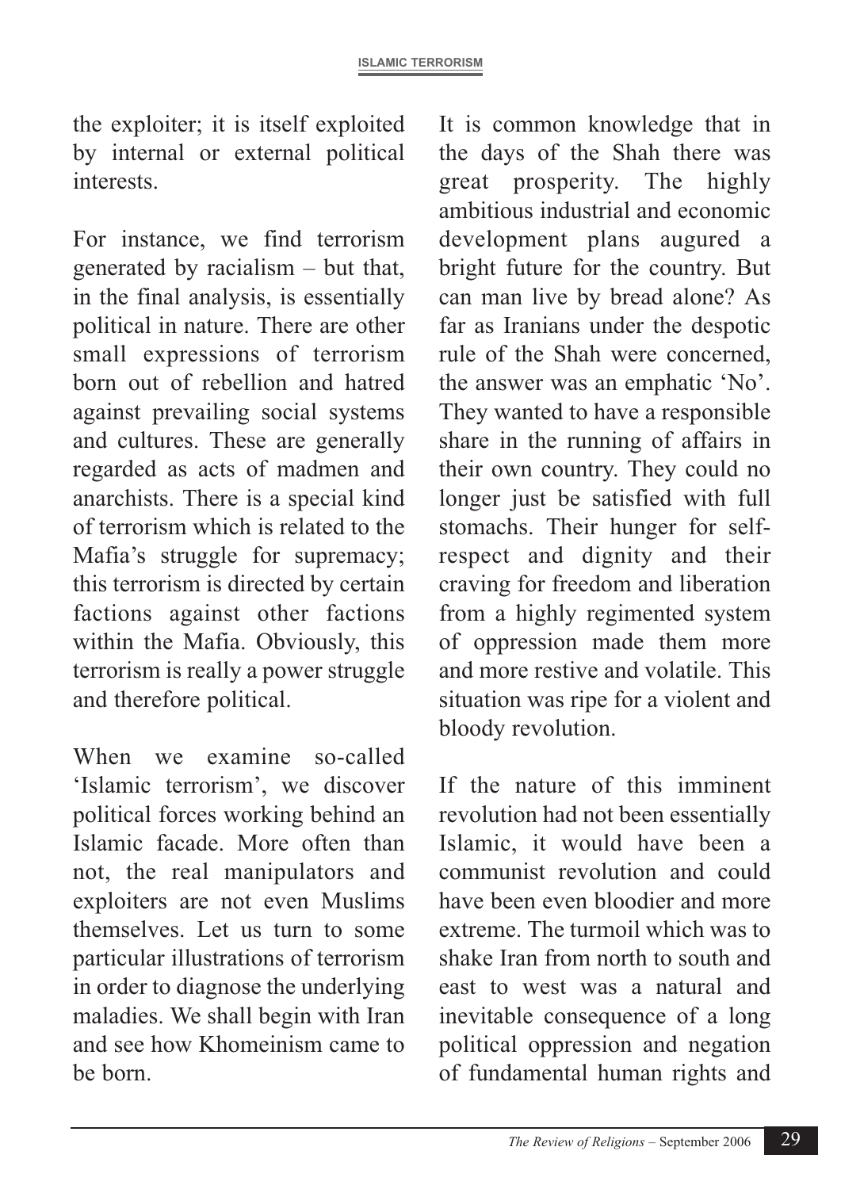the exploiter; it is itself exploited by internal or external political interests.

For instance, we find terrorism generated by racialism – but that, in the final analysis, is essentially political in nature. There are other small expressions of terrorism born out of rebellion and hatred against prevailing social systems and cultures. These are generally regarded as acts of madmen and anarchists. There is a special kind of terrorism which is related to the Mafia's struggle for supremacy; this terrorism is directed by certain factions against other factions within the Mafia. Obviously, this terrorism is really a power struggle and therefore political.

When we examine so-called 'Islamic terrorism', we discover political forces working behind an Islamic facade. More often than not, the real manipulators and exploiters are not even Muslims themselves. Let us turn to some particular illustrations of terrorism in order to diagnose the underlying maladies. We shall begin with Iran and see how Khomeinism came to be born.

It is common knowledge that in the days of the Shah there was great prosperity. The highly ambitious industrial and economic development plans augured a bright future for the country. But can man live by bread alone? As far as Iranians under the despotic rule of the Shah were concerned, the answer was an emphatic 'No'. They wanted to have a responsible share in the running of affairs in their own country. They could no longer just be satisfied with full stomachs. Their hunger for self-respect and dignity and their craving for freedom and liberation from a highly regimented system of oppression made them more and more restive and volatile. This situation was ripe for a violent and bloody revolution.

If the nature of this imminent revolution had not been essentially Islamic, it would have been a communist revolution and could have been even bloodier and more extreme. The turmoil which was to shake Iran from north to south and east to west was a natural and inevitable consequence of a long political oppression and negation of fundamental human rights and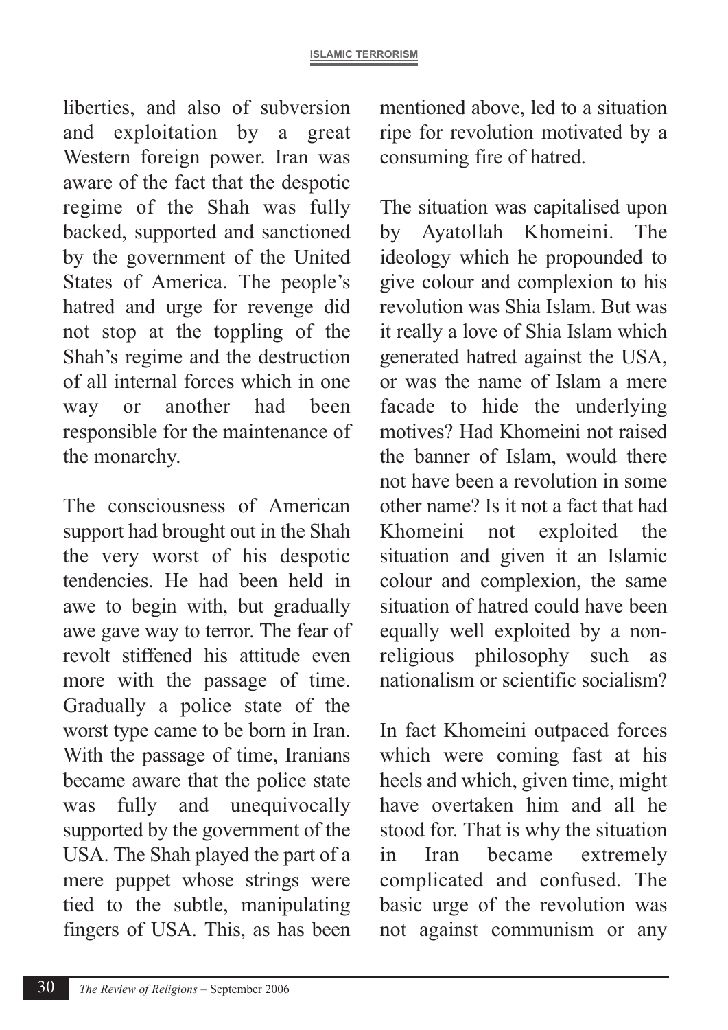liberties, and also of subversion and exploitation by a great Western foreign power. Iran was aware of the fact that the despotic regime of the Shah was fully backed, supported and sanctioned by the government of the United States of America. The people's hatred and urge for revenge did not stop at the toppling of the Shah's regime and the destruction of all internal forces which in one way or another had been responsible for the maintenance of the monarchy.

The consciousness of American support had brought out in the Shah the very worst of his despotic tendencies. He had been held in awe to begin with, but gradually awe gave way to terror. The fear of revolt stiffened his attitude even more with the passage of time. Gradually a police state of the worst type came to be born in Iran. With the passage of time, Iranians became aware that the police state was fully and unequivocally supported by the government of the USA. The Shah played the part of a mere puppet whose strings were tied to the subtle, manipulating fingers of USA. This, as has been mentioned above, led to a situation ripe for revolution motivated by a consuming fire of hatred.

The situation was capitalised upon by Ayatollah Khomeini. The ideology which he propounded to give colour and complexion to his revolution was Shia Islam. But was it really a love of Shia Islam which generated hatred against the USA, or was the name of Islam a mere facade to hide the underlying motives? Had Khomeini not raised the banner of Islam, would there not have been a revolution in some other name? Is it not a fact that had Khomeini not exploited the situation and given it an Islamic colour and complexion, the same situation of hatred could have been equally well exploited by a non-religious philosophy such as nationalism or scientific socialism?

In fact Khomeini outpaced forces which were coming fast at his heels and which, given time, might have overtaken him and all he stood for. That is why the situation in Iran became extremely complicated and confused. The basic urge of the revolution was not against communism or any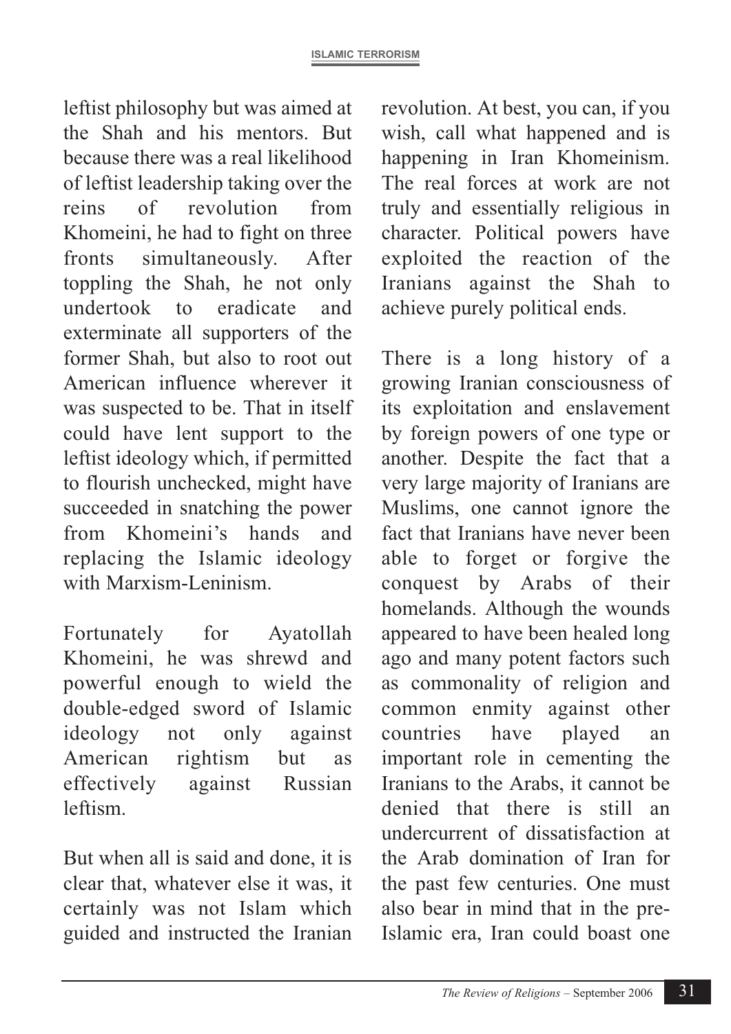leftist philosophy but was aimed at the Shah and his mentors. But because there was a real likelihood of leftist leadership taking over the reins of revolution from Khomeini, he had to fight on three fronts simultaneously. After toppling the Shah, he not only undertook to eradicate and exterminate all supporters of the former Shah, but also to root out American influence wherever it was suspected to be. That in itself could have lent support to the leftist ideology which, if permitted to flourish unchecked, might have succeeded in snatching the power from Khomeini's hands and replacing the Islamic ideology with Marxism-Leninism.

Fortunately for Ayatollah Khomeini, he was shrewd and powerful enough to wield the double-edged sword of Islamic ideology not only against American rightism but as effectively against Russian leftism.

But when all is said and done, it is clear that, whatever else it was, it certainly was not Islam which guided and instructed the Iranian revolution. At best, you can, if you wish, call what happened and is happening in Iran Khomeinism. The real forces at work are not truly and essentially religious in character. Political powers have exploited the reaction of the Iranians against the Shah to achieve purely political ends.

There is a long history of a growing Iranian consciousness of its exploitation and enslavement by foreign powers of one type or another. Despite the fact that a very large majority of Iranians are Muslims, one cannot ignore the fact that Iranians have never been able to forget or forgive the conquest by Arabs of their homelands. Although the wounds appeared to have been healed long ago and many potent factors such as commonality of religion and common enmity against other countries have played an important role in cementing the Iranians to the Arabs, it cannot be denied that there is still an undercurrent of dissatisfaction at the Arab domination of Iran for the past few centuries. One must also bear in mind that in the pre-Islamic era, Iran could boast one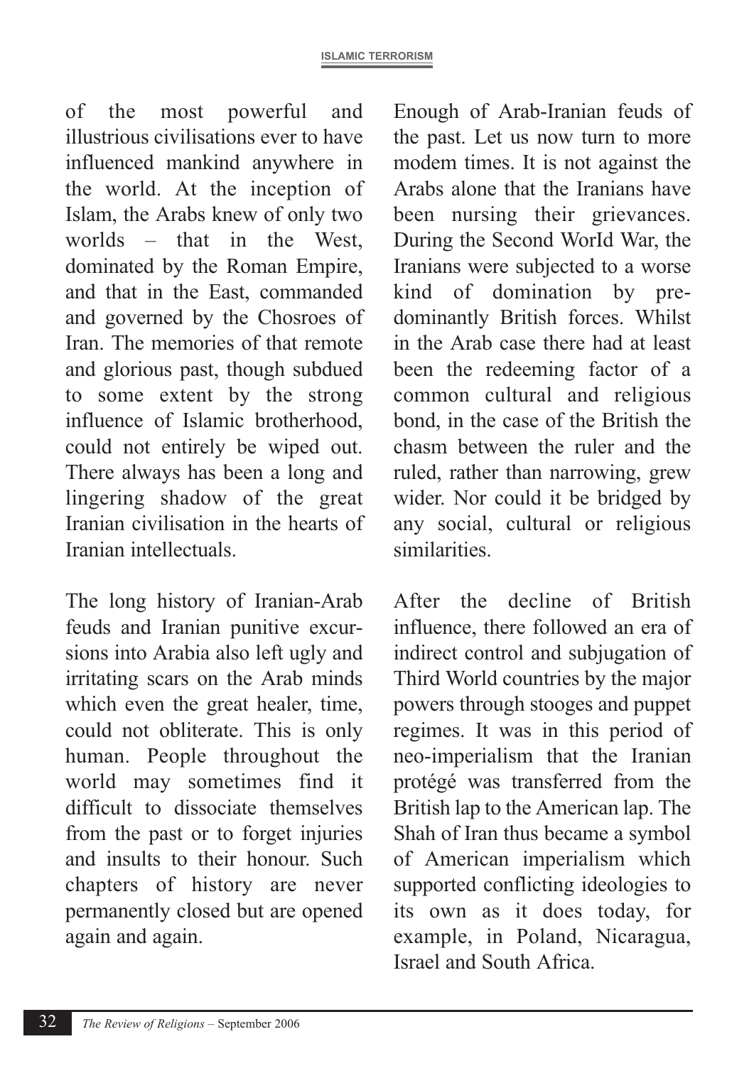of the most powerful and illustrious civilisations ever to have influenced mankind anywhere in the world. At the inception of Islam, the Arabs knew of only two worlds – that in the West, dominated by the Roman Empire, and that in the East, commanded and governed by the Chosroes of Iran. The memories of that remote and glorious past, though subdued to some extent by the strong influence of Islamic brotherhood, could not entirely be wiped out. There always has been a long and lingering shadow of the great Iranian civilisation in the hearts of Iranian intellectuals.

The long history of Iranian-Arab feuds and Iranian punitive excursions into Arabia also left ugly and irritating scars on the Arab minds which even the great healer, time, could not obliterate. This is only human. People throughout the world may sometimes find it difficult to dissociate themselves from the past or to forget injuries and insults to their honour. Such chapters of history are never permanently closed but are opened again and again.

Enough of Arab-Iranian feuds of the past. Let us now turn to more modem times. It is not against the Arabs alone that the Iranians have been nursing their grievances. During the Second WorId War, the Iranians were subjected to a worse kind of domination by predominantly British forces. Whilst in the Arab case there had at least been the redeeming factor of a common cultural and religious bond, in the case of the British the chasm between the ruler and the ruled, rather than narrowing, grew wider. Nor could it be bridged by any social, cultural or religious similarities.

After the decline of British influence, there followed an era of indirect control and subjugation of Third World countries by the major powers through stooges and puppet regimes. It was in this period of neo-imperialism that the Iranian protégé was transferred from the British lap to the American lap. The Shah of Iran thus became a symbol of American imperialism which supported conflicting ideologies to its own as it does today, for example, in Poland, Nicaragua, Israel and South Africa.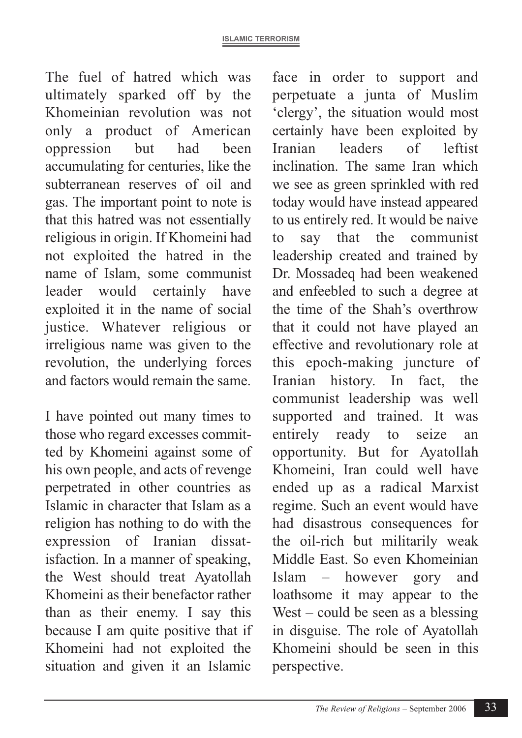The fuel of hatred which was ultimately sparked off by the Khomeinian revolution was not only a product of American oppression but had been accumulating for centuries, like the subterranean reserves of oil and gas. The important point to note is that this hatred was not essentially religious in origin. If Khomeini had not exploited the hatred in the name of Islam, some communist leader would certainly have exploited it in the name of social justice. Whatever religious or irreligious name was given to the revolution, the underlying forces and factors would remain the same.

I have pointed out many times to those who regard excesses committed by Khomeini against some of his own people, and acts of revenge perpetrated in other countries as Islamic in character that Islam as a religion has nothing to do with the expression of Iranian dissatisfaction. In a manner of speaking, the West should treat Ayatollah Khomeini as their benefactor rather than as their enemy. I say this because I am quite positive that if Khomeini had not exploited the situation and given it an Islamic face in order to support and perpetuate a junta of Muslim 'clergy', the situation would most certainly have been exploited by Iranian leaders of leftist inclination. The same Iran which we see as green sprinkled with red today would have instead appeared to us entirely red. It would be naive to say that the communist leadership created and trained by Dr. Mossadeq had been weakened and enfeebled to such a degree at the time of the Shah's overthrow that it could not have played an effective and revolutionary role at this epoch-making juncture of Iranian history. In fact, the communist leadership was well supported and trained. It was entirely ready to seize an opportunity. But for Ayatollah Khomeini, Iran could well have ended up as a radical Marxist regime. Such an event would have had disastrous consequences for the oil-rich but militarily weak Middle East. So even Khomeinian Islam – however gory and loathsome it may appear to the West – could be seen as a blessing in disguise. The role of Ayatollah Khomeini should be seen in this perspective.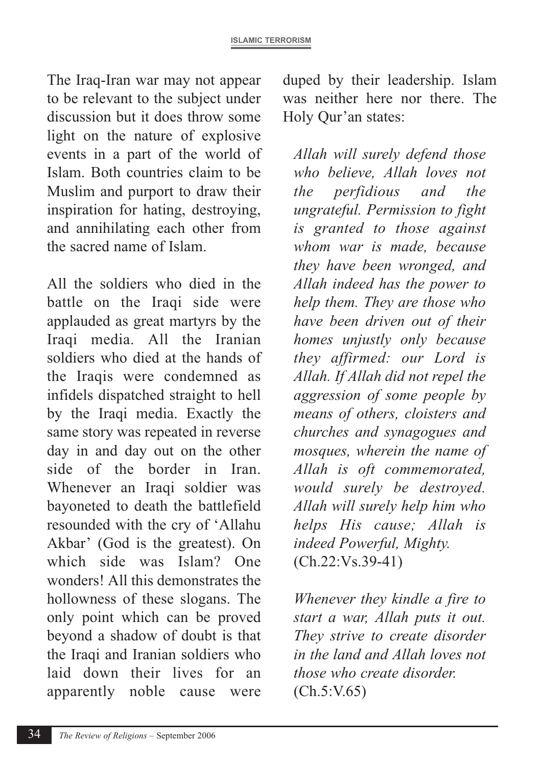The Iraq-Iran war may not appear to be relevant to the subject under discussion but it does throw some light on the nature of explosive events in a part of the world of Islam. Both countries claim to be Muslim and purport to draw their inspiration for hating, destroying, and annihilating each other from the sacred name of Islam.

All the soldiers who died in the battle on the Iraqi side were applauded as great martyrs by the Iraqi media. All the Iranian soldiers who died at the hands of the Iraqis were condemned as infidels dispatched straight to hell by the Iraqi media. Exactly the same story was repeated in reverse day in and day out on the other side of the border in Iran. Whenever an Iraqi soldier was bayoneted to death the battlefield resounded with the cry of 'Allahu Akbar' (God is the greatest). On which side was Islam? One wonders! All this demonstrates the hollowness of these slogans. The only point which can be proved beyond a shadow of doubt is that the Iraqi and Iranian soldiers who laid down their lives for an apparently noble cause were duped by their leadership. Islam was neither here nor there. The Holy Qur'an states:

> *Allah will surely defend those who believe, Allah loves not the perfidious and the ungrateful. Permission to fight is granted to those against whom war is made, because they have been wronged, and Allah indeed has the power to help them. They are those who have been driven out of their homes unjustly only because they affirmed: our Lord is Allah. If Allah did not repel the aggression of some people by means of others, cloisters and churches and synagogues and mosques, wherein the name of Allah is oft commemorated, would surely be destroyed. Allah will surely help him who helps His cause; Allah is indeed Powerful, Mighty.*
> (Ch.22:Vs.39-41)

> *Whenever they kindle a fire to start a war, Allah puts it out. They strive to create disorder in the land and Allah loves not those who create disorder.*
> (Ch.5:V.65)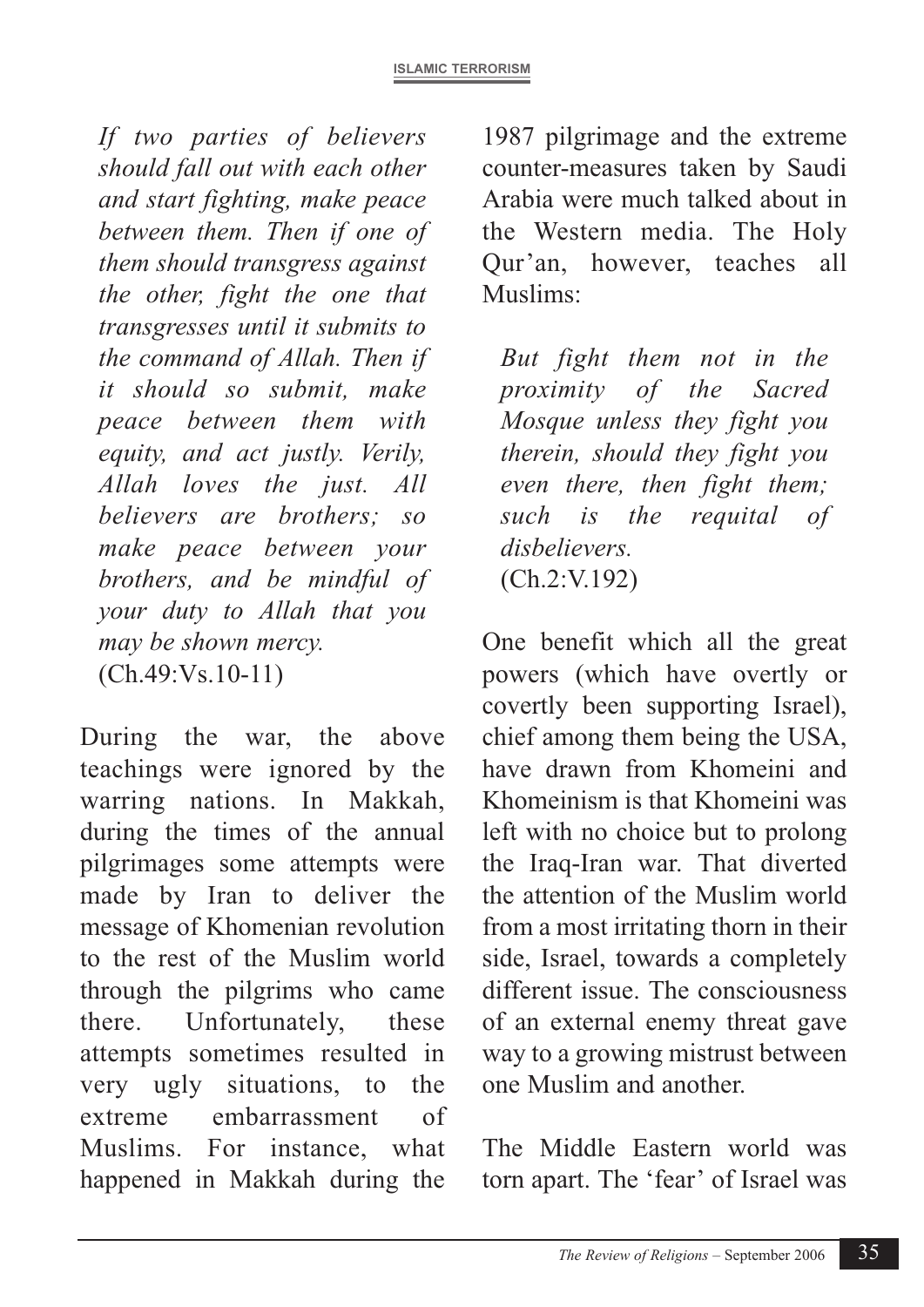*If two parties of believers should fall out with each other and start fighting, make peace between them. Then if one of them should transgress against the other, fight the one that transgresses until it submits to the command of Allah. Then if it should so submit, make peace between them with equity, and act justly. Verily, Allah loves the just. All believers are brothers; so make peace between your brothers, and be mindful of your duty to Allah that you may be shown mercy.*
(Ch.49:Vs.10-11)

During the war, the above teachings were ignored by the warring nations. In Makkah, during the times of the annual pilgrimages some attempts were made by Iran to deliver the message of Khomenian revolution to the rest of the Muslim world through the pilgrims who came there. Unfortunately, these attempts sometimes resulted in very ugly situations, to the extreme embarrassment of Muslims. For instance, what happened in Makkah during the 1987 pilgrimage and the extreme counter-measures taken by Saudi Arabia were much talked about in the Western media. The Holy Qur'an, however, teaches all Muslims:

*But fight them not in the proximity of the Sacred Mosque unless they fight you therein, should they fight you even there, then fight them; such is the requital of disbelievers.*
(Ch.2:V.192)

One benefit which all the great powers (which have overtly or covertly been supporting Israel), chief among them being the USA, have drawn from Khomeini and Khomeinism is that Khomeini was left with no choice but to prolong the Iraq-Iran war. That diverted the attention of the Muslim world from a most irritating thorn in their side, Israel, towards a completely different issue. The consciousness of an external enemy threat gave way to a growing mistrust between one Muslim and another.

The Middle Eastern world was torn apart. The 'fear' of Israel was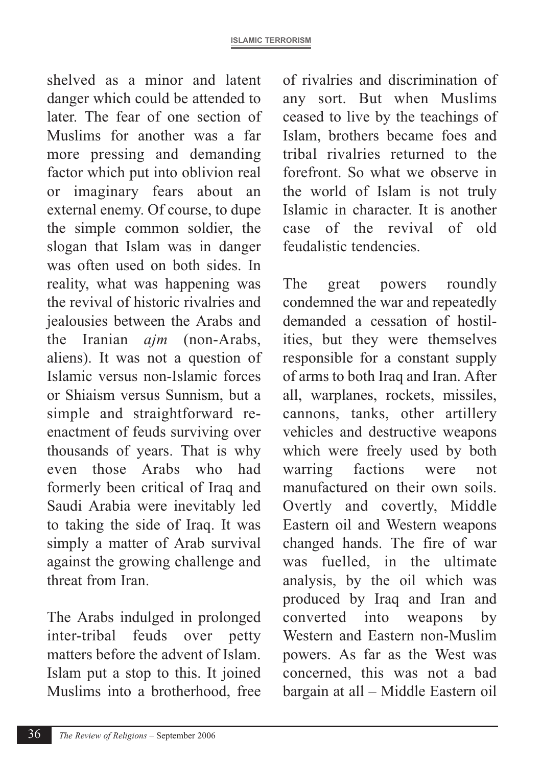shelved as a minor and latent danger which could be attended to later. The fear of one section of Muslims for another was a far more pressing and demanding factor which put into oblivion real or imaginary fears about an external enemy. Of course, to dupe the simple common soldier, the slogan that Islam was in danger was often used on both sides. In reality, what was happening was the revival of historic rivalries and jealousies between the Arabs and the Iranian *ajm* (non-Arabs, aliens). It was not a question of Islamic versus non-Islamic forces or Shiaism versus Sunnism, but a simple and straightforward re-enactment of feuds surviving over thousands of years. That is why even those Arabs who had formerly been critical of Iraq and Saudi Arabia were inevitably led to taking the side of Iraq. It was simply a matter of Arab survival against the growing challenge and threat from Iran.

The Arabs indulged in prolonged inter-tribal feuds over petty matters before the advent of Islam. Islam put a stop to this. It joined Muslims into a brotherhood, free of rivalries and discrimination of any sort. But when Muslims ceased to live by the teachings of Islam, brothers became foes and tribal rivalries returned to the forefront. So what we observe in the world of Islam is not truly Islamic in character. It is another case of the revival of old feudalistic tendencies.

The great powers roundly condemned the war and repeatedly demanded a cessation of hostilities, but they were themselves responsible for a constant supply of arms to both Iraq and Iran. After all, warplanes, rockets, missiles, cannons, tanks, other artillery vehicles and destructive weapons which were freely used by both warring factions were not manufactured on their own soils. Overtly and covertly, Middle Eastern oil and Western weapons changed hands. The fire of war was fuelled, in the ultimate analysis, by the oil which was produced by Iraq and Iran and converted into weapons by Western and Eastern non-Muslim powers. As far as the West was concerned, this was not a bad bargain at all – Middle Eastern oil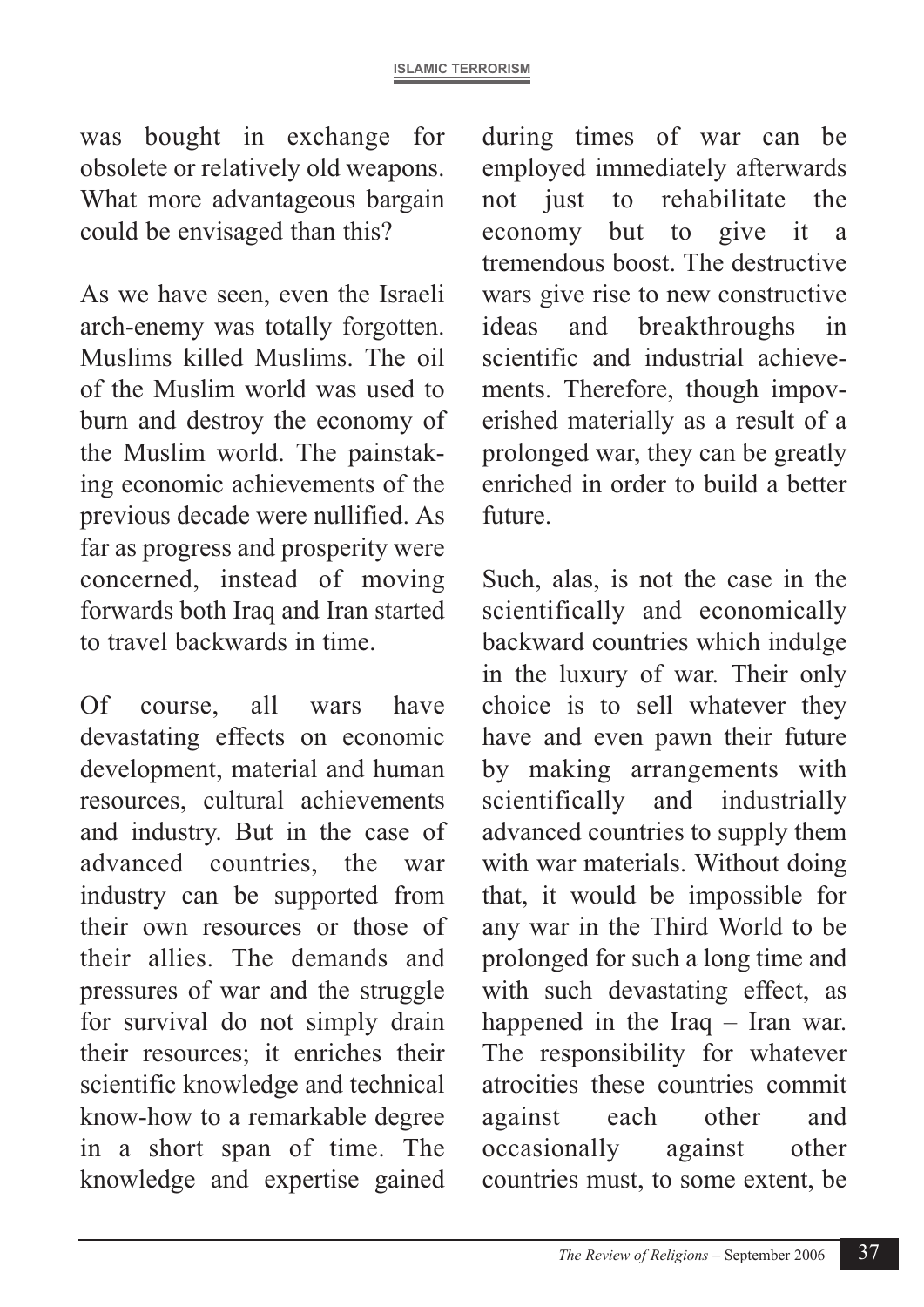was bought in exchange for obsolete or relatively old weapons. What more advantageous bargain could be envisaged than this?

As we have seen, even the Israeli arch-enemy was totally forgotten. Muslims killed Muslims. The oil of the Muslim world was used to burn and destroy the economy of the Muslim world. The painstaking economic achievements of the previous decade were nullified. As far as progress and prosperity were concerned, instead of moving forwards both Iraq and Iran started to travel backwards in time.

Of course, all wars have devastating effects on economic development, material and human resources, cultural achievements and industry. But in the case of advanced countries, the war industry can be supported from their own resources or those of their allies. The demands and pressures of war and the struggle for survival do not simply drain their resources; it enriches their scientific knowledge and technical know-how to a remarkable degree in a short span of time. The knowledge and expertise gained during times of war can be employed immediately afterwards not just to rehabilitate the economy but to give it a tremendous boost. The destructive wars give rise to new constructive ideas and breakthroughs in scientific and industrial achievements. Therefore, though impoverished materially as a result of a prolonged war, they can be greatly enriched in order to build a better future.

Such, alas, is not the case in the scientifically and economically backward countries which indulge in the luxury of war. Their only choice is to sell whatever they have and even pawn their future by making arrangements with scientifically and industrially advanced countries to supply them with war materials. Without doing that, it would be impossible for any war in the Third World to be prolonged for such a long time and with such devastating effect, as happened in the Iraq – Iran war. The responsibility for whatever atrocities these countries commit against each other and occasionally against other countries must, to some extent, be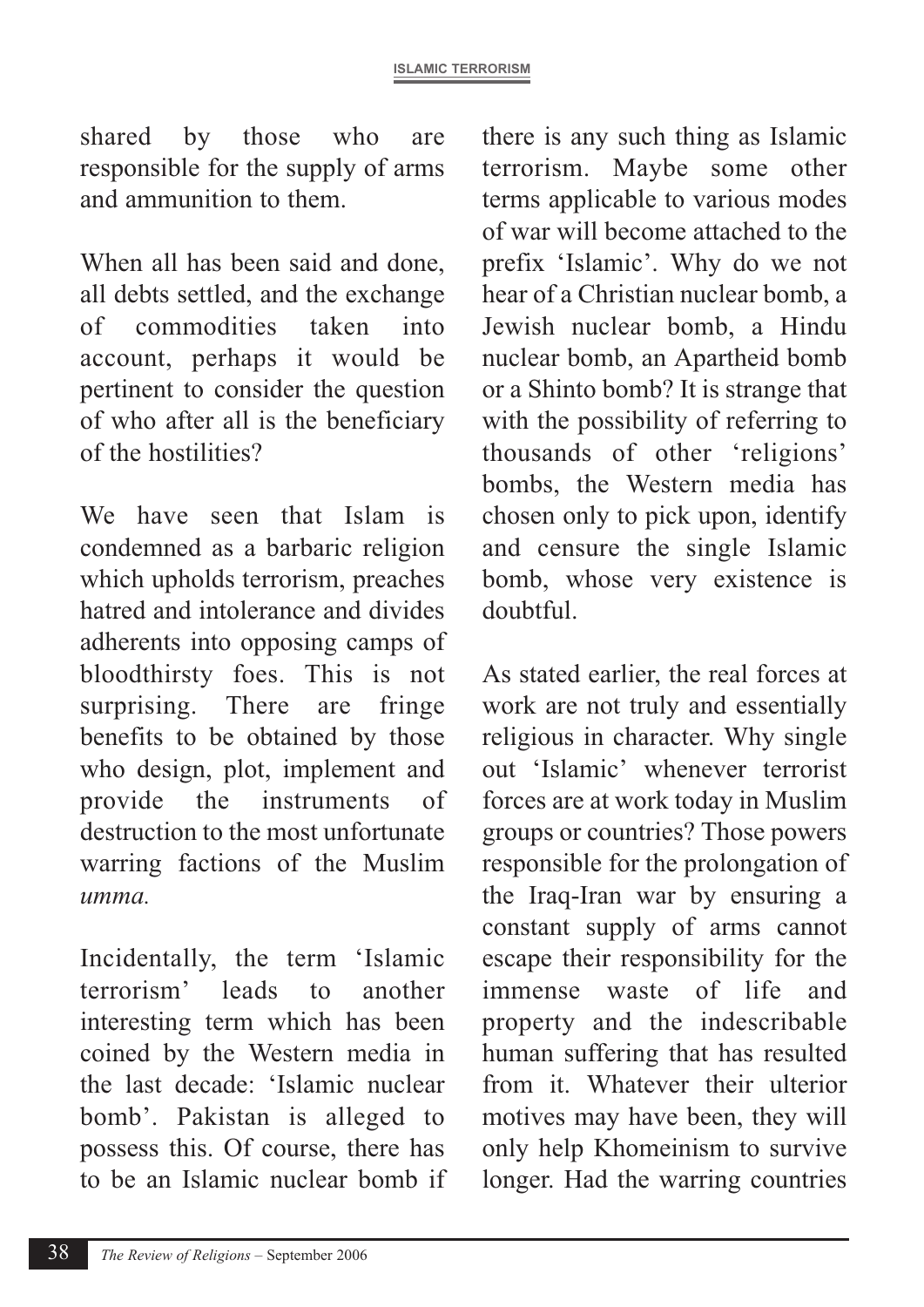shared by those who are responsible for the supply of arms and ammunition to them.

When all has been said and done, all debts settled, and the exchange of commodities taken into account, perhaps it would be pertinent to consider the question of who after all is the beneficiary of the hostilities?

We have seen that Islam is condemned as a barbaric religion which upholds terrorism, preaches hatred and intolerance and divides adherents into opposing camps of bloodthirsty foes. This is not surprising. There are fringe benefits to be obtained by those who design, plot, implement and provide the instruments of destruction to the most unfortunate warring factions of the Muslim *umma.*

Incidentally, the term 'Islamic terrorism' leads to another interesting term which has been coined by the Western media in the last decade: 'Islamic nuclear bomb'. Pakistan is alleged to possess this. Of course, there has to be an Islamic nuclear bomb if there is any such thing as Islamic terrorism. Maybe some other terms applicable to various modes of war will become attached to the prefix 'Islamic'. Why do we not hear of a Christian nuclear bomb, a Jewish nuclear bomb, a Hindu nuclear bomb, an Apartheid bomb or a Shinto bomb? It is strange that with the possibility of referring to thousands of other 'religions' bombs, the Western media has chosen only to pick upon, identify and censure the single Islamic bomb, whose very existence is doubtful.

As stated earlier, the real forces at work are not truly and essentially religious in character. Why single out 'Islamic' whenever terrorist forces are at work today in Muslim groups or countries? Those powers responsible for the prolongation of the Iraq-Iran war by ensuring a constant supply of arms cannot escape their responsibility for the immense waste of life and property and the indescribable human suffering that has resulted from it. Whatever their ulterior motives may have been, they will only help Khomeinism to survive longer. Had the warring countries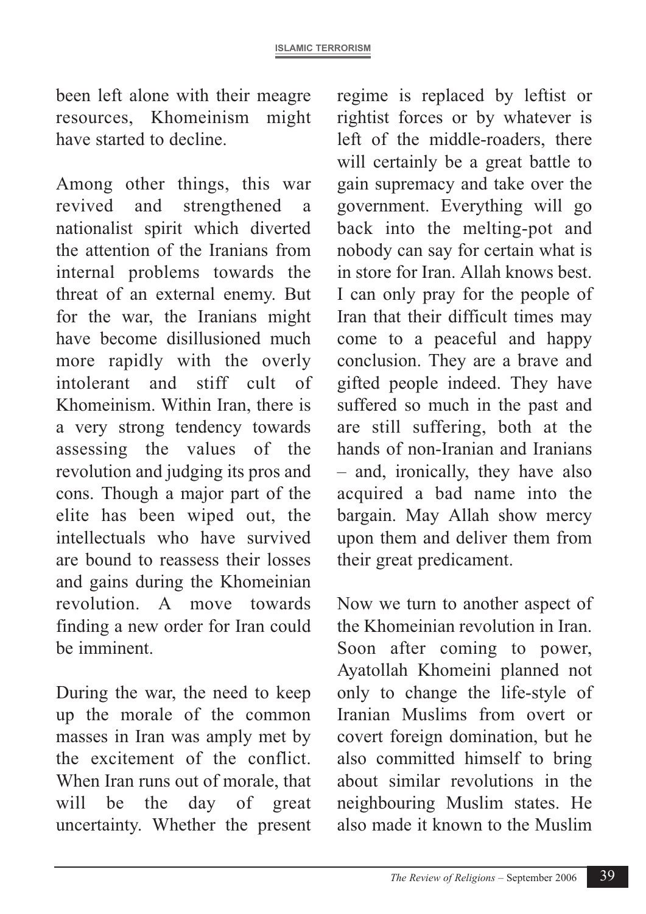been left alone with their meagre resources, Khomeinism might have started to decline.

Among other things, this war revived and strengthened a nationalist spirit which diverted the attention of the Iranians from internal problems towards the threat of an external enemy. But for the war, the Iranians might have become disillusioned much more rapidly with the overly intolerant and stiff cult of Khomeinism. Within Iran, there is a very strong tendency towards assessing the values of the revolution and judging its pros and cons. Though a major part of the elite has been wiped out, the intellectuals who have survived are bound to reassess their losses and gains during the Khomeinian revolution. A move towards finding a new order for Iran could be imminent.

During the war, the need to keep up the morale of the common masses in Iran was amply met by the excitement of the conflict. When Iran runs out of morale, that will be the day of great uncertainty. Whether the present regime is replaced by leftist or rightist forces or by whatever is left of the middle-roaders, there will certainly be a great battle to gain supremacy and take over the government. Everything will go back into the melting-pot and nobody can say for certain what is in store for Iran. Allah knows best. I can only pray for the people of Iran that their difficult times may come to a peaceful and happy conclusion. They are a brave and gifted people indeed. They have suffered so much in the past and are still suffering, both at the hands of non-Iranian and Iranians – and, ironically, they have also acquired a bad name into the bargain. May Allah show mercy upon them and deliver them from their great predicament.

Now we turn to another aspect of the Khomeinian revolution in Iran. Soon after coming to power, Ayatollah Khomeini planned not only to change the life-style of Iranian Muslims from overt or covert foreign domination, but he also committed himself to bring about similar revolutions in the neighbouring Muslim states. He also made it known to the Muslim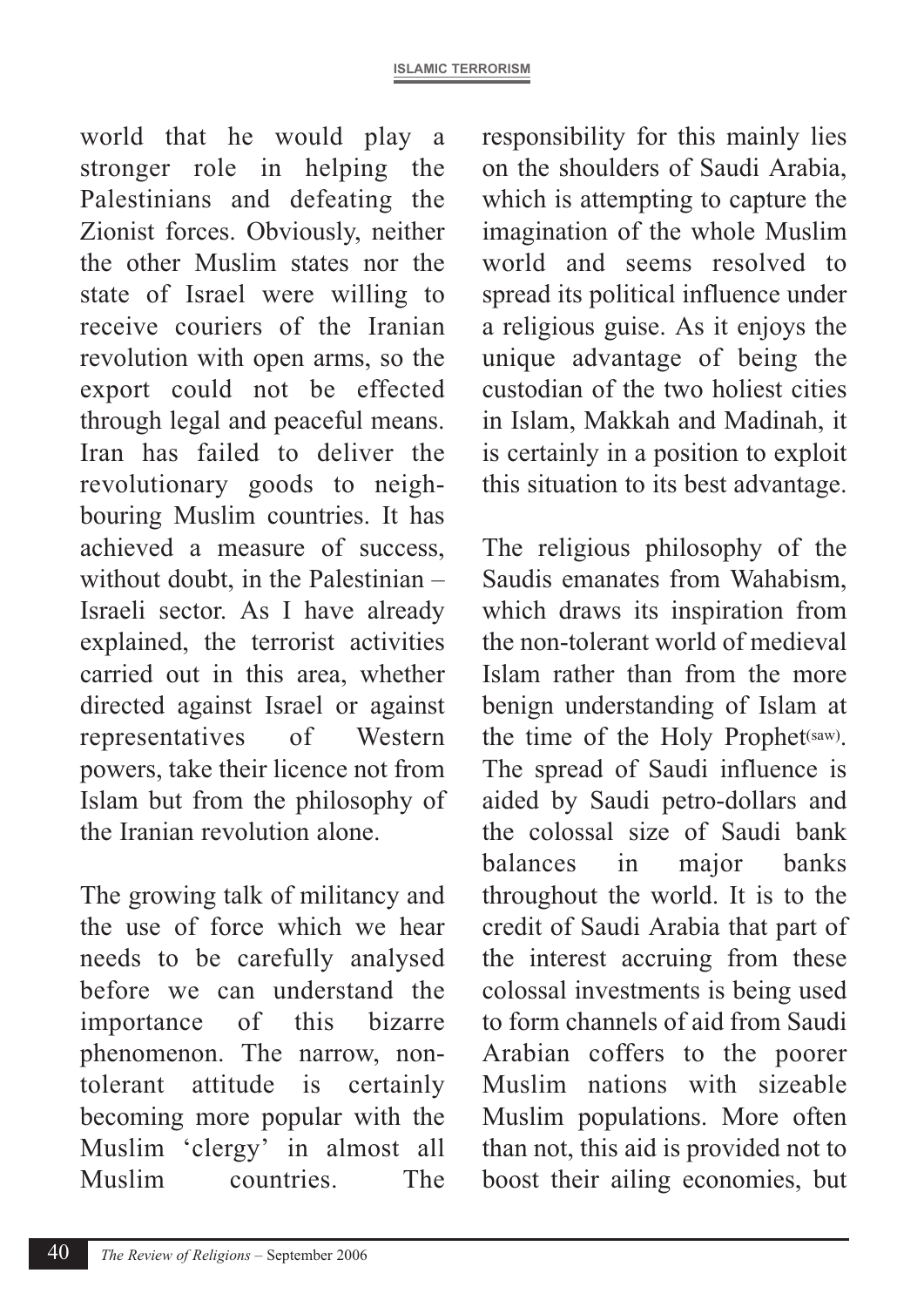world that he would play a stronger role in helping the Palestinians and defeating the Zionist forces. Obviously, neither the other Muslim states nor the state of Israel were willing to receive couriers of the Iranian revolution with open arms, so the export could not be effected through legal and peaceful means. Iran has failed to deliver the revolutionary goods to neighbouring Muslim countries. It has achieved a measure of success, without doubt, in the Palestinian – Israeli sector. As I have already explained, the terrorist activities carried out in this area, whether directed against Israel or against representatives of Western powers, take their licence not from Islam but from the philosophy of the Iranian revolution alone.

The growing talk of militancy and the use of force which we hear needs to be carefully analysed before we can understand the importance of this bizarre phenomenon. The narrow, non-tolerant attitude is certainly becoming more popular with the Muslim 'clergy' in almost all Muslim countries. The responsibility for this mainly lies on the shoulders of Saudi Arabia, which is attempting to capture the imagination of the whole Muslim world and seems resolved to spread its political influence under a religious guise. As it enjoys the unique advantage of being the custodian of the two holiest cities in Islam, Makkah and Madinah, it is certainly in a position to exploit this situation to its best advantage.

The religious philosophy of the Saudis emanates from Wahabism, which draws its inspiration from the non-tolerant world of medieval Islam rather than from the more benign understanding of Islam at the time of the Holy Prophet(saw). The spread of Saudi influence is aided by Saudi petro-dollars and the colossal size of Saudi bank balances in major banks throughout the world. It is to the credit of Saudi Arabia that part of the interest accruing from these colossal investments is being used to form channels of aid from Saudi Arabian coffers to the poorer Muslim nations with sizeable Muslim populations. More often than not, this aid is provided not to boost their ailing economies, but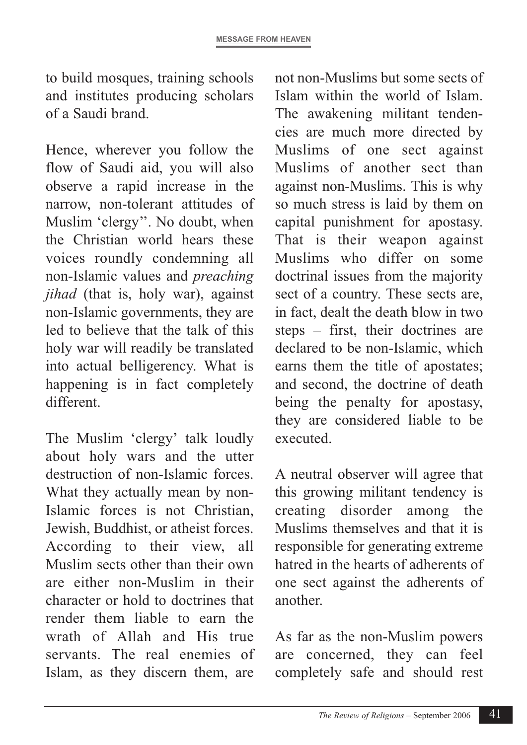to build mosques, training schools and institutes producing scholars of a Saudi brand.

Hence, wherever you follow the flow of Saudi aid, you will also observe a rapid increase in the narrow, non-tolerant attitudes of Muslim 'clergy''. No doubt, when the Christian world hears these voices roundly condemning all non-Islamic values and *preaching jihad* (that is, holy war), against non-Islamic governments, they are led to believe that the talk of this holy war will readily be translated into actual belligerency. What is happening is in fact completely different.

The Muslim 'clergy' talk loudly about holy wars and the utter destruction of non-Islamic forces. What they actually mean by non-Islamic forces is not Christian, Jewish, Buddhist, or atheist forces. According to their view, all Muslim sects other than their own are either non-Muslim in their character or hold to doctrines that render them liable to earn the wrath of Allah and His true servants. The real enemies of Islam, as they discern them, are not non-Muslims but some sects of Islam within the world of Islam. The awakening militant tendencies are much more directed by Muslims of one sect against Muslims of another sect than against non-Muslims. This is why so much stress is laid by them on capital punishment for apostasy. That is their weapon against Muslims who differ on some doctrinal issues from the majority sect of a country. These sects are, in fact, dealt the death blow in two steps – first, their doctrines are declared to be non-Islamic, which earns them the title of apostates; and second, the doctrine of death being the penalty for apostasy, they are considered liable to be executed.

A neutral observer will agree that this growing militant tendency is creating disorder among the Muslims themselves and that it is responsible for generating extreme hatred in the hearts of adherents of one sect against the adherents of another.

As far as the non-Muslim powers are concerned, they can feel completely safe and should rest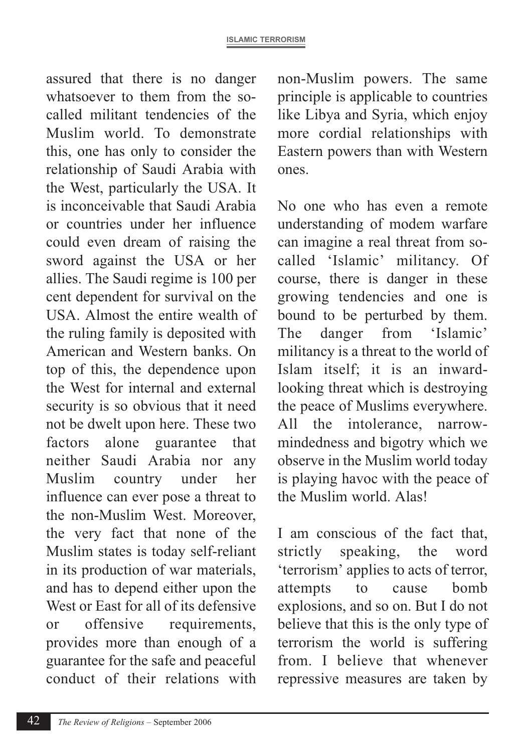assured that there is no danger whatsoever to them from the so-called militant tendencies of the Muslim world. To demonstrate this, one has only to consider the relationship of Saudi Arabia with the West, particularly the USA. It is inconceivable that Saudi Arabia or countries under her influence could even dream of raising the sword against the USA or her allies. The Saudi regime is 100 per cent dependent for survival on the USA. Almost the entire wealth of the ruling family is deposited with American and Western banks. On top of this, the dependence upon the West for internal and external security is so obvious that it need not be dwelt upon here. These two factors alone guarantee that neither Saudi Arabia nor any Muslim country under her influence can ever pose a threat to the non-Muslim West. Moreover, the very fact that none of the Muslim states is today self-reliant in its production of war materials, and has to depend either upon the West or East for all of its defensive or offensive requirements, provides more than enough of a guarantee for the safe and peaceful conduct of their relations with non-Muslim powers. The same principle is applicable to countries like Libya and Syria, which enjoy more cordial relationships with Eastern powers than with Western ones.

No one who has even a remote understanding of modem warfare can imagine a real threat from so-called 'Islamic' militancy. Of course, there is danger in these growing tendencies and one is bound to be perturbed by them. The danger from 'Islamic' militancy is a threat to the world of Islam itself; it is an inward-looking threat which is destroying the peace of Muslims everywhere. All the intolerance, narrow-mindedness and bigotry which we observe in the Muslim world today is playing havoc with the peace of the Muslim world. Alas!

I am conscious of the fact that, strictly speaking, the word 'terrorism' applies to acts of terror, attempts to cause bomb explosions, and so on. But I do not believe that this is the only type of terrorism the world is suffering from. I believe that whenever repressive measures are taken by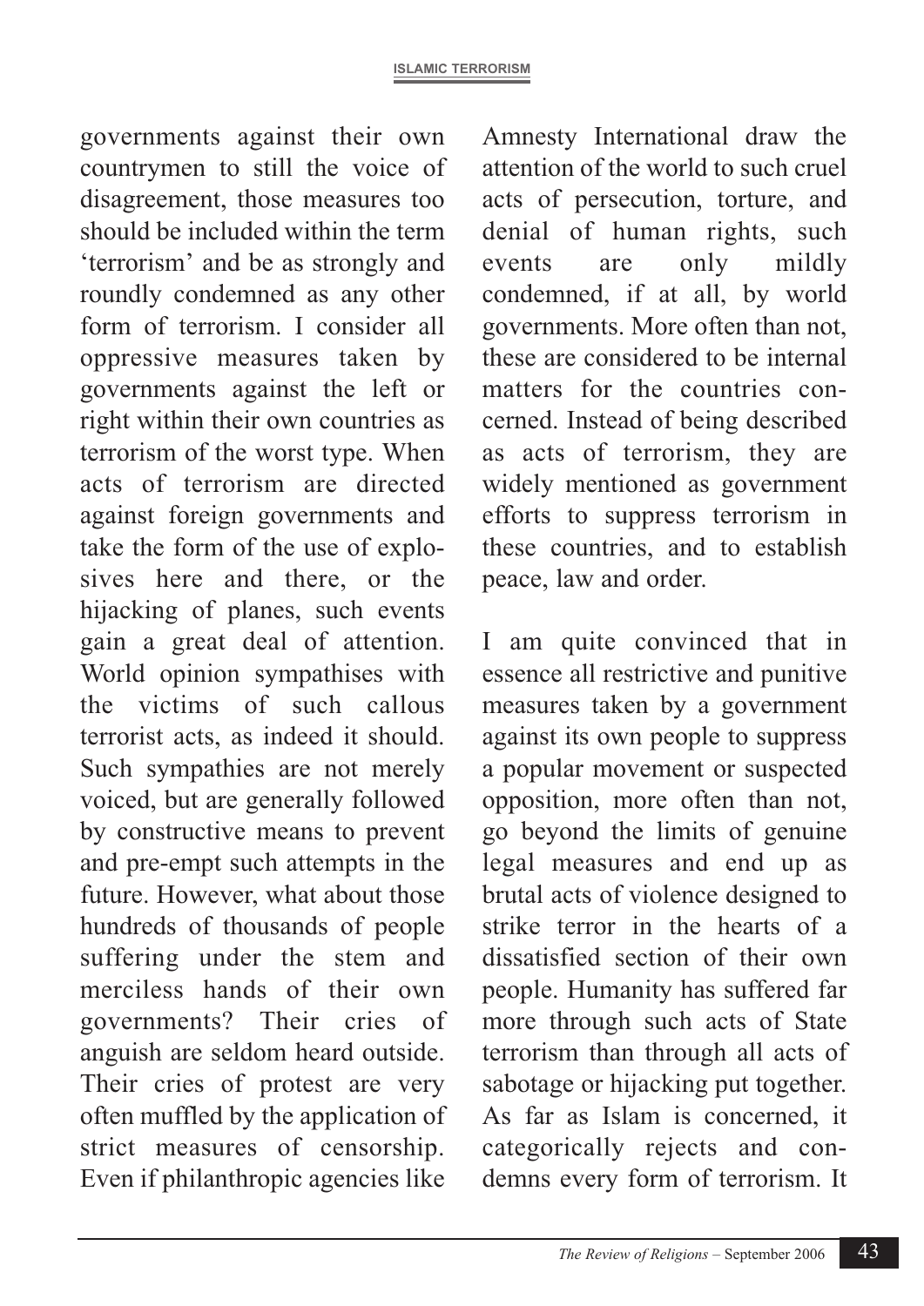governments against their own countrymen to still the voice of disagreement, those measures too should be included within the term 'terrorism' and be as strongly and roundly condemned as any other form of terrorism. I consider all oppressive measures taken by governments against the left or right within their own countries as terrorism of the worst type. When acts of terrorism are directed against foreign governments and take the form of the use of explosives here and there, or the hijacking of planes, such events gain a great deal of attention. World opinion sympathises with the victims of such callous terrorist acts, as indeed it should. Such sympathies are not merely voiced, but are generally followed by constructive means to prevent and pre-empt such attempts in the future. However, what about those hundreds of thousands of people suffering under the stem and merciless hands of their own governments? Their cries of anguish are seldom heard outside. Their cries of protest are very often muffled by the application of strict measures of censorship. Even if philanthropic agencies like Amnesty International draw the attention of the world to such cruel acts of persecution, torture, and denial of human rights, such events are only mildly condemned, if at all, by world governments. More often than not, these are considered to be internal matters for the countries concerned. Instead of being described as acts of terrorism, they are widely mentioned as government efforts to suppress terrorism in these countries, and to establish peace, law and order.

I am quite convinced that in essence all restrictive and punitive measures taken by a government against its own people to suppress a popular movement or suspected opposition, more often than not, go beyond the limits of genuine legal measures and end up as brutal acts of violence designed to strike terror in the hearts of a dissatisfied section of their own people. Humanity has suffered far more through such acts of State terrorism than through all acts of sabotage or hijacking put together. As far as Islam is concerned, it categorically rejects and condemns every form of terrorism. It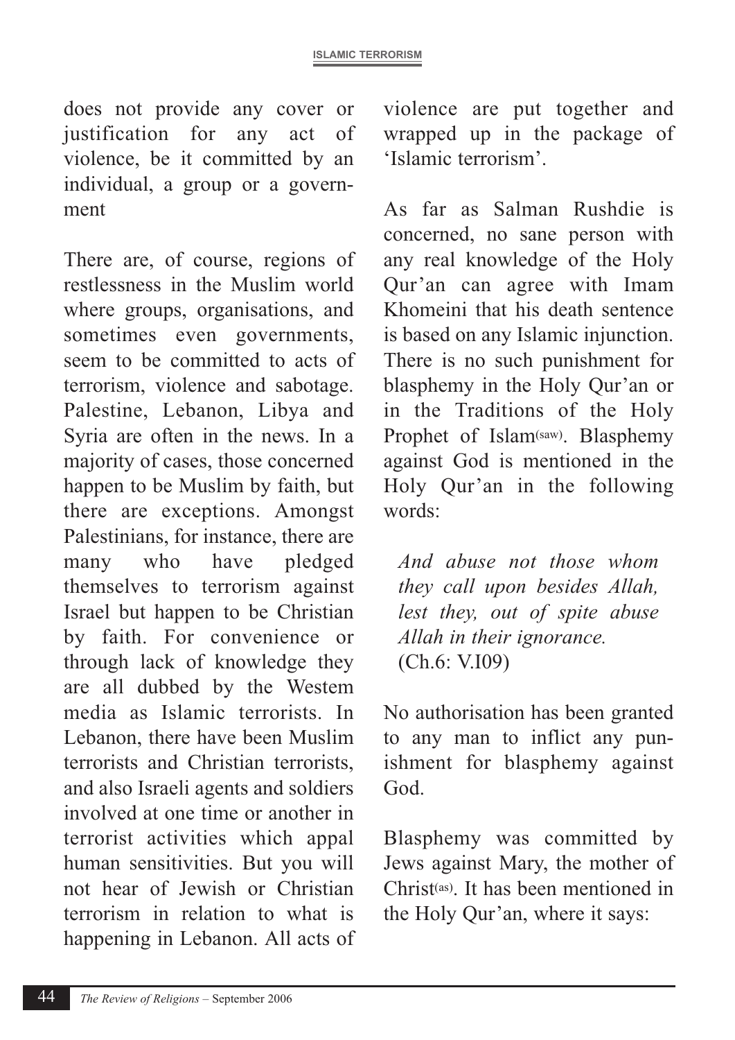does not provide any cover or justification for any act of violence, be it committed by an individual, a group or a government

There are, of course, regions of restlessness in the Muslim world where groups, organisations, and sometimes even governments, seem to be committed to acts of terrorism, violence and sabotage. Palestine, Lebanon, Libya and Syria are often in the news. In a majority of cases, those concerned happen to be Muslim by faith, but there are exceptions. Amongst Palestinians, for instance, there are many who have pledged themselves to terrorism against Israel but happen to be Christian by faith. For convenience or through lack of knowledge they are all dubbed by the Westem media as Islamic terrorists. In Lebanon, there have been Muslim terrorists and Christian terrorists, and also Israeli agents and soldiers involved at one time or another in terrorist activities which appal human sensitivities. But you will not hear of Jewish or Christian terrorism in relation to what is happening in Lebanon. All acts of violence are put together and wrapped up in the package of 'Islamic terrorism'.

As far as Salman Rushdie is concerned, no sane person with any real knowledge of the Holy Qur'an can agree with Imam Khomeini that his death sentence is based on any Islamic injunction. There is no such punishment for blasphemy in the Holy Qur'an or in the Traditions of the Holy Prophet of Islam(saw). Blasphemy against God is mentioned in the Holy Qur'an in the following words:

> *And abuse not those whom they call upon besides Allah, lest they, out of spite abuse Allah in their ignorance.*
> (Ch.6: V.I09)

No authorisation has been granted to any man to inflict any punishment for blasphemy against God.

Blasphemy was committed by Jews against Mary, the mother of Christ(as). It has been mentioned in the Holy Qur'an, where it says: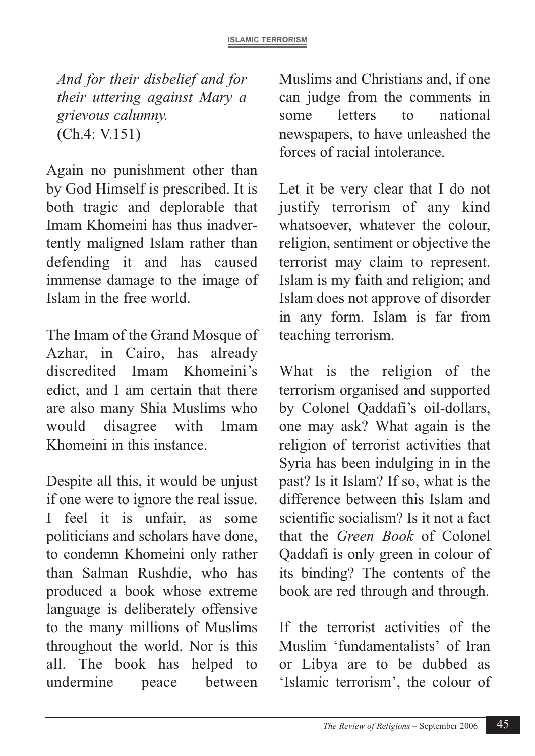*And for their disbelief and for their uttering against Mary a grievous calumny.*
(Ch.4: V.151)

Again no punishment other than by God Himself is prescribed. It is both tragic and deplorable that Imam Khomeini has thus inadvertently maligned Islam rather than defending it and has caused immense damage to the image of Islam in the free world.

The Imam of the Grand Mosque of Azhar, in Cairo, has already discredited Imam Khomeini's edict, and I am certain that there are also many Shia Muslims who would disagree with Imam Khomeini in this instance.

Despite all this, it would be unjust if one were to ignore the real issue. I feel it is unfair, as some politicians and scholars have done, to condemn Khomeini only rather than Salman Rushdie, who has produced a book whose extreme language is deliberately offensive to the many millions of Muslims throughout the world. Nor is this all. The book has helped to undermine peace between Muslims and Christians and, if one can judge from the comments in some letters to national newspapers, to have unleashed the forces of racial intolerance.

Let it be very clear that I do not justify terrorism of any kind whatsoever, whatever the colour, religion, sentiment or objective the terrorist may claim to represent. Islam is my faith and religion; and Islam does not approve of disorder in any form. Islam is far from teaching terrorism.

What is the religion of the terrorism organised and supported by Colonel Qaddafi's oil-dollars, one may ask? What again is the religion of terrorist activities that Syria has been indulging in in the past? Is it Islam? If so, what is the difference between this Islam and scientific socialism? Is it not a fact that the *Green Book* of Colonel Qaddafi is only green in colour of its binding? The contents of the book are red through and through.

If the terrorist activities of the Muslim 'fundamentalists' of Iran or Libya are to be dubbed as 'Islamic terrorism', the colour of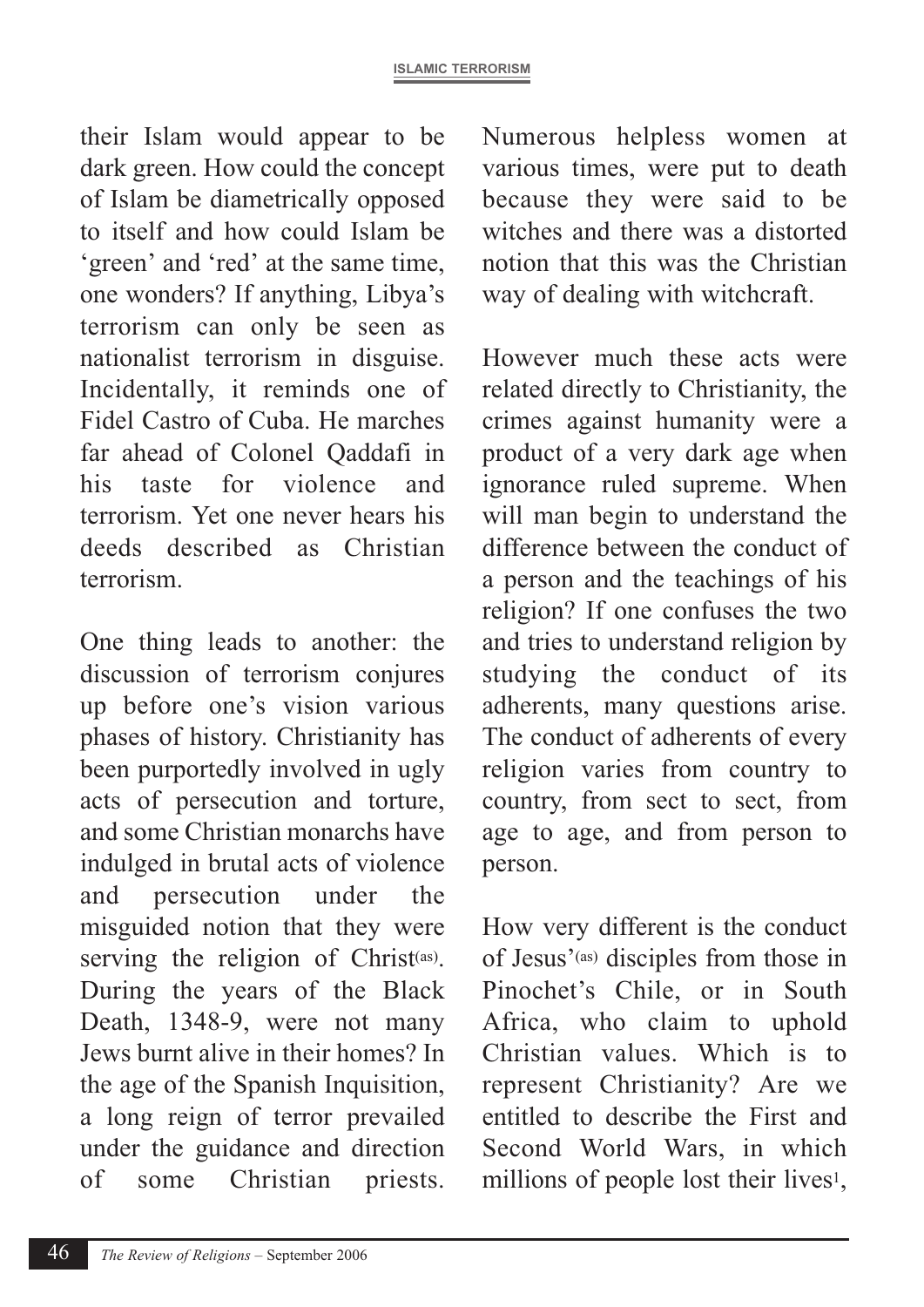their Islam would appear to be dark green. How could the concept of Islam be diametrically opposed to itself and how could Islam be 'green' and 'red' at the same time, one wonders? If anything, Libya's terrorism can only be seen as nationalist terrorism in disguise. Incidentally, it reminds one of Fidel Castro of Cuba. He marches far ahead of Colonel Qaddafi in his taste for violence and terrorism. Yet one never hears his deeds described as Christian terrorism.

One thing leads to another: the discussion of terrorism conjures up before one's vision various phases of history. Christianity has been purportedly involved in ugly acts of persecution and torture, and some Christian monarchs have indulged in brutal acts of violence and persecution under the misguided notion that they were serving the religion of Christ(as). During the years of the Black Death, 1348-9, were not many Jews burnt alive in their homes? In the age of the Spanish Inquisition, a long reign of terror prevailed under the guidance and direction of some Christian priests. Numerous helpless women at various times, were put to death because they were said to be witches and there was a distorted notion that this was the Christian way of dealing with witchcraft.

However much these acts were related directly to Christianity, the crimes against humanity were a product of a very dark age when ignorance ruled supreme. When will man begin to understand the difference between the conduct of a person and the teachings of his religion? If one confuses the two and tries to understand religion by studying the conduct of its adherents, many questions arise. The conduct of adherents of every religion varies from country to country, from sect to sect, from age to age, and from person to person.

How very different is the conduct of Jesus'(as) disciples from those in Pinochet's Chile, or in South Africa, who claim to uphold Christian values. Which is to represent Christianity? Are we entitled to describe the First and Second World Wars, in which millions of people lost their lives[1],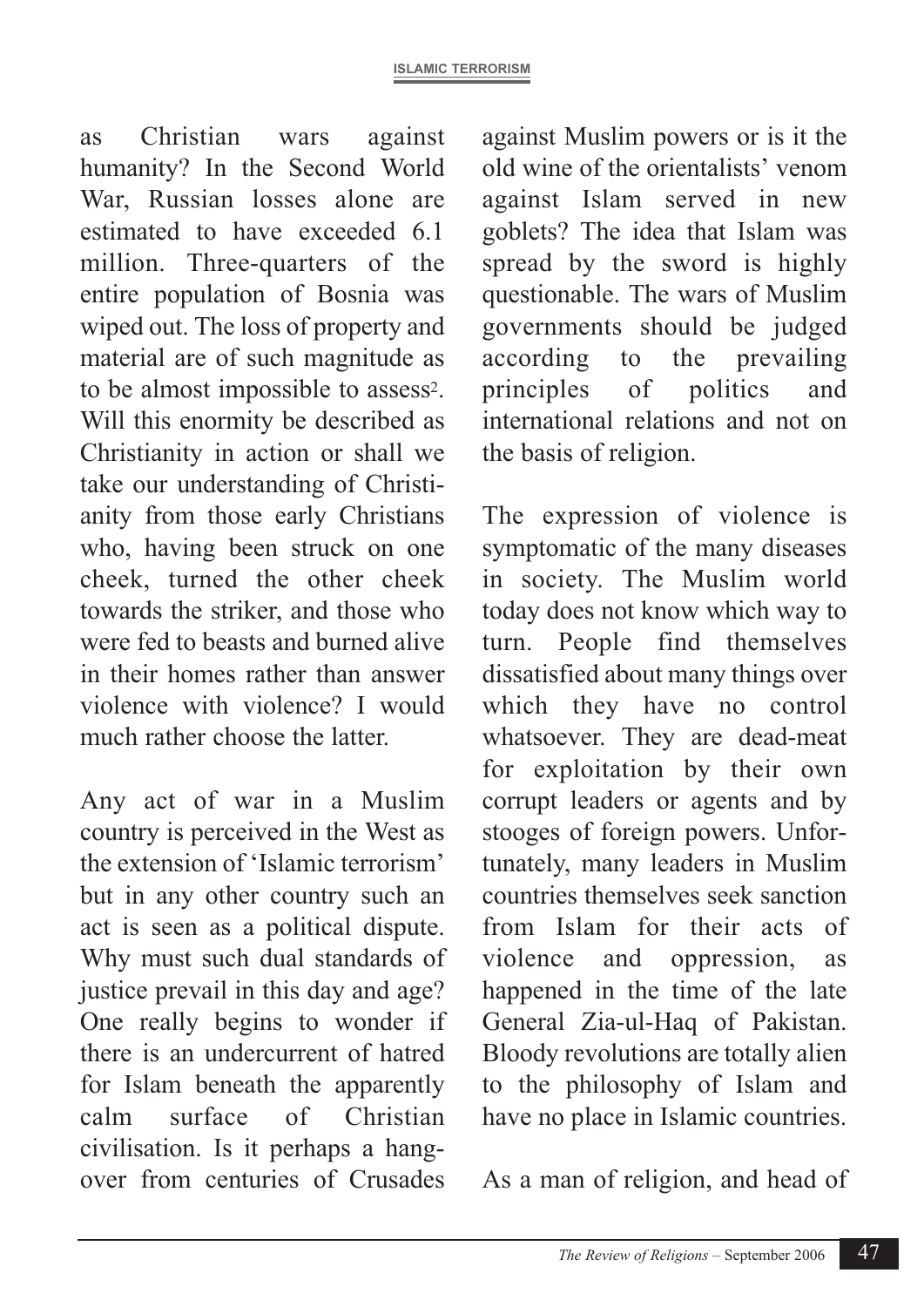as Christian wars against humanity? In the Second World War, Russian losses alone are estimated to have exceeded 6.1 million. Three-quarters of the entire population of Bosnia was wiped out. The loss of property and material are of such magnitude as to be almost impossible to assess[2]. Will this enormity be described as Christianity in action or shall we take our understanding of Christianity from those early Christians who, having been struck on one cheek, turned the other cheek towards the striker, and those who were fed to beasts and burned alive in their homes rather than answer violence with violence? I would much rather choose the latter.

Any act of war in a Muslim country is perceived in the West as the extension of 'Islamic terrorism' but in any other country such an act is seen as a political dispute. Why must such dual standards of justice prevail in this day and age? One really begins to wonder if there is an undercurrent of hatred for Islam beneath the apparently calm surface of Christian civilisation. Is it perhaps a hangover from centuries of Crusades against Muslim powers or is it the old wine of the orientalists' venom against Islam served in new goblets? The idea that Islam was spread by the sword is highly questionable. The wars of Muslim governments should be judged according to the prevailing principles of politics and international relations and not on the basis of religion.

The expression of violence is symptomatic of the many diseases in society. The Muslim world today does not know which way to turn. People find themselves dissatisfied about many things over which they have no control whatsoever. They are dead-meat for exploitation by their own corrupt leaders or agents and by stooges of foreign powers. Unfortunately, many leaders in Muslim countries themselves seek sanction from Islam for their acts of violence and oppression, as happened in the time of the late General Zia-ul-Haq of Pakistan. Bloody revolutions are totally alien to the philosophy of Islam and have no place in Islamic countries.

As a man of religion, and head of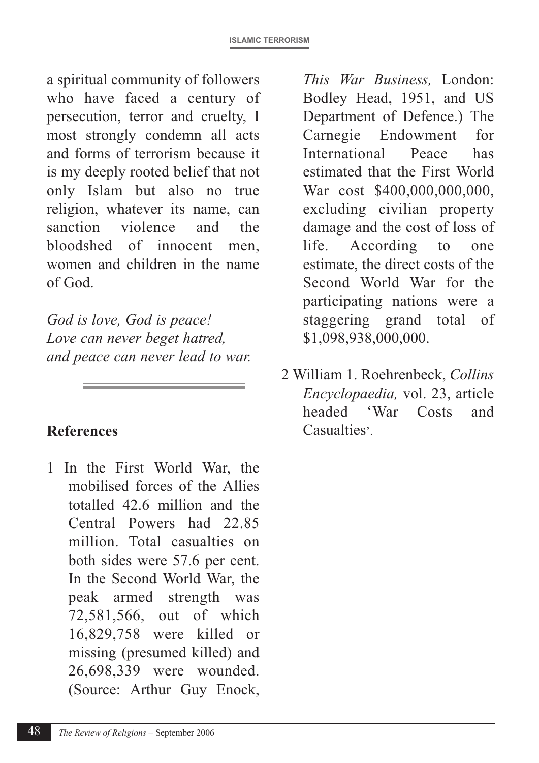a spiritual community of followers who have faced a century of persecution, terror and cruelty, I most strongly condemn all acts and forms of terrorism because it is my deeply rooted belief that not only Islam but also no true religion, whatever its name, can sanction violence and the bloodshed of innocent men, women and children in the name of God.

*God is love, God is peace!*
*Love can never beget hatred,*
*and peace can never lead to war.*

---

**References**

1 In the First World War, the mobilised forces of the Allies totalled 42.6 million and the Central Powers had 22.85 million. Total casualties on both sides were 57.6 per cent. In the Second World War, the peak armed strength was 72,581,566, out of which 16,829,758 were killed or missing (presumed killed) and 26,698,339 were wounded. (Source: Arthur Guy Enock, *This War Business,* London: Bodley Head, 1951, and US Department of Defence.) The Carnegie Endowment for International Peace has estimated that the First World War cost $400,000,000,000, excluding civilian property damage and the cost of loss of life. According to one estimate, the direct costs of the Second World War for the participating nations were a staggering grand total of $1,098,938,000,000.

2 William 1. Roehrenbeck, *Collins Encyclopaedia,* vol. 23, article headed 'War Costs and Casualties'.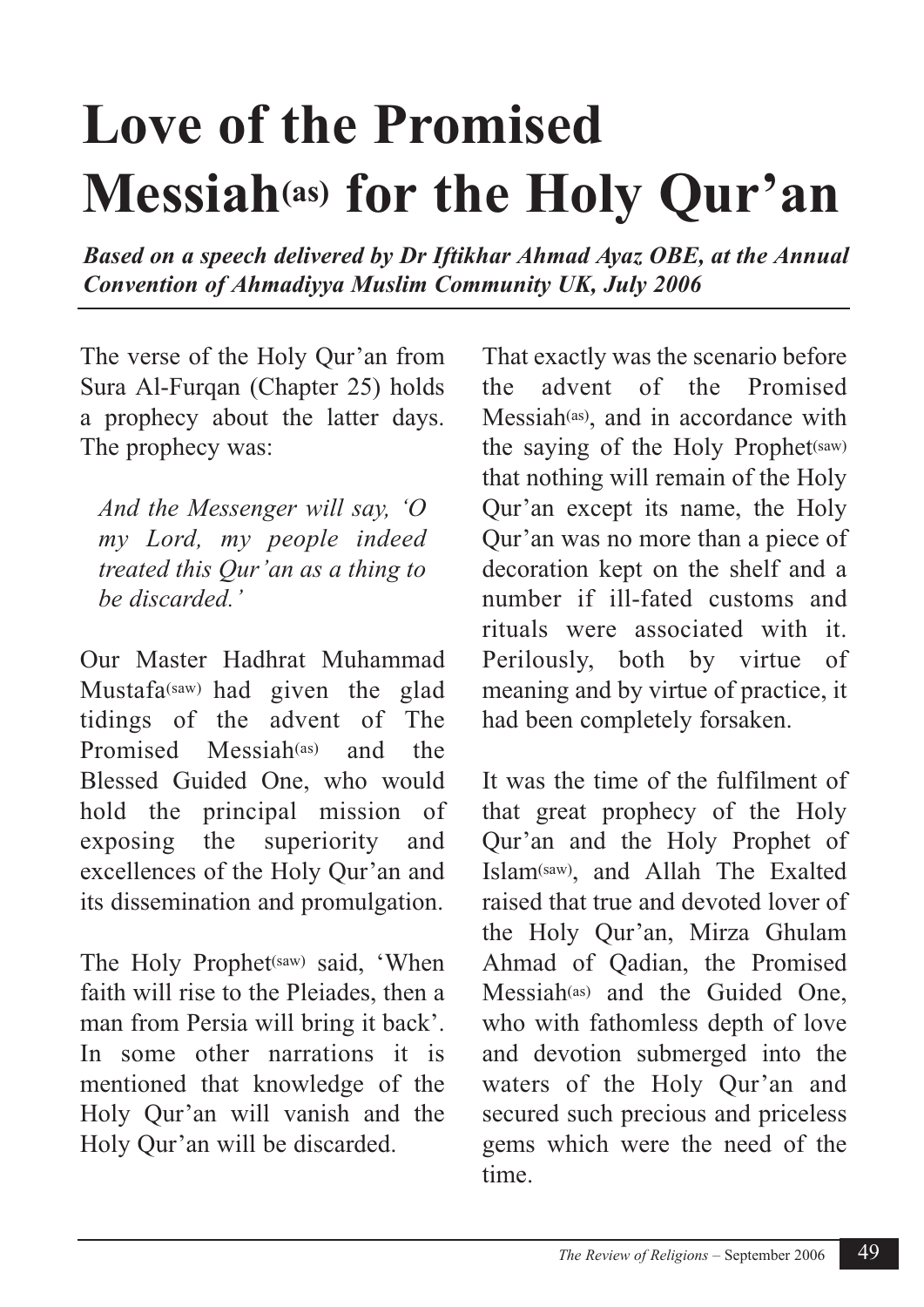# Love of the Promised Messiah(as) for the Holy Qur'an

***Based on a speech delivered by Dr Iftikhar Ahmad Ayaz OBE, at the Annual Convention of Ahmadiyya Muslim Community UK, July 2006***

The verse of the Holy Qur'an from Sura Al-Furqan (Chapter 25) holds a prophecy about the latter days. The prophecy was:

> *And the Messenger will say, 'O my Lord, my people indeed treated this Qur'an as a thing to be discarded.'*

Our Master Hadhrat Muhammad Mustafa(saw) had given the glad tidings of the advent of The Promised Messiah(as) and the Blessed Guided One, who would hold the principal mission of exposing the superiority and excellences of the Holy Qur'an and its dissemination and promulgation.

The Holy Prophet(saw) said, 'When faith will rise to the Pleiades, then a man from Persia will bring it back'. In some other narrations it is mentioned that knowledge of the Holy Qur'an will vanish and the Holy Qur'an will be discarded.

That exactly was the scenario before the advent of the Promised Messiah(as), and in accordance with the saying of the Holy Prophet(saw) that nothing will remain of the Holy Qur'an except its name, the Holy Qur'an was no more than a piece of decoration kept on the shelf and a number if ill-fated customs and rituals were associated with it. Perilously, both by virtue of meaning and by virtue of practice, it had been completely forsaken.

It was the time of the fulfilment of that great prophecy of the Holy Qur'an and the Holy Prophet of Islam(saw), and Allah The Exalted raised that true and devoted lover of the Holy Qur'an, Mirza Ghulam Ahmad of Qadian, the Promised Messiah(as) and the Guided One, who with fathomless depth of love and devotion submerged into the waters of the Holy Qur'an and secured such precious and priceless gems which were the need of the time.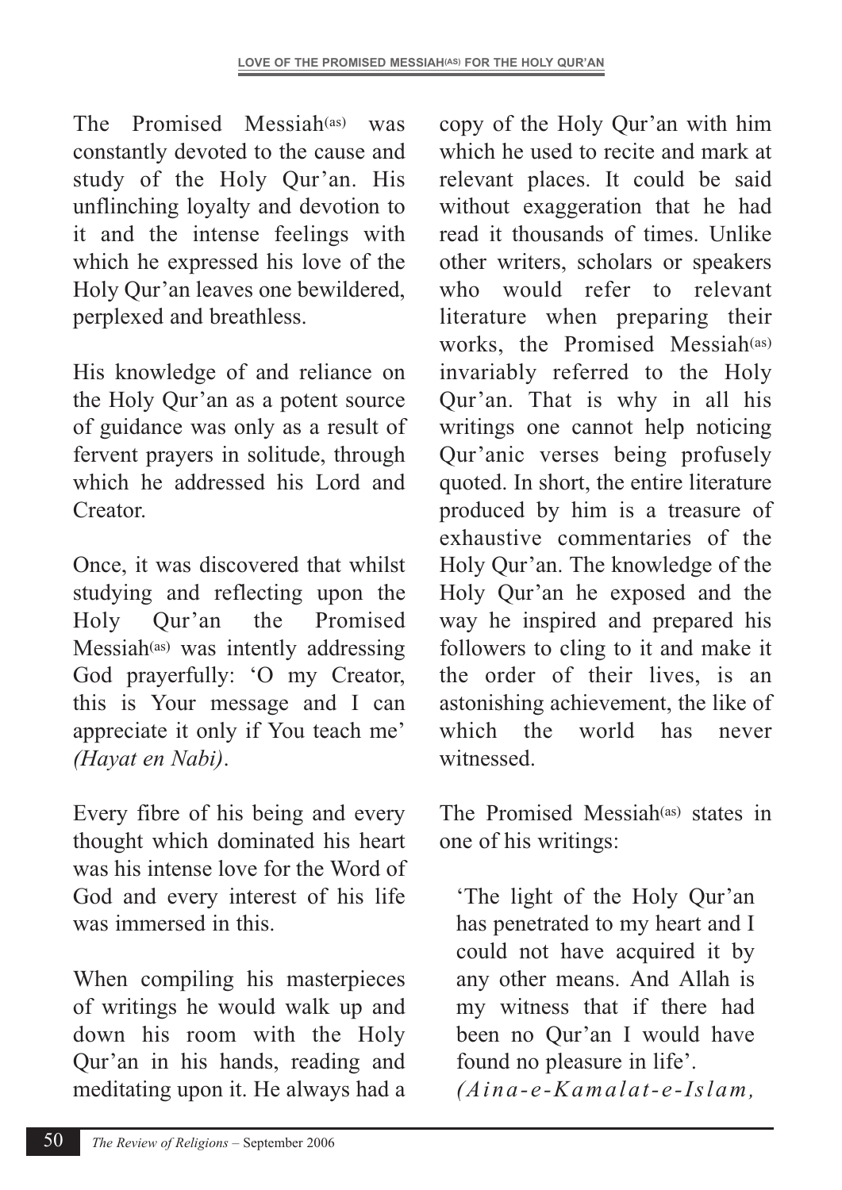The Promised Messiah(as) was constantly devoted to the cause and study of the Holy Qur'an. His unflinching loyalty and devotion to it and the intense feelings with which he expressed his love of the Holy Qur'an leaves one bewildered, perplexed and breathless.

His knowledge of and reliance on the Holy Qur'an as a potent source of guidance was only as a result of fervent prayers in solitude, through which he addressed his Lord and Creator.

Once, it was discovered that whilst studying and reflecting upon the Holy Qur'an the Promised Messiah(as) was intently addressing God prayerfully: 'O my Creator, this is Your message and I can appreciate it only if You teach me' *(Hayat en Nabi)*.

Every fibre of his being and every thought which dominated his heart was his intense love for the Word of God and every interest of his life was immersed in this.

When compiling his masterpieces of writings he would walk up and down his room with the Holy Qur'an in his hands, reading and meditating upon it. He always had a copy of the Holy Qur'an with him which he used to recite and mark at relevant places. It could be said without exaggeration that he had read it thousands of times. Unlike other writers, scholars or speakers who would refer to relevant literature when preparing their works, the Promised Messiah(as) invariably referred to the Holy Qur'an. That is why in all his writings one cannot help noticing Qur'anic verses being profusely quoted. In short, the entire literature produced by him is a treasure of exhaustive commentaries of the Holy Qur'an. The knowledge of the Holy Qur'an he exposed and the way he inspired and prepared his followers to cling to it and make it the order of their lives, is an astonishing achievement, the like of which the world has never witnessed.

The Promised Messiah(as) states in one of his writings:

> 'The light of the Holy Qur'an has penetrated to my heart and I could not have acquired it by any other means. And Allah is my witness that if there had been no Qur'an I would have found no pleasure in life'.
> *(Aina-e-Kamalat-e-Islam,*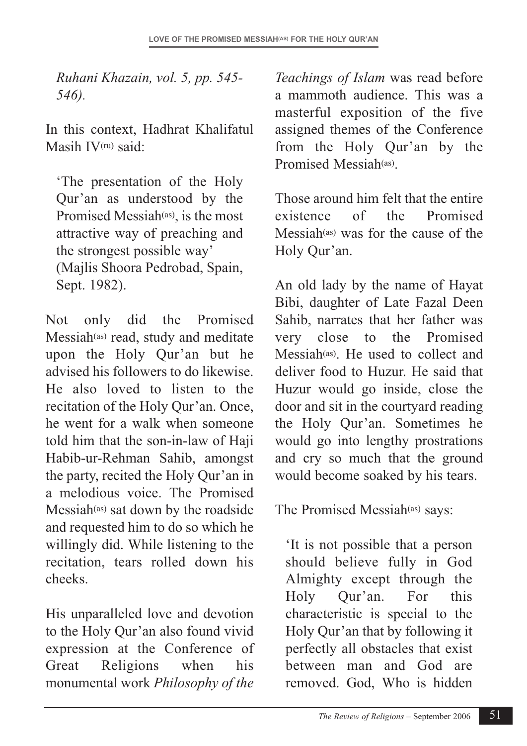*Ruhani Khazain, vol. 5, pp. 545-546).*

In this context, Hadhrat Khalifatul Masih IV(ru) said:

> 'The presentation of the Holy Qur'an as understood by the Promised Messiah(as), is the most attractive way of preaching and the strongest possible way' (Majlis Shoora Pedrobad, Spain, Sept. 1982).

Not only did the Promised Messiah(as) read, study and meditate upon the Holy Qur'an but he advised his followers to do likewise. He also loved to listen to the recitation of the Holy Qur'an. Once, he went for a walk when someone told him that the son-in-law of Haji Habib-ur-Rehman Sahib, amongst the party, recited the Holy Qur'an in a melodious voice. The Promised Messiah(as) sat down by the roadside and requested him to do so which he willingly did. While listening to the recitation, tears rolled down his cheeks.

His unparalleled love and devotion to the Holy Qur'an also found vivid expression at the Conference of Great Religions when his monumental work *Philosophy of the Teachings of Islam* was read before a mammoth audience. This was a masterful exposition of the five assigned themes of the Conference from the Holy Qur'an by the Promised Messiah(as).

Those around him felt that the entire existence of the Promised Messiah(as) was for the cause of the Holy Qur'an.

An old lady by the name of Hayat Bibi, daughter of Late Fazal Deen Sahib, narrates that her father was very close to the Promised Messiah(as). He used to collect and deliver food to Huzur. He said that Huzur would go inside, close the door and sit in the courtyard reading the Holy Qur'an. Sometimes he would go into lengthy prostrations and cry so much that the ground would become soaked by his tears.

The Promised Messiah(as) says:

> 'It is not possible that a person should believe fully in God Almighty except through the Holy Qur'an. For this characteristic is special to the Holy Qur'an that by following it perfectly all obstacles that exist between man and God are removed. God, Who is hidden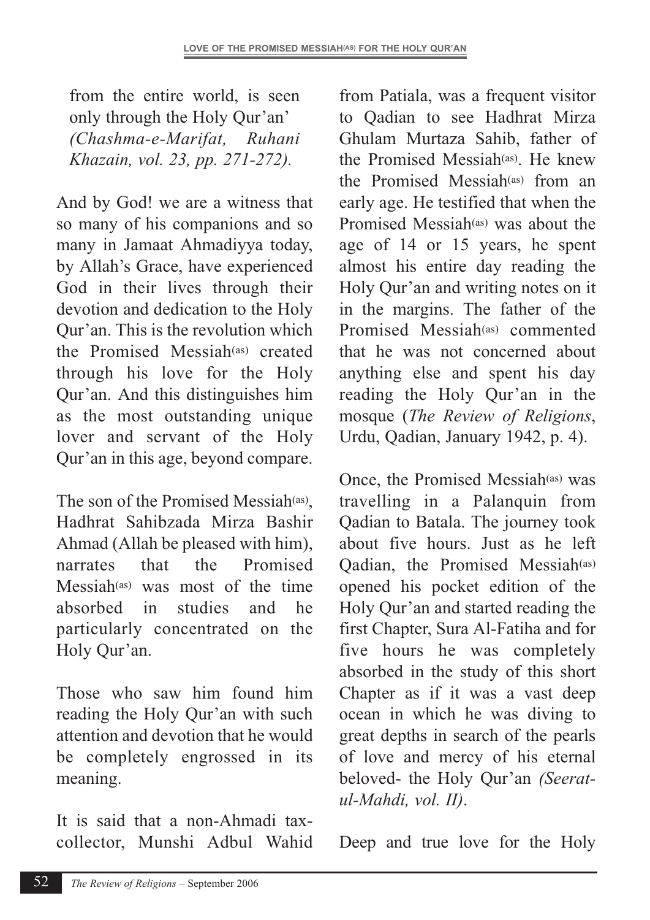from the entire world, is seen only through the Holy Qur'an' *(Chashma-e-Marifat, Ruhani Khazain, vol. 23, pp. 271-272).*

And by God! we are a witness that so many of his companions and so many in Jamaat Ahmadiyya today, by Allah's Grace, have experienced God in their lives through their devotion and dedication to the Holy Qur'an. This is the revolution which the Promised Messiah(as) created through his love for the Holy Qur'an. And this distinguishes him as the most outstanding unique lover and servant of the Holy Qur'an in this age, beyond compare.

The son of the Promised Messiah(as), Hadhrat Sahibzada Mirza Bashir Ahmad (Allah be pleased with him), narrates that the Promised Messiah(as) was most of the time absorbed in studies and he particularly concentrated on the Holy Qur'an.

Those who saw him found him reading the Holy Qur'an with such attention and devotion that he would be completely engrossed in its meaning.

It is said that a non-Ahmadi tax-collector, Munshi Adbul Wahid from Patiala, was a frequent visitor to Qadian to see Hadhrat Mirza Ghulam Murtaza Sahib, father of the Promised Messiah(as). He knew the Promised Messiah(as) from an early age. He testified that when the Promised Messiah(as) was about the age of 14 or 15 years, he spent almost his entire day reading the Holy Qur'an and writing notes on it in the margins. The father of the Promised Messiah(as) commented that he was not concerned about anything else and spent his day reading the Holy Qur'an in the mosque (*The Review of Religions*, Urdu, Qadian, January 1942, p. 4).

Once, the Promised Messiah(as) was travelling in a Palanquin from Qadian to Batala. The journey took about five hours. Just as he left Qadian, the Promised Messiah(as) opened his pocket edition of the Holy Qur'an and started reading the first Chapter, Sura Al-Fatiha and for five hours he was completely absorbed in the study of this short Chapter as if it was a vast deep ocean in which he was diving to great depths in search of the pearls of love and mercy of his eternal beloved- the Holy Qur'an *(Seerat-ul-Mahdi, vol. II)*.

Deep and true love for the Holy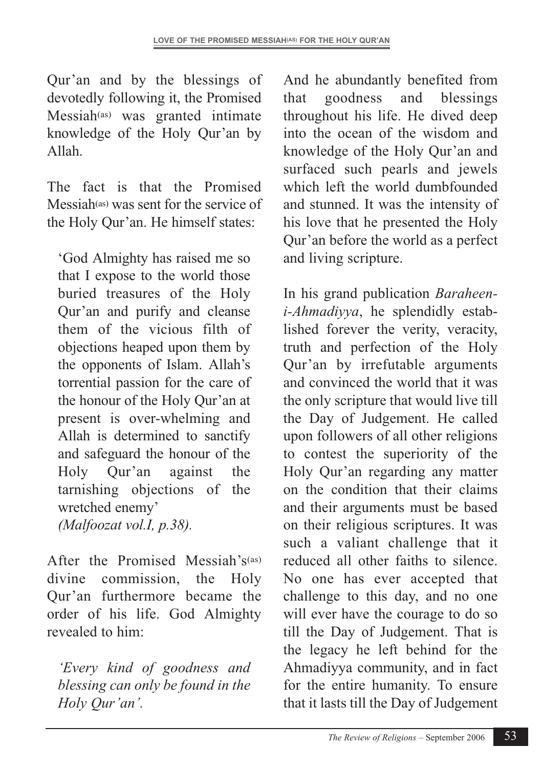Qur'an and by the blessings of devotedly following it, the Promised Messiah(as) was granted intimate knowledge of the Holy Qur'an by Allah.

The fact is that the Promised Messiah(as) was sent for the service of the Holy Qur'an. He himself states:

> 'God Almighty has raised me so that I expose to the world those buried treasures of the Holy Qur'an and purify and cleanse them of the vicious filth of objections heaped upon them by the opponents of Islam. Allah's torrential passion for the care of the honour of the Holy Qur'an at present is over-whelming and Allah is determined to sanctify and safeguard the honour of the Holy Qur'an against the tarnishing objections of the wretched enemy'
> *(Malfoozat vol.I, p.38).*

After the Promised Messiah's(as) divine commission, the Holy Qur'an furthermore became the order of his life. God Almighty revealed to him:

> *'Every kind of goodness and blessing can only be found in the Holy Qur'an'.*

And he abundantly benefited from that goodness and blessings throughout his life. He dived deep into the ocean of the wisdom and knowledge of the Holy Qur'an and surfaced such pearls and jewels which left the world dumbfounded and stunned. It was the intensity of his love that he presented the Holy Qur'an before the world as a perfect and living scripture.

In his grand publication *Baraheen-i-Ahmadiyya*, he splendidly established forever the verity, veracity, truth and perfection of the Holy Qur'an by irrefutable arguments and convinced the world that it was the only scripture that would live till the Day of Judgement. He called upon followers of all other religions to contest the superiority of the Holy Qur'an regarding any matter on the condition that their claims and their arguments must be based on their religious scriptures. It was such a valiant challenge that it reduced all other faiths to silence. No one has ever accepted that challenge to this day, and no one will ever have the courage to do so till the Day of Judgement. That is the legacy he left behind for the Ahmadiyya community, and in fact for the entire humanity. To ensure that it lasts till the Day of Judgement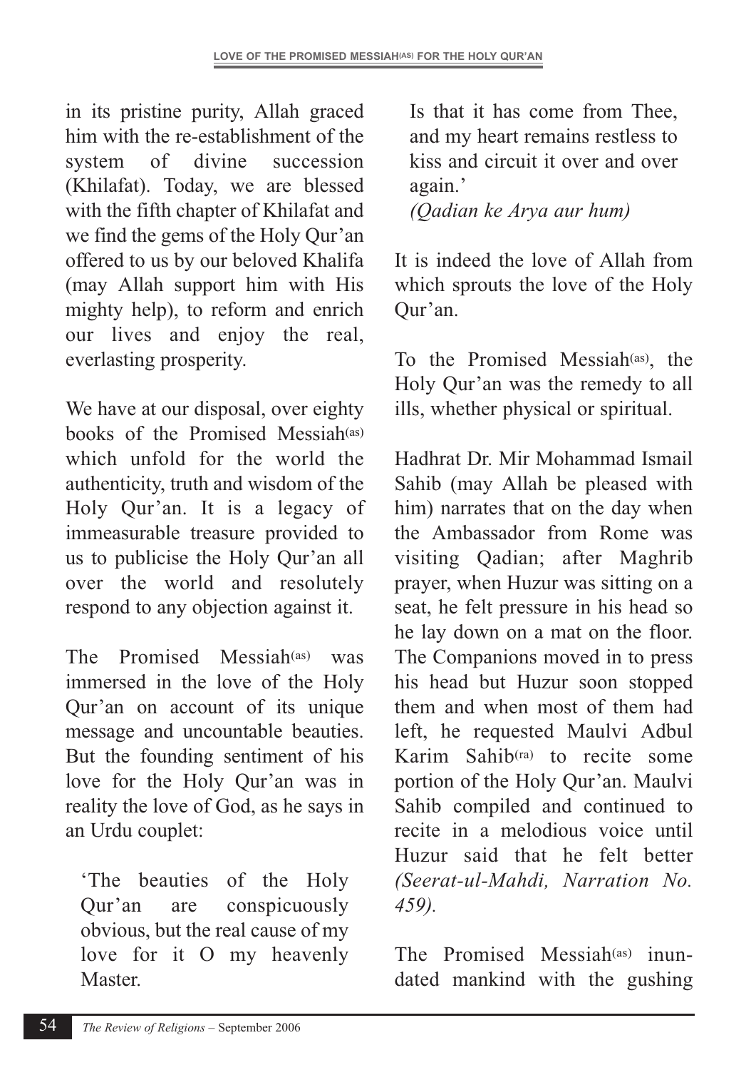in its pristine purity, Allah graced him with the re-establishment of the system of divine succession (Khilafat). Today, we are blessed with the fifth chapter of Khilafat and we find the gems of the Holy Qur'an offered to us by our beloved Khalifa (may Allah support him with His mighty help), to reform and enrich our lives and enjoy the real, everlasting prosperity.

We have at our disposal, over eighty books of the Promised Messiah(as) which unfold for the world the authenticity, truth and wisdom of the Holy Qur'an. It is a legacy of immeasurable treasure provided to us to publicise the Holy Qur'an all over the world and resolutely respond to any objection against it.

The Promised Messiah(as) was immersed in the love of the Holy Qur'an on account of its unique message and uncountable beauties. But the founding sentiment of his love for the Holy Qur'an was in reality the love of God, as he says in an Urdu couplet:

> 'The beauties of the Holy Qur'an are conspicuously obvious, but the real cause of my love for it O my heavenly Master.
>
> Is that it has come from Thee, and my heart remains restless to kiss and circuit it over and over again.'
>
> *(Qadian ke Arya aur hum)*

It is indeed the love of Allah from which sprouts the love of the Holy Qur'an.

To the Promised Messiah(as), the Holy Qur'an was the remedy to all ills, whether physical or spiritual.

Hadhrat Dr. Mir Mohammad Ismail Sahib (may Allah be pleased with him) narrates that on the day when the Ambassador from Rome was visiting Qadian; after Maghrib prayer, when Huzur was sitting on a seat, he felt pressure in his head so he lay down on a mat on the floor. The Companions moved in to press his head but Huzur soon stopped them and when most of them had left, he requested Maulvi Adbul Karim Sahib(ra) to recite some portion of the Holy Qur'an. Maulvi Sahib compiled and continued to recite in a melodious voice until Huzur said that he felt better *(Seerat-ul-Mahdi, Narration No. 459).*

The Promised Messiah(as) inundated mankind with the gushing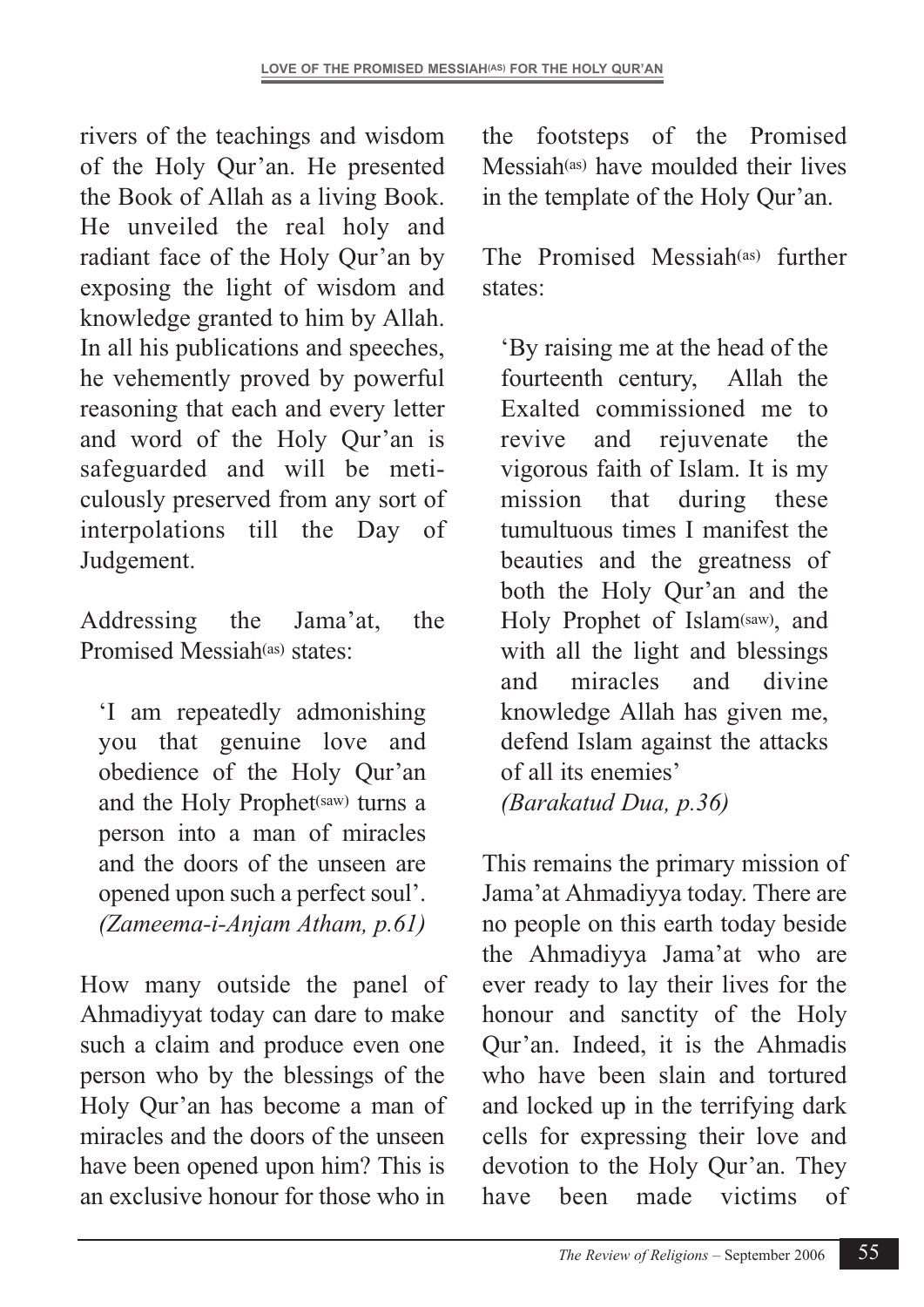rivers of the teachings and wisdom of the Holy Qur'an. He presented the Book of Allah as a living Book. He unveiled the real holy and radiant face of the Holy Qur'an by exposing the light of wisdom and knowledge granted to him by Allah. In all his publications and speeches, he vehemently proved by powerful reasoning that each and every letter and word of the Holy Qur'an is safeguarded and will be meticulously preserved from any sort of interpolations till the Day of Judgement.

Addressing the Jama'at, the Promised Messiah(as) states:

> 'I am repeatedly admonishing you that genuine love and obedience of the Holy Qur'an and the Holy Prophet(saw) turns a person into a man of miracles and the doors of the unseen are opened upon such a perfect soul'.
> *(Zameema-i-Anjam Atham, p.61)*

How many outside the panel of Ahmadiyyat today can dare to make such a claim and produce even one person who by the blessings of the Holy Qur'an has become a man of miracles and the doors of the unseen have been opened upon him? This is an exclusive honour for those who in the footsteps of the Promised Messiah(as) have moulded their lives in the template of the Holy Qur'an.

The Promised Messiah(as) further states:

> 'By raising me at the head of the fourteenth century, Allah the Exalted commissioned me to revive and rejuvenate the vigorous faith of Islam. It is my mission that during these tumultuous times I manifest the beauties and the greatness of both the Holy Qur'an and the Holy Prophet of Islam(saw), and with all the light and blessings and miracles and divine knowledge Allah has given me, defend Islam against the attacks of all its enemies'
> *(Barakatud Dua, p.36)*

This remains the primary mission of Jama'at Ahmadiyya today. There are no people on this earth today beside the Ahmadiyya Jama'at who are ever ready to lay their lives for the honour and sanctity of the Holy Qur'an. Indeed, it is the Ahmadis who have been slain and tortured and locked up in the terrifying dark cells for expressing their love and devotion to the Holy Qur'an. They have been made victims of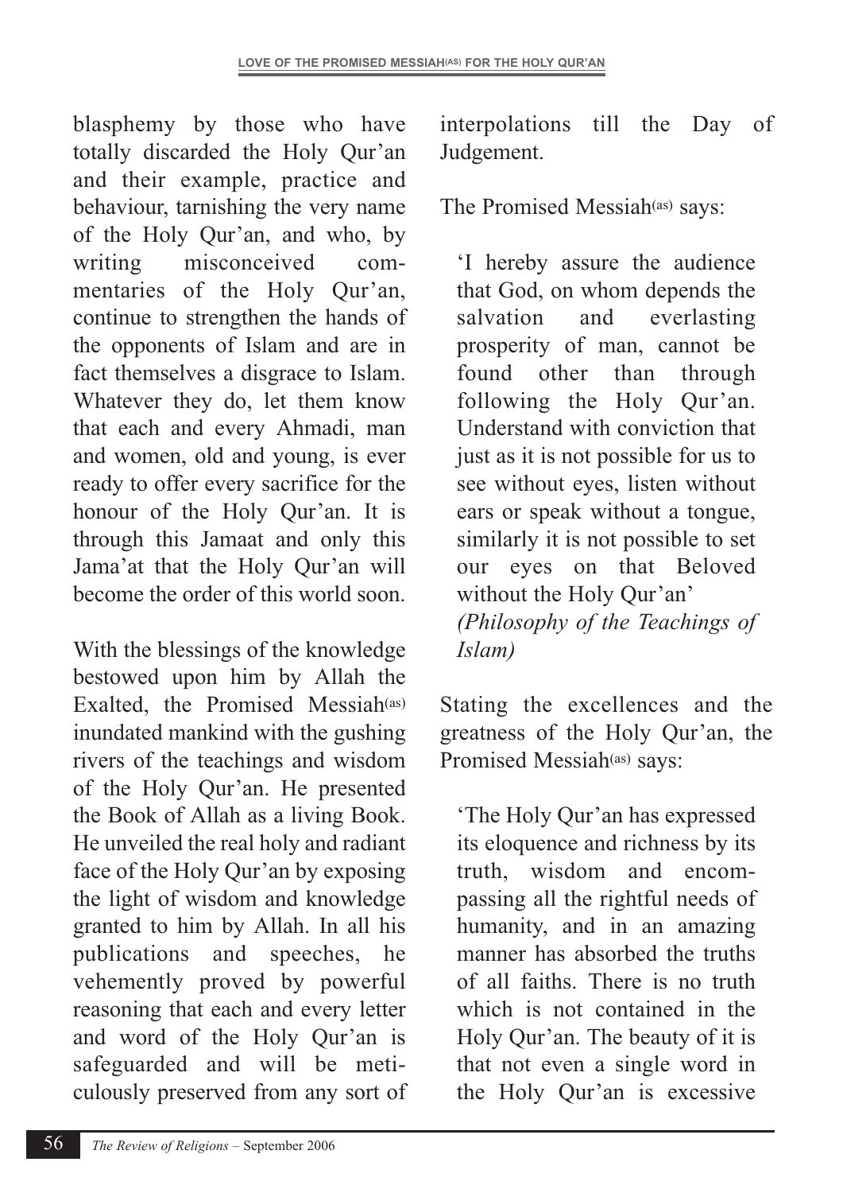blasphemy by those who have totally discarded the Holy Qur'an and their example, practice and behaviour, tarnishing the very name of the Holy Qur'an, and who, by writing misconceived commentaries of the Holy Qur'an, continue to strengthen the hands of the opponents of Islam and are in fact themselves a disgrace to Islam. Whatever they do, let them know that each and every Ahmadi, man and women, old and young, is ever ready to offer every sacrifice for the honour of the Holy Qur'an. It is through this Jamaat and only this Jama'at that the Holy Qur'an will become the order of this world soon.

With the blessings of the knowledge bestowed upon him by Allah the Exalted, the Promised Messiah(as) inundated mankind with the gushing rivers of the teachings and wisdom of the Holy Qur'an. He presented the Book of Allah as a living Book. He unveiled the real holy and radiant face of the Holy Qur'an by exposing the light of wisdom and knowledge granted to him by Allah. In all his publications and speeches, he vehemently proved by powerful reasoning that each and every letter and word of the Holy Qur'an is safeguarded and will be meticulously preserved from any sort of interpolations till the Day of Judgement.

The Promised Messiah(as) says:

> 'I hereby assure the audience that God, on whom depends the salvation and everlasting prosperity of man, cannot be found other than through following the Holy Qur'an. Understand with conviction that just as it is not possible for us to see without eyes, listen without ears or speak without a tongue, similarly it is not possible to set our eyes on that Beloved without the Holy Qur'an'
> *(Philosophy of the Teachings of Islam)*

Stating the excellences and the greatness of the Holy Qur'an, the Promised Messiah(as) says:

> 'The Holy Qur'an has expressed its eloquence and richness by its truth, wisdom and encompassing all the rightful needs of humanity, and in an amazing manner has absorbed the truths of all faiths. There is no truth which is not contained in the Holy Qur'an. The beauty of it is that not even a single word in the Holy Qur'an is excessive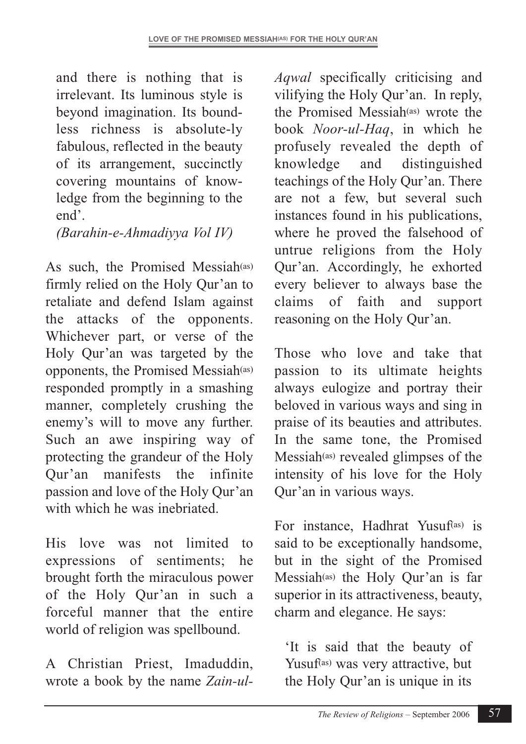and there is nothing that is irrelevant. Its luminous style is beyond imagination. Its boundless richness is absolute-ly fabulous, reflected in the beauty of its arrangement, succinctly covering mountains of knowledge from the beginning to the end'.

*(Barahin-e-Ahmadiyya Vol IV)*

As such, the Promised Messiah(as) firmly relied on the Holy Qur'an to retaliate and defend Islam against the attacks of the opponents. Whichever part, or verse of the Holy Qur'an was targeted by the opponents, the Promised Messiah(as) responded promptly in a smashing manner, completely crushing the enemy's will to move any further. Such an awe inspiring way of protecting the grandeur of the Holy Qur'an manifests the infinite passion and love of the Holy Qur'an with which he was inebriated.

His love was not limited to expressions of sentiments; he brought forth the miraculous power of the Holy Qur'an in such a forceful manner that the entire world of religion was spellbound.

A Christian Priest, Imaduddin, wrote a book by the name *Zain-ul-Aqwal* specifically criticising and vilifying the Holy Qur'an. In reply, the Promised Messiah(as) wrote the book *Noor-ul-Haq*, in which he profusely revealed the depth of knowledge and distinguished teachings of the Holy Qur'an. There are not a few, but several such instances found in his publications, where he proved the falsehood of untrue religions from the Holy Qur'an. Accordingly, he exhorted every believer to always base the claims of faith and support reasoning on the Holy Qur'an.

Those who love and take that passion to its ultimate heights always eulogize and portray their beloved in various ways and sing in praise of its beauties and attributes. In the same tone, the Promised Messiah(as) revealed glimpses of the intensity of his love for the Holy Qur'an in various ways.

For instance, Hadhrat Yusuf(as) is said to be exceptionally handsome, but in the sight of the Promised Messiah(as) the Holy Qur'an is far superior in its attractiveness, beauty, charm and elegance. He says:

'It is said that the beauty of Yusuf(as) was very attractive, but the Holy Qur'an is unique in its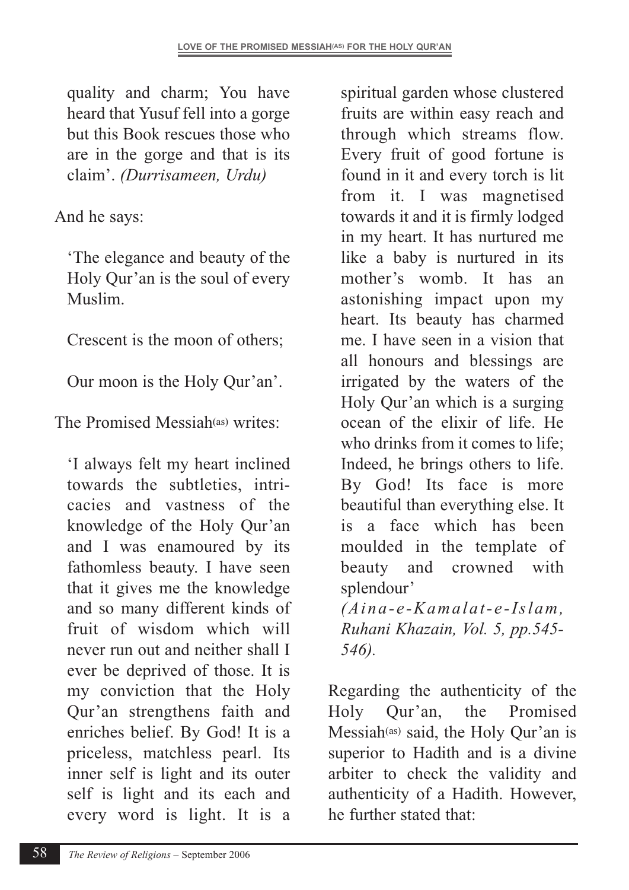quality and charm; You have heard that Yusuf fell into a gorge but this Book rescues those who are in the gorge and that is its claim'. *(Durrisameen, Urdu)*

And he says:

> 'The elegance and beauty of the Holy Qur'an is the soul of every Muslim.
>
> Crescent is the moon of others;
>
> Our moon is the Holy Qur'an'.

The Promised Messiah(as) writes:

> 'I always felt my heart inclined towards the subtleties, intricacies and vastness of the knowledge of the Holy Qur'an and I was enamoured by its fathomless beauty. I have seen that it gives me the knowledge and so many different kinds of fruit of wisdom which will never run out and neither shall I ever be deprived of those. It is my conviction that the Holy Qur'an strengthens faith and enriches belief. By God! It is a priceless, matchless pearl. Its inner self is light and its outer self is light and its each and every word is light. It is a spiritual garden whose clustered fruits are within easy reach and through which streams flow. Every fruit of good fortune is found in it and every torch is lit from it. I was magnetised towards it and it is firmly lodged in my heart. It has nurtured me like a baby is nurtured in its mother's womb. It has an astonishing impact upon my heart. Its beauty has charmed me. I have seen in a vision that all honours and blessings are irrigated by the waters of the Holy Qur'an which is a surging ocean of the elixir of life. He who drinks from it comes to life; Indeed, he brings others to life. By God! Its face is more beautiful than everything else. It is a face which has been moulded in the template of beauty and crowned with splendour'
>
> *(Aina-e-Kamalat-e-Islam, Ruhani Khazain, Vol. 5, pp.545-546).*

Regarding the authenticity of the Holy Qur'an, the Promised Messiah(as) said, the Holy Qur'an is superior to Hadith and is a divine arbiter to check the validity and authenticity of a Hadith. However, he further stated that: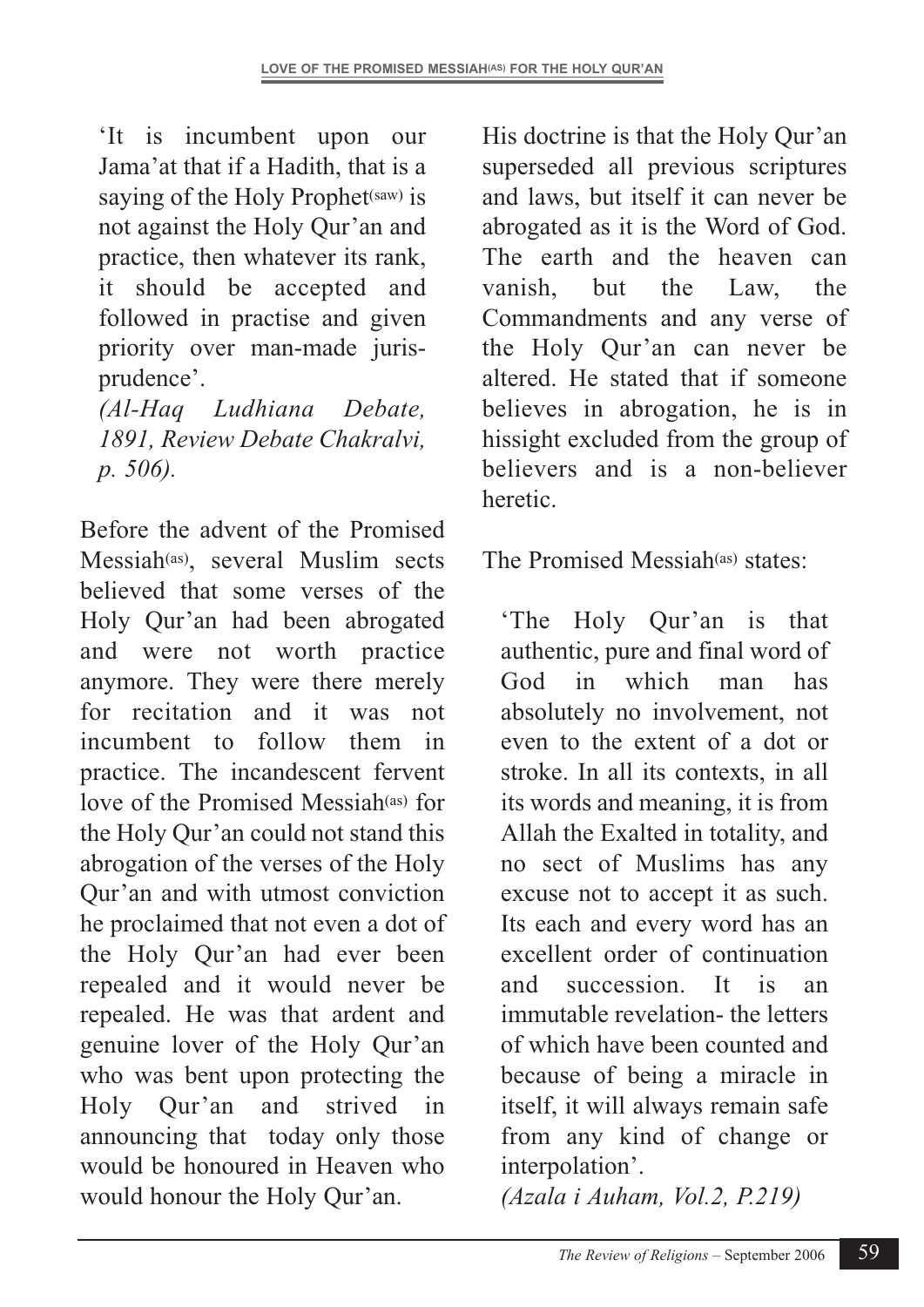'It is incumbent upon our Jama'at that if a Hadith, that is a saying of the Holy Prophet(saw) is not against the Holy Qur'an and practice, then whatever its rank, it should be accepted and followed in practise and given priority over man-made jurisprudence'.
*(Al-Haq Ludhiana Debate, 1891, Review Debate Chakralvi, p. 506).*

Before the advent of the Promised Messiah(as), several Muslim sects believed that some verses of the Holy Qur'an had been abrogated and were not worth practice anymore. They were there merely for recitation and it was not incumbent to follow them in practice. The incandescent fervent love of the Promised Messiah(as) for the Holy Qur'an could not stand this abrogation of the verses of the Holy Qur'an and with utmost conviction he proclaimed that not even a dot of the Holy Qur'an had ever been repealed and it would never be repealed. He was that ardent and genuine lover of the Holy Qur'an who was bent upon protecting the Holy Qur'an and strived in announcing that today only those would be honoured in Heaven who would honour the Holy Qur'an.

His doctrine is that the Holy Qur'an superseded all previous scriptures and laws, but itself it can never be abrogated as it is the Word of God. The earth and the heaven can vanish, but the Law, the Commandments and any verse of the Holy Qur'an can never be altered. He stated that if someone believes in abrogation, he is in hissight excluded from the group of believers and is a non-believer heretic.

The Promised Messiah(as) states:

'The Holy Qur'an is that authentic, pure and final word of God in which man has absolutely no involvement, not even to the extent of a dot or stroke. In all its contexts, in all its words and meaning, it is from Allah the Exalted in totality, and no sect of Muslims has any excuse not to accept it as such. Its each and every word has an excellent order of continuation and succession. It is an immutable revelation- the letters of which have been counted and because of being a miracle in itself, it will always remain safe from any kind of change or interpolation'.
*(Azala i Auham, Vol.2, P.219)*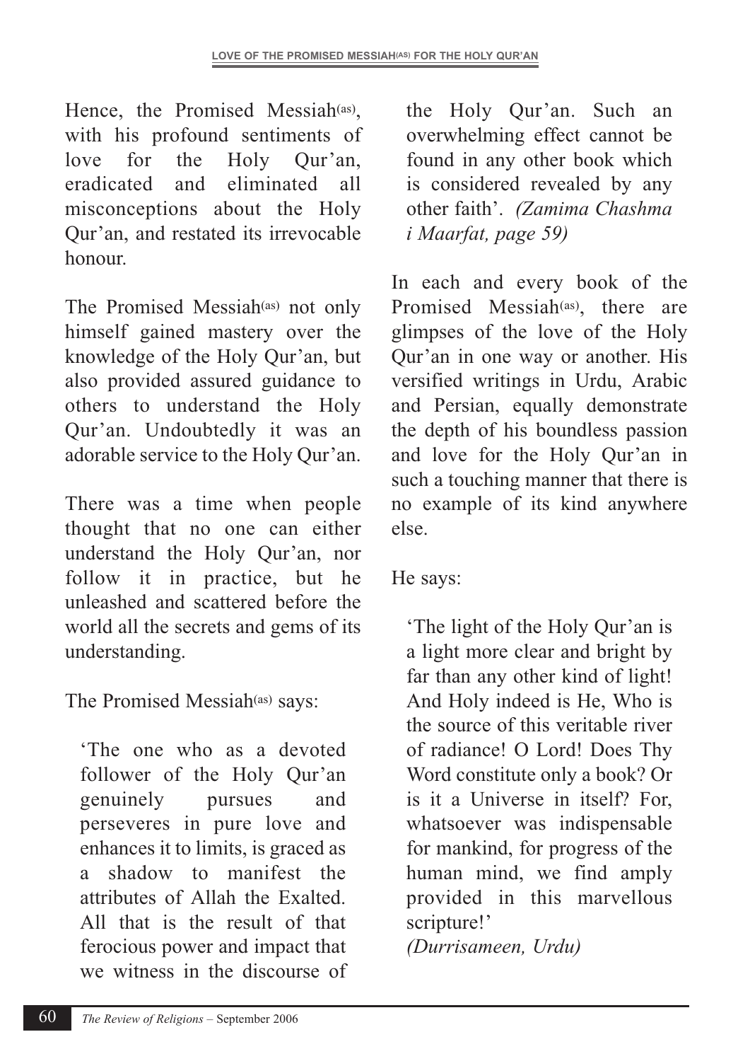Hence, the Promised Messiah(as), with his profound sentiments of love for the Holy Qur'an, eradicated and eliminated all misconceptions about the Holy Qur'an, and restated its irrevocable honour.

The Promised Messiah(as) not only himself gained mastery over the knowledge of the Holy Qur'an, but also provided assured guidance to others to understand the Holy Qur'an. Undoubtedly it was an adorable service to the Holy Qur'an.

There was a time when people thought that no one can either understand the Holy Qur'an, nor follow it in practice, but he unleashed and scattered before the world all the secrets and gems of its understanding.

The Promised Messiah(as) says:

> 'The one who as a devoted follower of the Holy Qur'an genuinely pursues and perseveres in pure love and enhances it to limits, is graced as a shadow to manifest the attributes of Allah the Exalted. All that is the result of that ferocious power and impact that we witness in the discourse of the Holy Qur'an. Such an overwhelming effect cannot be found in any other book which is considered revealed by any other faith'. *(Zamima Chashma i Maarfat, page 59)*

In each and every book of the Promised Messiah(as), there are glimpses of the love of the Holy Qur'an in one way or another. His versified writings in Urdu, Arabic and Persian, equally demonstrate the depth of his boundless passion and love for the Holy Qur'an in such a touching manner that there is no example of its kind anywhere else.

He says:

> 'The light of the Holy Qur'an is a light more clear and bright by far than any other kind of light! And Holy indeed is He, Who is the source of this veritable river of radiance! O Lord! Does Thy Word constitute only a book? Or is it a Universe in itself? For, whatsoever was indispensable for mankind, for progress of the human mind, we find amply provided in this marvellous scripture!'
> *(Durrisameen, Urdu)*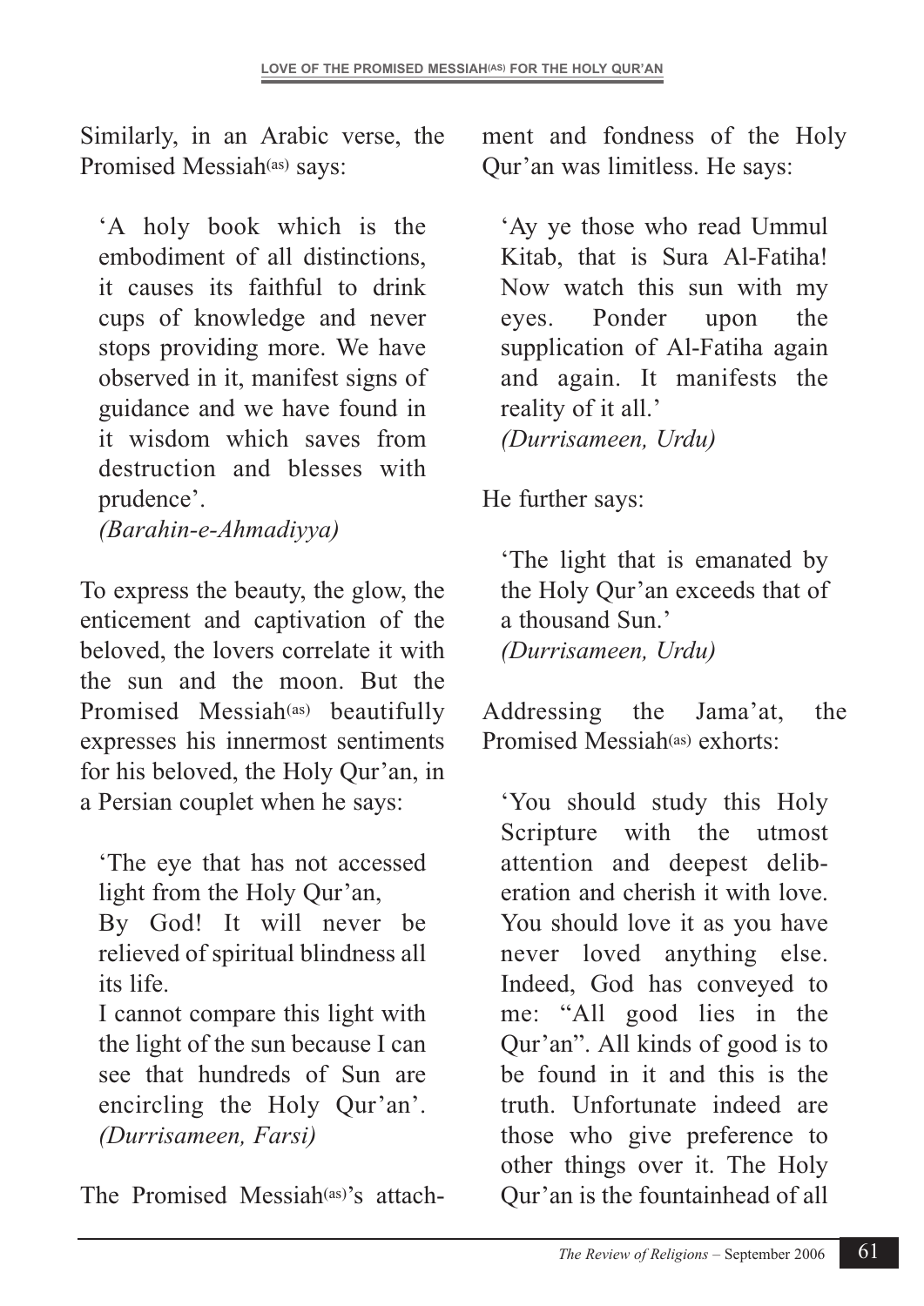Similarly, in an Arabic verse, the Promised Messiah(as) says:

> 'A holy book which is the embodiment of all distinctions, it causes its faithful to drink cups of knowledge and never stops providing more. We have observed in it, manifest signs of guidance and we have found in it wisdom which saves from destruction and blesses with prudence'.
> *(Barahin-e-Ahmadiyya)*

To express the beauty, the glow, the enticement and captivation of the beloved, the lovers correlate it with the sun and the moon. But the Promised Messiah(as) beautifully expresses his innermost sentiments for his beloved, the Holy Qur'an, in a Persian couplet when he says:

> 'The eye that has not accessed light from the Holy Qur'an,
> By God! It will never be relieved of spiritual blindness all its life.
> I cannot compare this light with the light of the sun because I can see that hundreds of Sun are encircling the Holy Qur'an'. *(Durrisameen, Farsi)*

The Promised Messiah(as)'s attachment and fondness of the Holy Qur'an was limitless. He says:

> 'Ay ye those who read Ummul Kitab, that is Sura Al-Fatiha! Now watch this sun with my eyes. Ponder upon the supplication of Al-Fatiha again and again. It manifests the reality of it all.'
> *(Durrisameen, Urdu)*

He further says:

> 'The light that is emanated by the Holy Qur'an exceeds that of a thousand Sun.'
> *(Durrisameen, Urdu)*

Addressing the Jama'at, the Promised Messiah(as) exhorts:

> 'You should study this Holy Scripture with the utmost attention and deepest deliberation and cherish it with love. You should love it as you have never loved anything else. Indeed, God has conveyed to me: "All good lies in the Qur'an". All kinds of good is to be found in it and this is the truth. Unfortunate indeed are those who give preference to other things over it. The Holy Qur'an is the fountainhead of all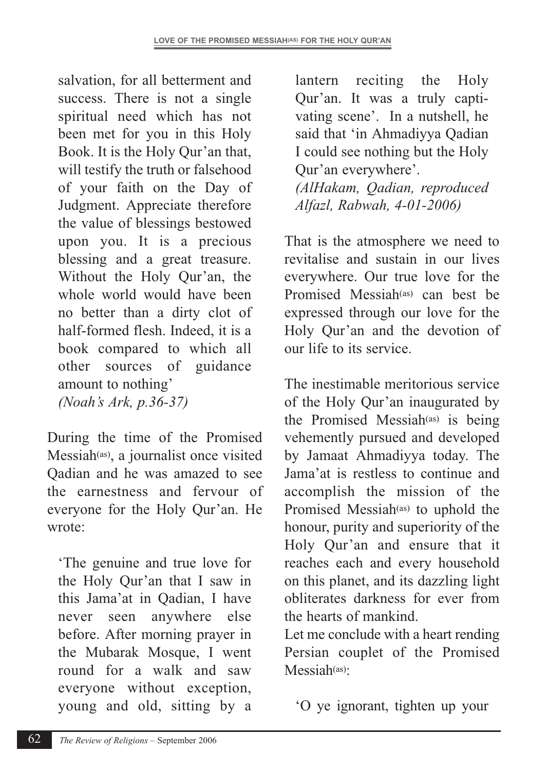salvation, for all betterment and success. There is not a single spiritual need which has not been met for you in this Holy Book. It is the Holy Qur'an that, will testify the truth or falsehood of your faith on the Day of Judgment. Appreciate therefore the value of blessings bestowed upon you. It is a precious blessing and a great treasure. Without the Holy Qur'an, the whole world would have been no better than a dirty clot of half-formed flesh. Indeed, it is a book compared to which all other sources of guidance amount to nothing'
*(Noah's Ark, p.36-37)*

During the time of the Promised Messiah(as), a journalist once visited Qadian and he was amazed to see the earnestness and fervour of everyone for the Holy Qur'an. He wrote:

> 'The genuine and true love for the Holy Qur'an that I saw in this Jama'at in Qadian, I have never seen anywhere else before. After morning prayer in the Mubarak Mosque, I went round for a walk and saw everyone without exception, young and old, sitting by a lantern reciting the Holy Qur'an. It was a truly captivating scene'. In a nutshell, he said that 'in Ahmadiyya Qadian I could see nothing but the Holy Qur'an everywhere'.
> *(AlHakam, Qadian, reproduced Alfazl, Rabwah, 4-01-2006)*

That is the atmosphere we need to revitalise and sustain in our lives everywhere. Our true love for the Promised Messiah(as) can best be expressed through our love for the Holy Qur'an and the devotion of our life to its service.

The inestimable meritorious service of the Holy Qur'an inaugurated by the Promised Messiah(as) is being vehemently pursued and developed by Jamaat Ahmadiyya today. The Jama'at is restless to continue and accomplish the mission of the Promised Messiah(as) to uphold the honour, purity and superiority of the Holy Qur'an and ensure that it reaches each and every household on this planet, and its dazzling light obliterates darkness for ever from the hearts of mankind.

Let me conclude with a heart rending Persian couplet of the Promised Messiah(as):

> 'O ye ignorant, tighten up your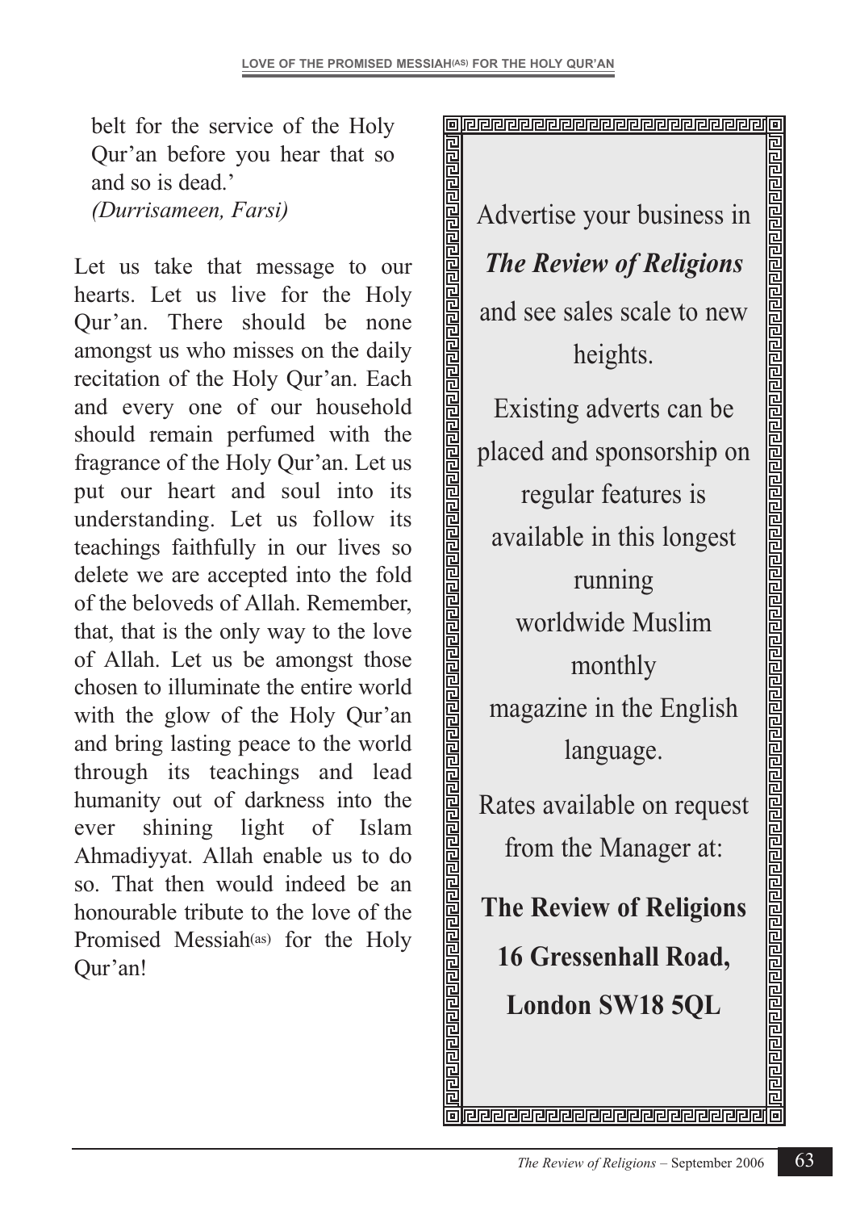belt for the service of the Holy Qur'an before you hear that so and so is dead.'
*(Durrisameen, Farsi)*

Let us take that message to our hearts. Let us live for the Holy Qur'an. There should be none amongst us who misses on the daily recitation of the Holy Qur'an. Each and every one of our household should remain perfumed with the fragrance of the Holy Qur'an. Let us put our heart and soul into its understanding. Let us follow its teachings faithfully in our lives so delete we are accepted into the fold of the beloveds of Allah. Remember, that, that is the only way to the love of Allah. Let us be amongst those chosen to illuminate the entire world with the glow of the Holy Qur'an and bring lasting peace to the world through its teachings and lead humanity out of darkness into the ever shining light of Islam Ahmadiyyat. Allah enable us to do so. That then would indeed be an honourable tribute to the love of the Promised Messiah(as) for the Holy Qur'an!

Advertise your business in

***The Review of Religions***

and see sales scale to new heights.

Existing adverts can be placed and sponsorship on regular features is available in this longest running worldwide Muslim monthly magazine in the English language.

Rates available on request from the Manager at:

**The Review of Religions**
**16 Gressenhall Road,**
**London SW18 5QL**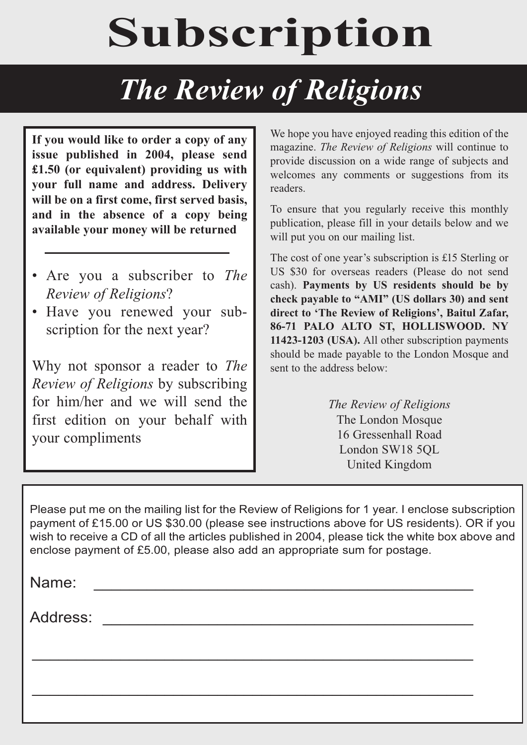# Subscription

## *The Review of Religions*

**If you would like to order a copy of any issue published in 2004, please send £1.50 (or equivalent) providing us with your full name and address. Delivery will be on a first come, first served basis, and in the absence of a copy being available your money will be returned**

- Are you a subscriber to *The Review of Religions*?
- Have you renewed your subscription for the next year?

Why not sponsor a reader to *The Review of Religions* by subscribing for him/her and we will send the first edition on your behalf with your compliments

We hope you have enjoyed reading this edition of the magazine. *The Review of Religions* will continue to provide discussion on a wide range of subjects and welcomes any comments or suggestions from its readers.

To ensure that you regularly receive this monthly publication, please fill in your details below and we will put you on our mailing list.

The cost of one year's subscription is £15 Sterling or US $30 for overseas readers (Please do not send cash). **Payments by US residents should be by check payable to "AMI" (US dollars 30) and sent direct to 'The Review of Religions', Baitul Zafar, 86-71 PALO ALTO ST, HOLLISWOOD. NY 11423-1203 (USA).** All other subscription payments should be made payable to the London Mosque and sent to the address below:

*The Review of Religions*
The London Mosque
16 Gressenhall Road
London SW18 5QL
United Kingdom

Please put me on the mailing list for the Review of Religions for 1 year. I enclose subscription payment of £15.00 or US $30.00 (please see instructions above for US residents). OR if you wish to receive a CD of all the articles published in 2004, please tick the white box above and enclose payment of £5.00, please also add an appropriate sum for postage.

Name: ________________________________________________

Address: ______________________________________________

______________________________________________________

______________________________________________________